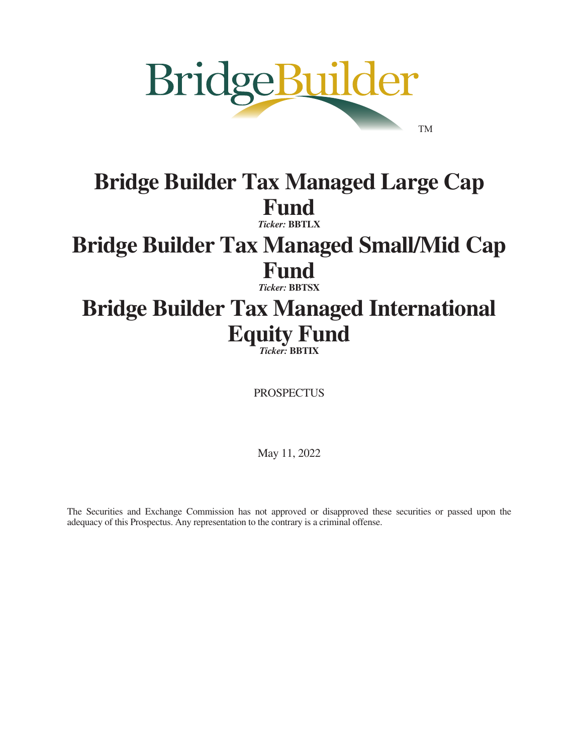BridgeBuilder™

# Bridge Builder Tax Managed Large Cap Fund

***Ticker:*** **BBTLX**

# Bridge Builder Tax Managed Small/Mid Cap Fund

***Ticker:*** **BBTSX**

# Bridge Builder Tax Managed International Equity Fund

***Ticker:*** **BBTIX**

PROSPECTUS

May 11, 2022

The Securities and Exchange Commission has not approved or disapproved these securities or passed upon the adequacy of this Prospectus. Any representation to the contrary is a criminal offense.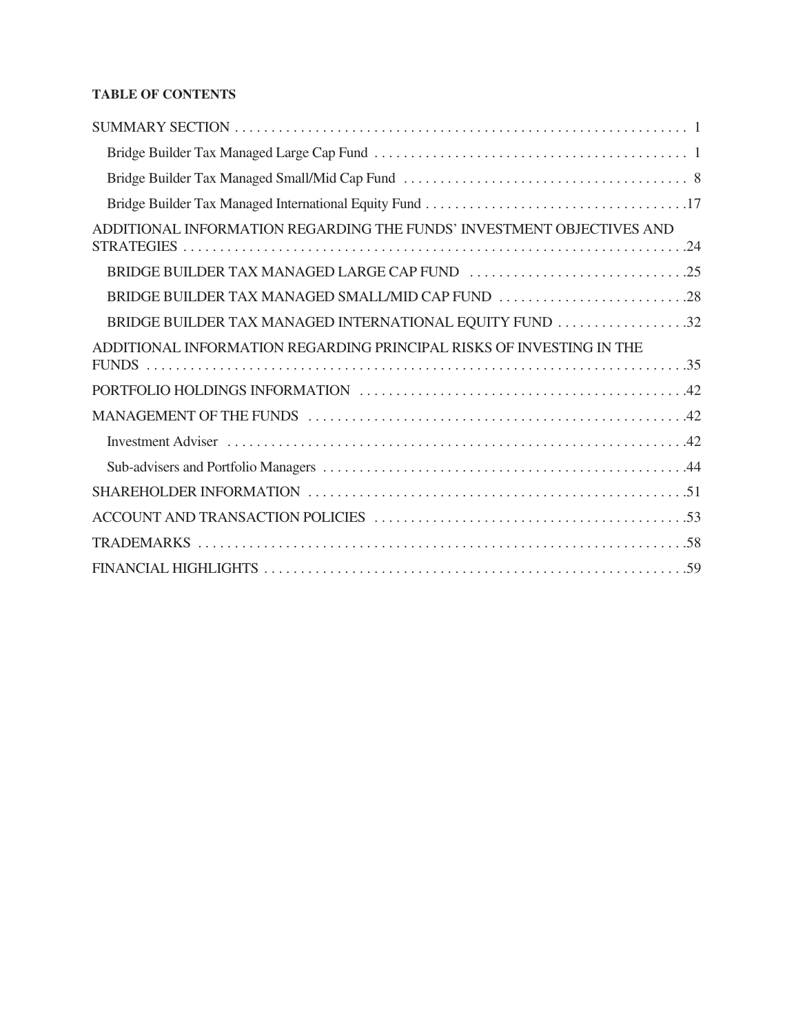**TABLE OF CONTENTS**

| | |
|---|---|
| SUMMARY SECTION | 1 |
| Bridge Builder Tax Managed Large Cap Fund | 1 |
| Bridge Builder Tax Managed Small/Mid Cap Fund | 8 |
| Bridge Builder Tax Managed International Equity Fund | 17 |
| ADDITIONAL INFORMATION REGARDING THE FUNDS' INVESTMENT OBJECTIVES AND STRATEGIES | 24 |
| BRIDGE BUILDER TAX MANAGED LARGE CAP FUND | 25 |
| BRIDGE BUILDER TAX MANAGED SMALL/MID CAP FUND | 28 |
| BRIDGE BUILDER TAX MANAGED INTERNATIONAL EQUITY FUND | 32 |
| ADDITIONAL INFORMATION REGARDING PRINCIPAL RISKS OF INVESTING IN THE FUNDS | 35 |
| PORTFOLIO HOLDINGS INFORMATION | 42 |
| MANAGEMENT OF THE FUNDS | 42 |
| Investment Adviser | 42 |
| Sub-advisers and Portfolio Managers | 44 |
| SHAREHOLDER INFORMATION | 51 |
| ACCOUNT AND TRANSACTION POLICIES | 53 |
| TRADEMARKS | 58 |
| FINANCIAL HIGHLIGHTS | 59 |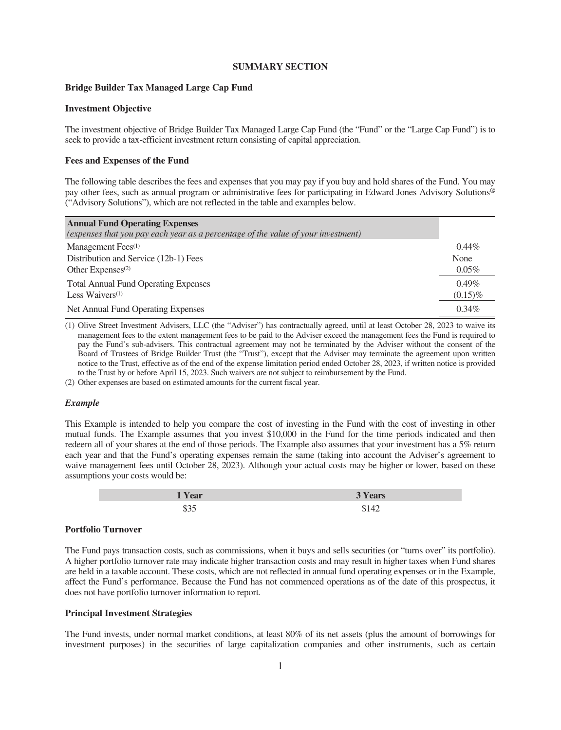## SUMMARY SECTION

### Bridge Builder Tax Managed Large Cap Fund

#### Investment Objective

The investment objective of Bridge Builder Tax Managed Large Cap Fund (the "Fund" or the "Large Cap Fund") is to seek to provide a tax-efficient investment return consisting of capital appreciation.

#### Fees and Expenses of the Fund

The following table describes the fees and expenses that you may pay if you buy and hold shares of the Fund. You may pay other fees, such as annual program or administrative fees for participating in Edward Jones Advisory Solutions® ("Advisory Solutions"), which are not reflected in the table and examples below.

| **Annual Fund Operating Expenses** *(expenses that you pay each year as a percentage of the value of your investment)* | |
|---|---|
| Management Fees(1) | 0.44% |
| Distribution and Service (12b-1) Fees | None |
| Other Expenses(2) | 0.05% |
| Total Annual Fund Operating Expenses | 0.49% |
| Less Waivers(1) | (0.15)% |
| Net Annual Fund Operating Expenses | 0.34% |

(1) Olive Street Investment Advisers, LLC (the "Adviser") has contractually agreed, until at least October 28, 2023 to waive its management fees to the extent management fees to be paid to the Adviser exceed the management fees the Fund is required to pay the Fund's sub-advisers. This contractual agreement may not be terminated by the Adviser without the consent of the Board of Trustees of Bridge Builder Trust (the "Trust"), except that the Adviser may terminate the agreement upon written notice to the Trust, effective as of the end of the expense limitation period ended October 28, 2023, if written notice is provided to the Trust by or before April 15, 2023. Such waivers are not subject to reimbursement by the Fund.

(2) Other expenses are based on estimated amounts for the current fiscal year.

#### *Example*

This Example is intended to help you compare the cost of investing in the Fund with the cost of investing in other mutual funds. The Example assumes that you invest $10,000 in the Fund for the time periods indicated and then redeem all of your shares at the end of those periods. The Example also assumes that your investment has a 5% return each year and that the Fund's operating expenses remain the same (taking into account the Adviser's agreement to waive management fees until October 28, 2023). Although your actual costs may be higher or lower, based on these assumptions your costs would be:

| 1 Year | 3 Years |
|---|---|
| $35 | $142 |

#### Portfolio Turnover

The Fund pays transaction costs, such as commissions, when it buys and sells securities (or "turns over" its portfolio). A higher portfolio turnover rate may indicate higher transaction costs and may result in higher taxes when Fund shares are held in a taxable account. These costs, which are not reflected in annual fund operating expenses or in the Example, affect the Fund's performance. Because the Fund has not commenced operations as of the date of this prospectus, it does not have portfolio turnover information to report.

#### Principal Investment Strategies

The Fund invests, under normal market conditions, at least 80% of its net assets (plus the amount of borrowings for investment purposes) in the securities of large capitalization companies and other instruments, such as certain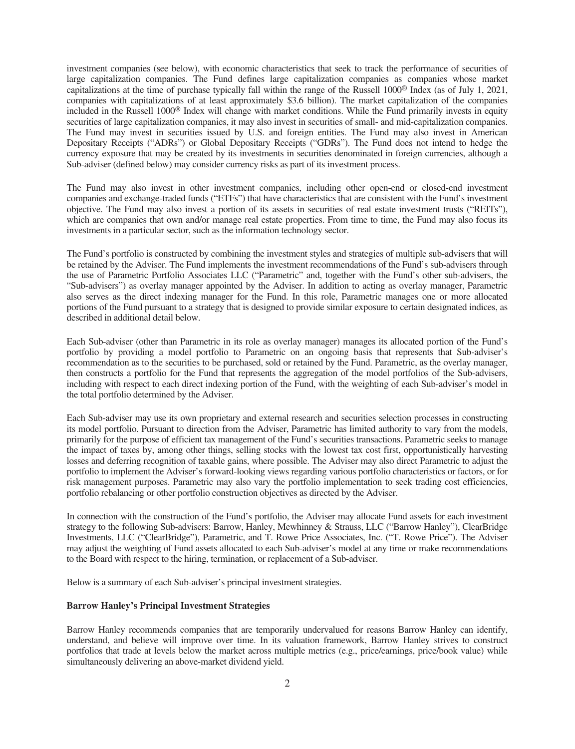investment companies (see below), with economic characteristics that seek to track the performance of securities of large capitalization companies. The Fund defines large capitalization companies as companies whose market capitalizations at the time of purchase typically fall within the range of the Russell 1000® Index (as of July 1, 2021, companies with capitalizations of at least approximately $3.6 billion). The market capitalization of the companies included in the Russell 1000® Index will change with market conditions. While the Fund primarily invests in equity securities of large capitalization companies, it may also invest in securities of small- and mid-capitalization companies. The Fund may invest in securities issued by U.S. and foreign entities. The Fund may also invest in American Depositary Receipts ("ADRs") or Global Depositary Receipts ("GDRs"). The Fund does not intend to hedge the currency exposure that may be created by its investments in securities denominated in foreign currencies, although a Sub-adviser (defined below) may consider currency risks as part of its investment process.

The Fund may also invest in other investment companies, including other open-end or closed-end investment companies and exchange-traded funds ("ETFs") that have characteristics that are consistent with the Fund's investment objective. The Fund may also invest a portion of its assets in securities of real estate investment trusts ("REITs"), which are companies that own and/or manage real estate properties. From time to time, the Fund may also focus its investments in a particular sector, such as the information technology sector.

The Fund's portfolio is constructed by combining the investment styles and strategies of multiple sub-advisers that will be retained by the Adviser. The Fund implements the investment recommendations of the Fund's sub-advisers through the use of Parametric Portfolio Associates LLC ("Parametric" and, together with the Fund's other sub-advisers, the "Sub-advisers") as overlay manager appointed by the Adviser. In addition to acting as overlay manager, Parametric also serves as the direct indexing manager for the Fund. In this role, Parametric manages one or more allocated portions of the Fund pursuant to a strategy that is designed to provide similar exposure to certain designated indices, as described in additional detail below.

Each Sub-adviser (other than Parametric in its role as overlay manager) manages its allocated portion of the Fund's portfolio by providing a model portfolio to Parametric on an ongoing basis that represents that Sub-adviser's recommendation as to the securities to be purchased, sold or retained by the Fund. Parametric, as the overlay manager, then constructs a portfolio for the Fund that represents the aggregation of the model portfolios of the Sub-advisers, including with respect to each direct indexing portion of the Fund, with the weighting of each Sub-adviser's model in the total portfolio determined by the Adviser.

Each Sub-adviser may use its own proprietary and external research and securities selection processes in constructing its model portfolio. Pursuant to direction from the Adviser, Parametric has limited authority to vary from the models, primarily for the purpose of efficient tax management of the Fund's securities transactions. Parametric seeks to manage the impact of taxes by, among other things, selling stocks with the lowest tax cost first, opportunistically harvesting losses and deferring recognition of taxable gains, where possible. The Adviser may also direct Parametric to adjust the portfolio to implement the Adviser's forward-looking views regarding various portfolio characteristics or factors, or for risk management purposes. Parametric may also vary the portfolio implementation to seek trading cost efficiencies, portfolio rebalancing or other portfolio construction objectives as directed by the Adviser.

In connection with the construction of the Fund's portfolio, the Adviser may allocate Fund assets for each investment strategy to the following Sub-advisers: Barrow, Hanley, Mewhinney & Strauss, LLC ("Barrow Hanley"), ClearBridge Investments, LLC ("ClearBridge"), Parametric, and T. Rowe Price Associates, Inc. ("T. Rowe Price"). The Adviser may adjust the weighting of Fund assets allocated to each Sub-adviser's model at any time or make recommendations to the Board with respect to the hiring, termination, or replacement of a Sub-adviser.

Below is a summary of each Sub-adviser's principal investment strategies.

**Barrow Hanley's Principal Investment Strategies**

Barrow Hanley recommends companies that are temporarily undervalued for reasons Barrow Hanley can identify, understand, and believe will improve over time. In its valuation framework, Barrow Hanley strives to construct portfolios that trade at levels below the market across multiple metrics (e.g., price/earnings, price/book value) while simultaneously delivering an above-market dividend yield.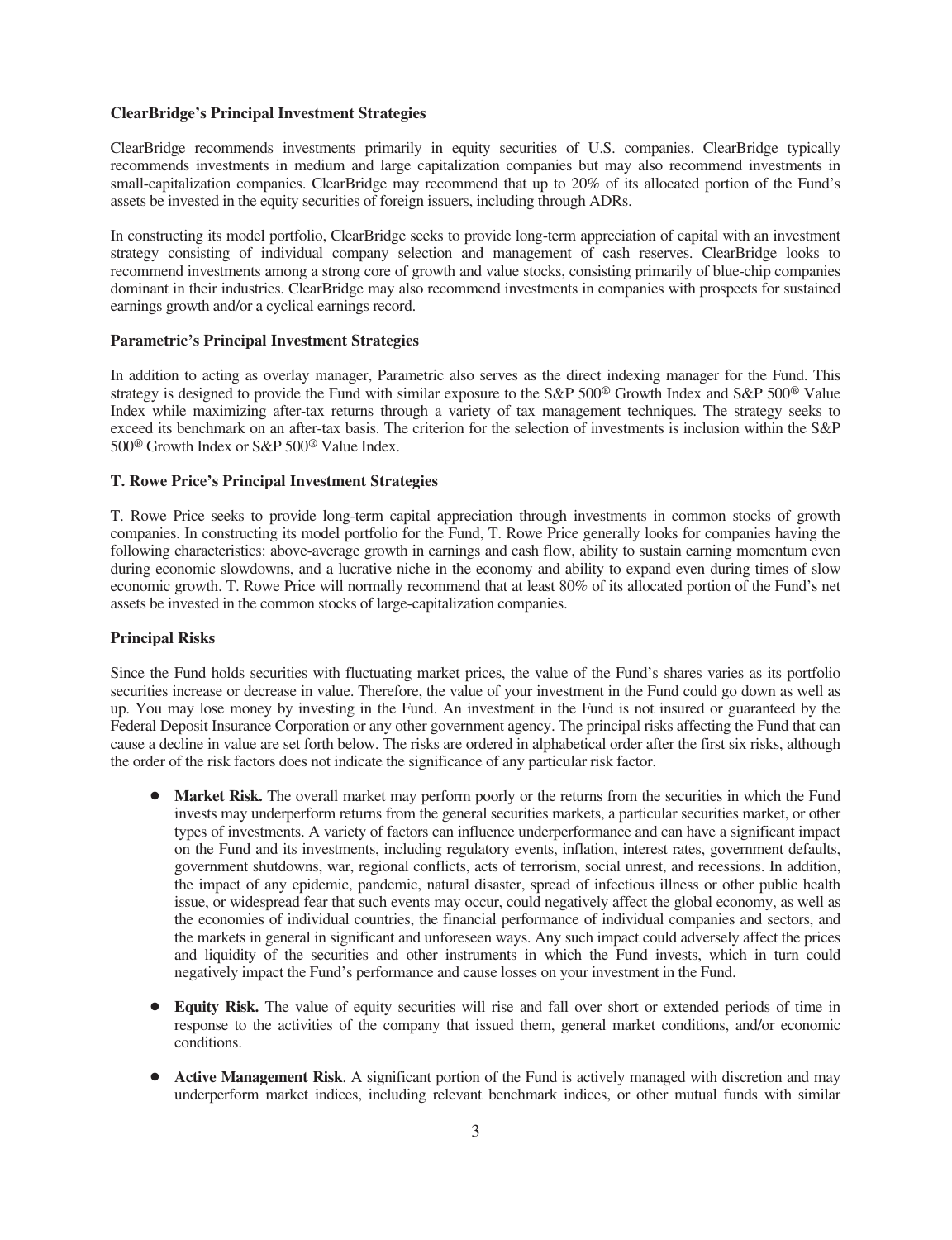**ClearBridge's Principal Investment Strategies**

ClearBridge recommends investments primarily in equity securities of U.S. companies. ClearBridge typically recommends investments in medium and large capitalization companies but may also recommend investments in small-capitalization companies. ClearBridge may recommend that up to 20% of its allocated portion of the Fund's assets be invested in the equity securities of foreign issuers, including through ADRs.

In constructing its model portfolio, ClearBridge seeks to provide long-term appreciation of capital with an investment strategy consisting of individual company selection and management of cash reserves. ClearBridge looks to recommend investments among a strong core of growth and value stocks, consisting primarily of blue-chip companies dominant in their industries. ClearBridge may also recommend investments in companies with prospects for sustained earnings growth and/or a cyclical earnings record.

**Parametric's Principal Investment Strategies**

In addition to acting as overlay manager, Parametric also serves as the direct indexing manager for the Fund. This strategy is designed to provide the Fund with similar exposure to the S&P 500® Growth Index and S&P 500® Value Index while maximizing after-tax returns through a variety of tax management techniques. The strategy seeks to exceed its benchmark on an after-tax basis. The criterion for the selection of investments is inclusion within the S&P 500® Growth Index or S&P 500® Value Index.

**T. Rowe Price's Principal Investment Strategies**

T. Rowe Price seeks to provide long-term capital appreciation through investments in common stocks of growth companies. In constructing its model portfolio for the Fund, T. Rowe Price generally looks for companies having the following characteristics: above-average growth in earnings and cash flow, ability to sustain earning momentum even during economic slowdowns, and a lucrative niche in the economy and ability to expand even during times of slow economic growth. T. Rowe Price will normally recommend that at least 80% of its allocated portion of the Fund's net assets be invested in the common stocks of large-capitalization companies.

**Principal Risks**

Since the Fund holds securities with fluctuating market prices, the value of the Fund's shares varies as its portfolio securities increase or decrease in value. Therefore, the value of your investment in the Fund could go down as well as up. You may lose money by investing in the Fund. An investment in the Fund is not insured or guaranteed by the Federal Deposit Insurance Corporation or any other government agency. The principal risks affecting the Fund that can cause a decline in value are set forth below. The risks are ordered in alphabetical order after the first six risks, although the order of the risk factors does not indicate the significance of any particular risk factor.

- **Market Risk.** The overall market may perform poorly or the returns from the securities in which the Fund invests may underperform returns from the general securities markets, a particular securities market, or other types of investments. A variety of factors can influence underperformance and can have a significant impact on the Fund and its investments, including regulatory events, inflation, interest rates, government defaults, government shutdowns, war, regional conflicts, acts of terrorism, social unrest, and recessions. In addition, the impact of any epidemic, pandemic, natural disaster, spread of infectious illness or other public health issue, or widespread fear that such events may occur, could negatively affect the global economy, as well as the economies of individual countries, the financial performance of individual companies and sectors, and the markets in general in significant and unforeseen ways. Any such impact could adversely affect the prices and liquidity of the securities and other instruments in which the Fund invests, which in turn could negatively impact the Fund's performance and cause losses on your investment in the Fund.

- **Equity Risk.** The value of equity securities will rise and fall over short or extended periods of time in response to the activities of the company that issued them, general market conditions, and/or economic conditions.

- **Active Management Risk**. A significant portion of the Fund is actively managed with discretion and may underperform market indices, including relevant benchmark indices, or other mutual funds with similar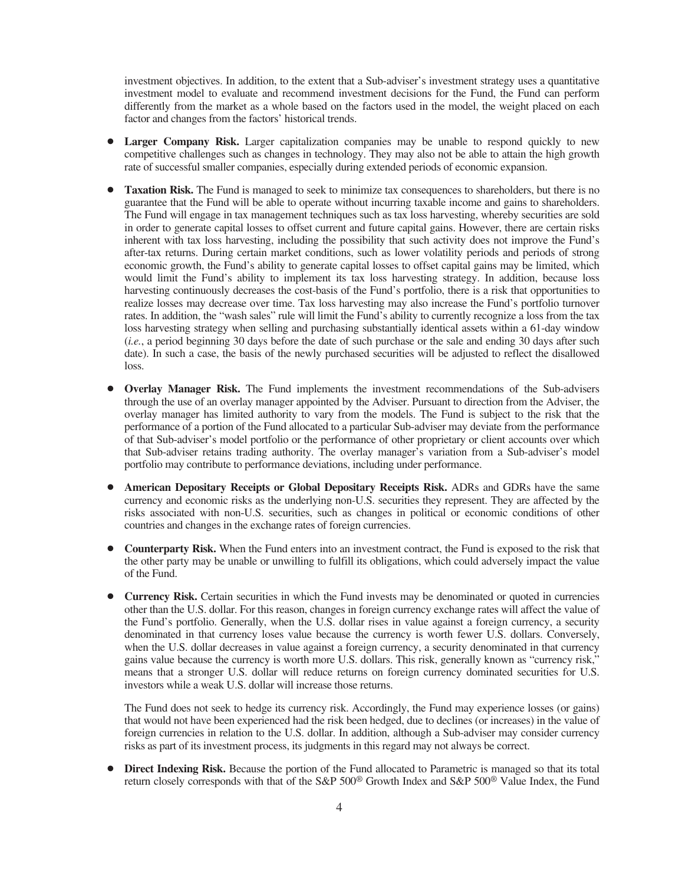investment objectives. In addition, to the extent that a Sub-adviser's investment strategy uses a quantitative investment model to evaluate and recommend investment decisions for the Fund, the Fund can perform differently from the market as a whole based on the factors used in the model, the weight placed on each factor and changes from the factors' historical trends.

- **Larger Company Risk.** Larger capitalization companies may be unable to respond quickly to new competitive challenges such as changes in technology. They may also not be able to attain the high growth rate of successful smaller companies, especially during extended periods of economic expansion.

- **Taxation Risk.** The Fund is managed to seek to minimize tax consequences to shareholders, but there is no guarantee that the Fund will be able to operate without incurring taxable income and gains to shareholders. The Fund will engage in tax management techniques such as tax loss harvesting, whereby securities are sold in order to generate capital losses to offset current and future capital gains. However, there are certain risks inherent with tax loss harvesting, including the possibility that such activity does not improve the Fund's after-tax returns. During certain market conditions, such as lower volatility periods and periods of strong economic growth, the Fund's ability to generate capital losses to offset capital gains may be limited, which would limit the Fund's ability to implement its tax loss harvesting strategy. In addition, because loss harvesting continuously decreases the cost-basis of the Fund's portfolio, there is a risk that opportunities to realize losses may decrease over time. Tax loss harvesting may also increase the Fund's portfolio turnover rates. In addition, the "wash sales" rule will limit the Fund's ability to currently recognize a loss from the tax loss harvesting strategy when selling and purchasing substantially identical assets within a 61-day window (*i.e.*, a period beginning 30 days before the date of such purchase or the sale and ending 30 days after such date). In such a case, the basis of the newly purchased securities will be adjusted to reflect the disallowed loss.

- **Overlay Manager Risk.** The Fund implements the investment recommendations of the Sub-advisers through the use of an overlay manager appointed by the Adviser. Pursuant to direction from the Adviser, the overlay manager has limited authority to vary from the models. The Fund is subject to the risk that the performance of a portion of the Fund allocated to a particular Sub-adviser may deviate from the performance of that Sub-adviser's model portfolio or the performance of other proprietary or client accounts over which that Sub-adviser retains trading authority. The overlay manager's variation from a Sub-adviser's model portfolio may contribute to performance deviations, including under performance.

- **American Depositary Receipts or Global Depositary Receipts Risk.** ADRs and GDRs have the same currency and economic risks as the underlying non-U.S. securities they represent. They are affected by the risks associated with non-U.S. securities, such as changes in political or economic conditions of other countries and changes in the exchange rates of foreign currencies.

- **Counterparty Risk.** When the Fund enters into an investment contract, the Fund is exposed to the risk that the other party may be unable or unwilling to fulfill its obligations, which could adversely impact the value of the Fund.

- **Currency Risk.** Certain securities in which the Fund invests may be denominated or quoted in currencies other than the U.S. dollar. For this reason, changes in foreign currency exchange rates will affect the value of the Fund's portfolio. Generally, when the U.S. dollar rises in value against a foreign currency, a security denominated in that currency loses value because the currency is worth fewer U.S. dollars. Conversely, when the U.S. dollar decreases in value against a foreign currency, a security denominated in that currency gains value because the currency is worth more U.S. dollars. This risk, generally known as "currency risk," means that a stronger U.S. dollar will reduce returns on foreign currency dominated securities for U.S. investors while a weak U.S. dollar will increase those returns.

  The Fund does not seek to hedge its currency risk. Accordingly, the Fund may experience losses (or gains) that would not have been experienced had the risk been hedged, due to declines (or increases) in the value of foreign currencies in relation to the U.S. dollar. In addition, although a Sub-adviser may consider currency risks as part of its investment process, its judgments in this regard may not always be correct.

- **Direct Indexing Risk.** Because the portion of the Fund allocated to Parametric is managed so that its total return closely corresponds with that of the S&P 500® Growth Index and S&P 500® Value Index, the Fund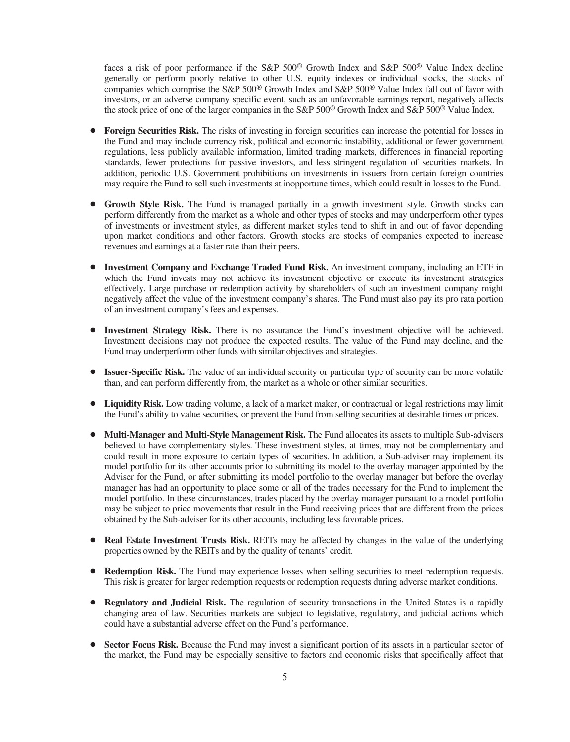faces a risk of poor performance if the S&P 500® Growth Index and S&P 500® Value Index decline generally or perform poorly relative to other U.S. equity indexes or individual stocks, the stocks of companies which comprise the S&P 500® Growth Index and S&P 500® Value Index fall out of favor with investors, or an adverse company specific event, such as an unfavorable earnings report, negatively affects the stock price of one of the larger companies in the S&P 500® Growth Index and S&P 500® Value Index.

- **Foreign Securities Risk.** The risks of investing in foreign securities can increase the potential for losses in the Fund and may include currency risk, political and economic instability, additional or fewer government regulations, less publicly available information, limited trading markets, differences in financial reporting standards, fewer protections for passive investors, and less stringent regulation of securities markets. In addition, periodic U.S. Government prohibitions on investments in issuers from certain foreign countries may require the Fund to sell such investments at inopportune times, which could result in losses to the Fund.

- **Growth Style Risk.** The Fund is managed partially in a growth investment style. Growth stocks can perform differently from the market as a whole and other types of stocks and may underperform other types of investments or investment styles, as different market styles tend to shift in and out of favor depending upon market conditions and other factors. Growth stocks are stocks of companies expected to increase revenues and earnings at a faster rate than their peers.

- **Investment Company and Exchange Traded Fund Risk.** An investment company, including an ETF in which the Fund invests may not achieve its investment objective or execute its investment strategies effectively. Large purchase or redemption activity by shareholders of such an investment company might negatively affect the value of the investment company's shares. The Fund must also pay its pro rata portion of an investment company's fees and expenses.

- **Investment Strategy Risk.** There is no assurance the Fund's investment objective will be achieved. Investment decisions may not produce the expected results. The value of the Fund may decline, and the Fund may underperform other funds with similar objectives and strategies.

- **Issuer-Specific Risk.** The value of an individual security or particular type of security can be more volatile than, and can perform differently from, the market as a whole or other similar securities.

- **Liquidity Risk.** Low trading volume, a lack of a market maker, or contractual or legal restrictions may limit the Fund's ability to value securities, or prevent the Fund from selling securities at desirable times or prices.

- **Multi-Manager and Multi-Style Management Risk.** The Fund allocates its assets to multiple Sub-advisers believed to have complementary styles. These investment styles, at times, may not be complementary and could result in more exposure to certain types of securities. In addition, a Sub-adviser may implement its model portfolio for its other accounts prior to submitting its model to the overlay manager appointed by the Adviser for the Fund, or after submitting its model portfolio to the overlay manager but before the overlay manager has had an opportunity to place some or all of the trades necessary for the Fund to implement the model portfolio. In these circumstances, trades placed by the overlay manager pursuant to a model portfolio may be subject to price movements that result in the Fund receiving prices that are different from the prices obtained by the Sub-adviser for its other accounts, including less favorable prices.

- **Real Estate Investment Trusts Risk.** REITs may be affected by changes in the value of the underlying properties owned by the REITs and by the quality of tenants' credit.

- **Redemption Risk.** The Fund may experience losses when selling securities to meet redemption requests. This risk is greater for larger redemption requests or redemption requests during adverse market conditions.

- **Regulatory and Judicial Risk.** The regulation of security transactions in the United States is a rapidly changing area of law. Securities markets are subject to legislative, regulatory, and judicial actions which could have a substantial adverse effect on the Fund's performance.

- **Sector Focus Risk.** Because the Fund may invest a significant portion of its assets in a particular sector of the market, the Fund may be especially sensitive to factors and economic risks that specifically affect that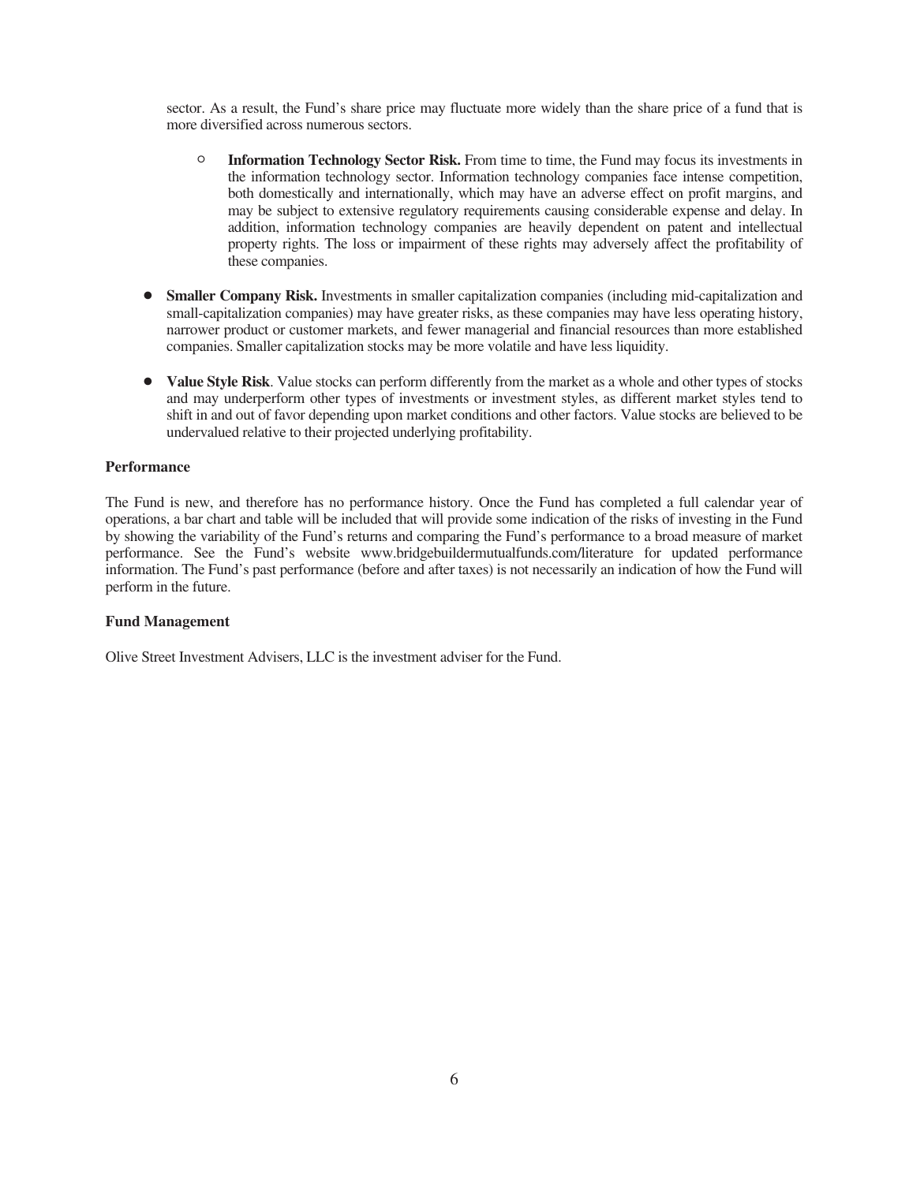sector. As a result, the Fund's share price may fluctuate more widely than the share price of a fund that is more diversified across numerous sectors.

  - **Information Technology Sector Risk.** From time to time, the Fund may focus its investments in the information technology sector. Information technology companies face intense competition, both domestically and internationally, which may have an adverse effect on profit margins, and may be subject to extensive regulatory requirements causing considerable expense and delay. In addition, information technology companies are heavily dependent on patent and intellectual property rights. The loss or impairment of these rights may adversely affect the profitability of these companies.

- **Smaller Company Risk.** Investments in smaller capitalization companies (including mid-capitalization and small-capitalization companies) may have greater risks, as these companies may have less operating history, narrower product or customer markets, and fewer managerial and financial resources than more established companies. Smaller capitalization stocks may be more volatile and have less liquidity.

- **Value Style Risk**. Value stocks can perform differently from the market as a whole and other types of stocks and may underperform other types of investments or investment styles, as different market styles tend to shift in and out of favor depending upon market conditions and other factors. Value stocks are believed to be undervalued relative to their projected underlying profitability.

**Performance**

The Fund is new, and therefore has no performance history. Once the Fund has completed a full calendar year of operations, a bar chart and table will be included that will provide some indication of the risks of investing in the Fund by showing the variability of the Fund's returns and comparing the Fund's performance to a broad measure of market performance. See the Fund's website www.bridgebuildermutualfunds.com/literature for updated performance information. The Fund's past performance (before and after taxes) is not necessarily an indication of how the Fund will perform in the future.

**Fund Management**

Olive Street Investment Advisers, LLC is the investment adviser for the Fund.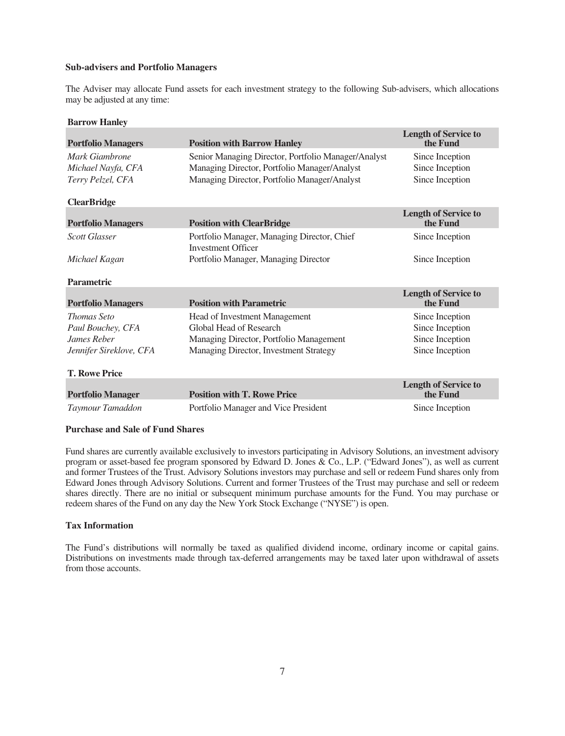### Sub-advisers and Portfolio Managers

The Adviser may allocate Fund assets for each investment strategy to the following Sub-advisers, which allocations may be adjusted at any time:

**Barrow Hanley**

| Portfolio Managers | Position with Barrow Hanley | Length of Service to the Fund |
|---|---|---|
| *Mark Giambrone* | Senior Managing Director, Portfolio Manager/Analyst | Since Inception |
| *Michael Nayfa, CFA* | Managing Director, Portfolio Manager/Analyst | Since Inception |
| *Terry Pelzel, CFA* | Managing Director, Portfolio Manager/Analyst | Since Inception |

**ClearBridge**

| Portfolio Managers | Position with ClearBridge | Length of Service to the Fund |
|---|---|---|
| *Scott Glasser* | Portfolio Manager, Managing Director, Chief Investment Officer | Since Inception |
| *Michael Kagan* | Portfolio Manager, Managing Director | Since Inception |

**Parametric**

| Portfolio Managers | Position with Parametric | Length of Service to the Fund |
|---|---|---|
| *Thomas Seto* | Head of Investment Management | Since Inception |
| *Paul Bouchey, CFA* | Global Head of Research | Since Inception |
| *James Reber* | Managing Director, Portfolio Management | Since Inception |
| *Jennifer Sireklove, CFA* | Managing Director, Investment Strategy | Since Inception |

**T. Rowe Price**

| Portfolio Manager | Position with T. Rowe Price | Length of Service to the Fund |
|---|---|---|
| *Taymour Tamaddon* | Portfolio Manager and Vice President | Since Inception |

### Purchase and Sale of Fund Shares

Fund shares are currently available exclusively to investors participating in Advisory Solutions, an investment advisory program or asset-based fee program sponsored by Edward D. Jones & Co., L.P. ("Edward Jones"), as well as current and former Trustees of the Trust. Advisory Solutions investors may purchase and sell or redeem Fund shares only from Edward Jones through Advisory Solutions. Current and former Trustees of the Trust may purchase and sell or redeem shares directly. There are no initial or subsequent minimum purchase amounts for the Fund. You may purchase or redeem shares of the Fund on any day the New York Stock Exchange ("NYSE") is open.

### Tax Information

The Fund's distributions will normally be taxed as qualified dividend income, ordinary income or capital gains. Distributions on investments made through tax-deferred arrangements may be taxed later upon withdrawal of assets from those accounts.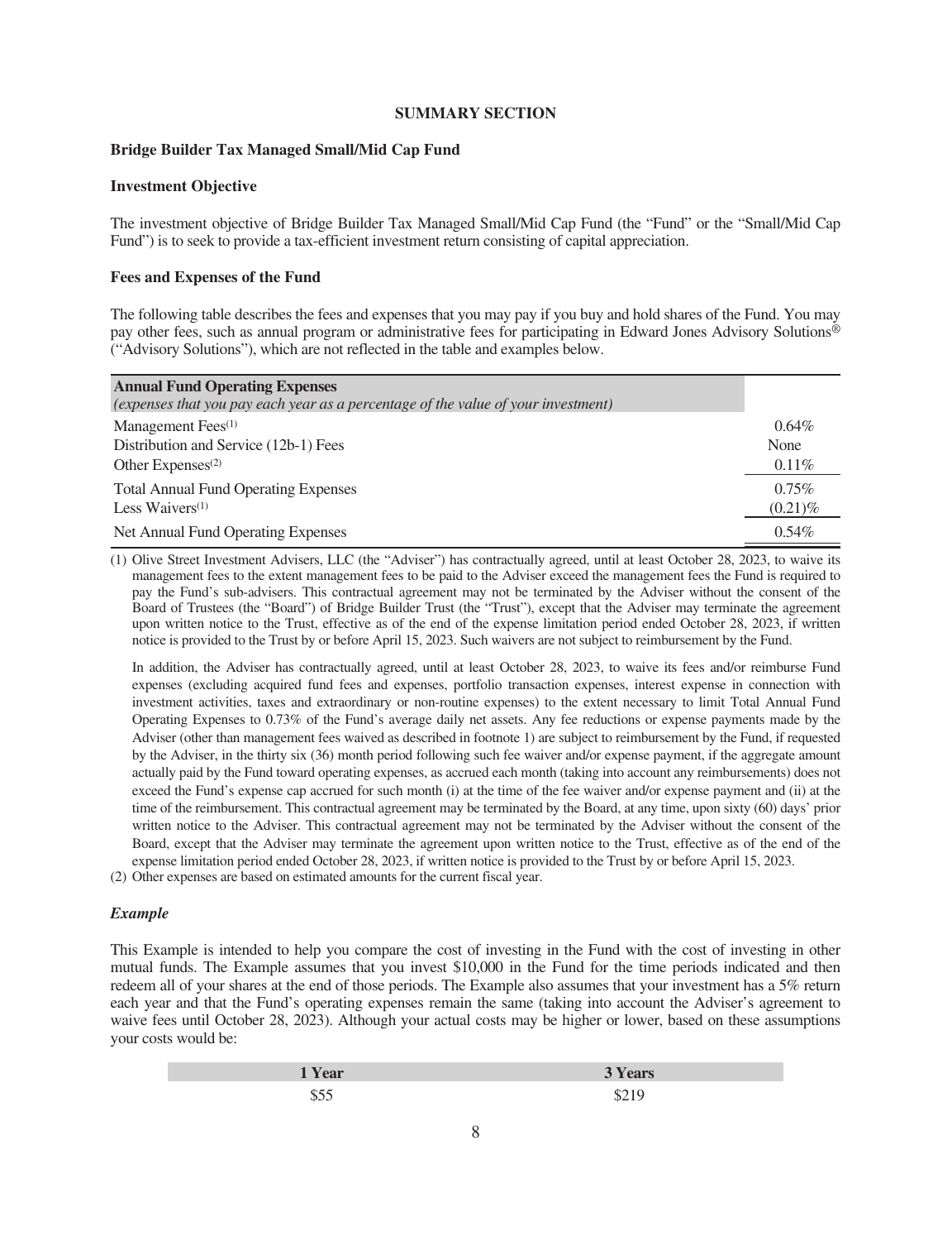## SUMMARY SECTION

### Bridge Builder Tax Managed Small/Mid Cap Fund

#### Investment Objective

The investment objective of Bridge Builder Tax Managed Small/Mid Cap Fund (the "Fund" or the "Small/Mid Cap Fund") is to seek to provide a tax-efficient investment return consisting of capital appreciation.

#### Fees and Expenses of the Fund

The following table describes the fees and expenses that you may pay if you buy and hold shares of the Fund. You may pay other fees, such as annual program or administrative fees for participating in Edward Jones Advisory Solutions® ("Advisory Solutions"), which are not reflected in the table and examples below.

| **Annual Fund Operating Expenses** *(expenses that you pay each year as a percentage of the value of your investment)* | |
|---|---|
| Management Fees[1] | 0.64% |
| Distribution and Service (12b-1) Fees | None |
| Other Expenses[2] | 0.11% |
| Total Annual Fund Operating Expenses | 0.75% |
| Less Waivers[1] | (0.21)% |
| Net Annual Fund Operating Expenses | 0.54% |

(1) Olive Street Investment Advisers, LLC (the "Adviser") has contractually agreed, until at least October 28, 2023, to waive its management fees to the extent management fees to be paid to the Adviser exceed the management fees the Fund is required to pay the Fund's sub-advisers. This contractual agreement may not be terminated by the Adviser without the consent of the Board of Trustees (the "Board") of Bridge Builder Trust (the "Trust"), except that the Adviser may terminate the agreement upon written notice to the Trust, effective as of the end of the expense limitation period ended October 28, 2023, if written notice is provided to the Trust by or before April 15, 2023. Such waivers are not subject to reimbursement by the Fund.

In addition, the Adviser has contractually agreed, until at least October 28, 2023, to waive its fees and/or reimburse Fund expenses (excluding acquired fund fees and expenses, portfolio transaction expenses, interest expense in connection with investment activities, taxes and extraordinary or non-routine expenses) to the extent necessary to limit Total Annual Fund Operating Expenses to 0.73% of the Fund's average daily net assets. Any fee reductions or expense payments made by the Adviser (other than management fees waived as described in footnote 1) are subject to reimbursement by the Fund, if requested by the Adviser, in the thirty six (36) month period following such fee waiver and/or expense payment, if the aggregate amount actually paid by the Fund toward operating expenses, as accrued each month (taking into account any reimbursements) does not exceed the Fund's expense cap accrued for such month (i) at the time of the fee waiver and/or expense payment and (ii) at the time of the reimbursement. This contractual agreement may be terminated by the Board, at any time, upon sixty (60) days' prior written notice to the Adviser. This contractual agreement may not be terminated by the Adviser without the consent of the Board, except that the Adviser may terminate the agreement upon written notice to the Trust, effective as of the end of the expense limitation period ended October 28, 2023, if written notice is provided to the Trust by or before April 15, 2023.

(2) Other expenses are based on estimated amounts for the current fiscal year.

#### *Example*

This Example is intended to help you compare the cost of investing in the Fund with the cost of investing in other mutual funds. The Example assumes that you invest $10,000 in the Fund for the time periods indicated and then redeem all of your shares at the end of those periods. The Example also assumes that your investment has a 5% return each year and that the Fund's operating expenses remain the same (taking into account the Adviser's agreement to waive fees until October 28, 2023). Although your actual costs may be higher or lower, based on these assumptions your costs would be:

| 1 Year | 3 Years |
|---|---|
| $55 | $219 |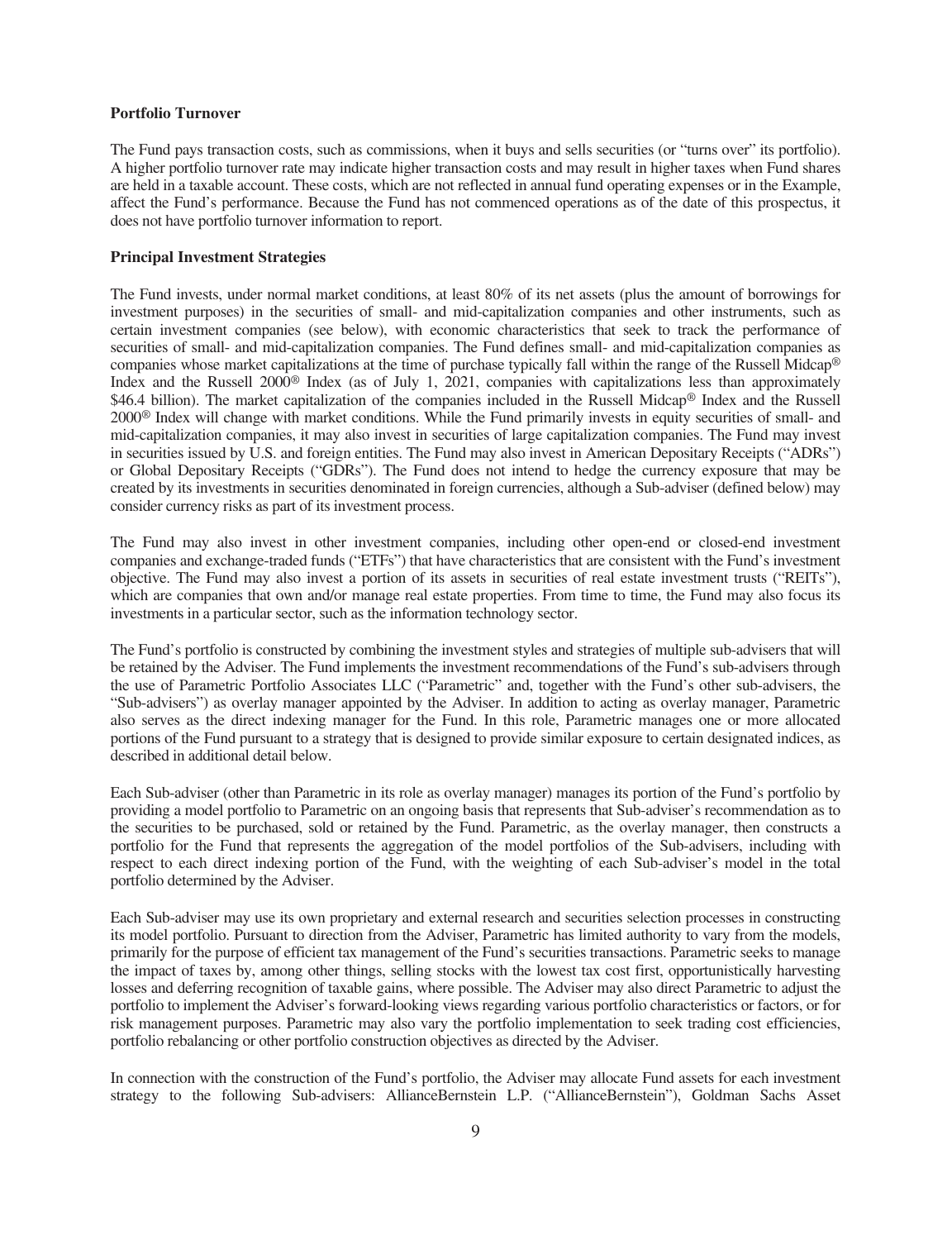**Portfolio Turnover**

The Fund pays transaction costs, such as commissions, when it buys and sells securities (or "turns over" its portfolio). A higher portfolio turnover rate may indicate higher transaction costs and may result in higher taxes when Fund shares are held in a taxable account. These costs, which are not reflected in annual fund operating expenses or in the Example, affect the Fund's performance. Because the Fund has not commenced operations as of the date of this prospectus, it does not have portfolio turnover information to report.

**Principal Investment Strategies**

The Fund invests, under normal market conditions, at least 80% of its net assets (plus the amount of borrowings for investment purposes) in the securities of small- and mid-capitalization companies and other instruments, such as certain investment companies (see below), with economic characteristics that seek to track the performance of securities of small- and mid-capitalization companies. The Fund defines small- and mid-capitalization companies as companies whose market capitalizations at the time of purchase typically fall within the range of the Russell Midcap® Index and the Russell 2000® Index (as of July 1, 2021, companies with capitalizations less than approximately $46.4 billion). The market capitalization of the companies included in the Russell Midcap® Index and the Russell 2000® Index will change with market conditions. While the Fund primarily invests in equity securities of small- and mid-capitalization companies, it may also invest in securities of large capitalization companies. The Fund may invest in securities issued by U.S. and foreign entities. The Fund may also invest in American Depositary Receipts ("ADRs") or Global Depositary Receipts ("GDRs"). The Fund does not intend to hedge the currency exposure that may be created by its investments in securities denominated in foreign currencies, although a Sub-adviser (defined below) may consider currency risks as part of its investment process.

The Fund may also invest in other investment companies, including other open-end or closed-end investment companies and exchange-traded funds ("ETFs") that have characteristics that are consistent with the Fund's investment objective. The Fund may also invest a portion of its assets in securities of real estate investment trusts ("REITs"), which are companies that own and/or manage real estate properties. From time to time, the Fund may also focus its investments in a particular sector, such as the information technology sector.

The Fund's portfolio is constructed by combining the investment styles and strategies of multiple sub-advisers that will be retained by the Adviser. The Fund implements the investment recommendations of the Fund's sub-advisers through the use of Parametric Portfolio Associates LLC ("Parametric" and, together with the Fund's other sub-advisers, the "Sub-advisers") as overlay manager appointed by the Adviser. In addition to acting as overlay manager, Parametric also serves as the direct indexing manager for the Fund. In this role, Parametric manages one or more allocated portions of the Fund pursuant to a strategy that is designed to provide similar exposure to certain designated indices, as described in additional detail below.

Each Sub-adviser (other than Parametric in its role as overlay manager) manages its portion of the Fund's portfolio by providing a model portfolio to Parametric on an ongoing basis that represents that Sub-adviser's recommendation as to the securities to be purchased, sold or retained by the Fund. Parametric, as the overlay manager, then constructs a portfolio for the Fund that represents the aggregation of the model portfolios of the Sub-advisers, including with respect to each direct indexing portion of the Fund, with the weighting of each Sub-adviser's model in the total portfolio determined by the Adviser.

Each Sub-adviser may use its own proprietary and external research and securities selection processes in constructing its model portfolio. Pursuant to direction from the Adviser, Parametric has limited authority to vary from the models, primarily for the purpose of efficient tax management of the Fund's securities transactions. Parametric seeks to manage the impact of taxes by, among other things, selling stocks with the lowest tax cost first, opportunistically harvesting losses and deferring recognition of taxable gains, where possible. The Adviser may also direct Parametric to adjust the portfolio to implement the Adviser's forward-looking views regarding various portfolio characteristics or factors, or for risk management purposes. Parametric may also vary the portfolio implementation to seek trading cost efficiencies, portfolio rebalancing or other portfolio construction objectives as directed by the Adviser.

In connection with the construction of the Fund's portfolio, the Adviser may allocate Fund assets for each investment strategy to the following Sub-advisers: AllianceBernstein L.P. ("AllianceBernstein"), Goldman Sachs Asset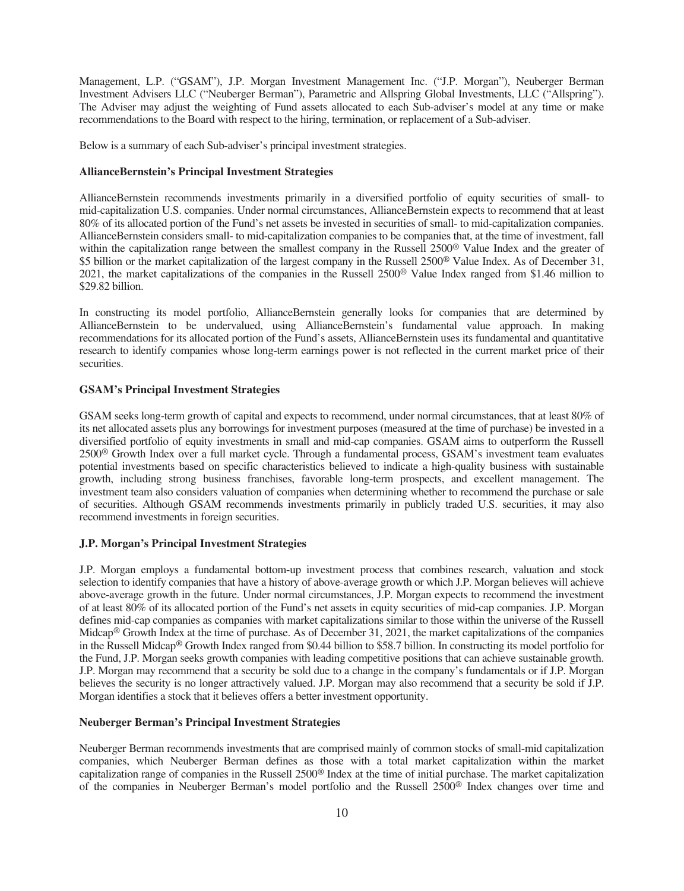Management, L.P. ("GSAM"), J.P. Morgan Investment Management Inc. ("J.P. Morgan"), Neuberger Berman Investment Advisers LLC ("Neuberger Berman"), Parametric and Allspring Global Investments, LLC ("Allspring"). The Adviser may adjust the weighting of Fund assets allocated to each Sub-adviser's model at any time or make recommendations to the Board with respect to the hiring, termination, or replacement of a Sub-adviser.

Below is a summary of each Sub-adviser's principal investment strategies.

**AllianceBernstein's Principal Investment Strategies**

AllianceBernstein recommends investments primarily in a diversified portfolio of equity securities of small- to mid-capitalization U.S. companies. Under normal circumstances, AllianceBernstein expects to recommend that at least 80% of its allocated portion of the Fund's net assets be invested in securities of small- to mid-capitalization companies. AllianceBernstein considers small- to mid-capitalization companies to be companies that, at the time of investment, fall within the capitalization range between the smallest company in the Russell 2500® Value Index and the greater of \$5 billion or the market capitalization of the largest company in the Russell 2500® Value Index. As of December 31, 2021, the market capitalizations of the companies in the Russell 2500® Value Index ranged from \$1.46 million to \$29.82 billion.

In constructing its model portfolio, AllianceBernstein generally looks for companies that are determined by AllianceBernstein to be undervalued, using AllianceBernstein's fundamental value approach. In making recommendations for its allocated portion of the Fund's assets, AllianceBernstein uses its fundamental and quantitative research to identify companies whose long-term earnings power is not reflected in the current market price of their securities.

**GSAM's Principal Investment Strategies**

GSAM seeks long-term growth of capital and expects to recommend, under normal circumstances, that at least 80% of its net allocated assets plus any borrowings for investment purposes (measured at the time of purchase) be invested in a diversified portfolio of equity investments in small and mid-cap companies. GSAM aims to outperform the Russell 2500® Growth Index over a full market cycle. Through a fundamental process, GSAM's investment team evaluates potential investments based on specific characteristics believed to indicate a high-quality business with sustainable growth, including strong business franchises, favorable long-term prospects, and excellent management. The investment team also considers valuation of companies when determining whether to recommend the purchase or sale of securities. Although GSAM recommends investments primarily in publicly traded U.S. securities, it may also recommend investments in foreign securities.

**J.P. Morgan's Principal Investment Strategies**

J.P. Morgan employs a fundamental bottom-up investment process that combines research, valuation and stock selection to identify companies that have a history of above-average growth or which J.P. Morgan believes will achieve above-average growth in the future. Under normal circumstances, J.P. Morgan expects to recommend the investment of at least 80% of its allocated portion of the Fund's net assets in equity securities of mid-cap companies. J.P. Morgan defines mid-cap companies as companies with market capitalizations similar to those within the universe of the Russell Midcap® Growth Index at the time of purchase. As of December 31, 2021, the market capitalizations of the companies in the Russell Midcap® Growth Index ranged from \$0.44 billion to \$58.7 billion. In constructing its model portfolio for the Fund, J.P. Morgan seeks growth companies with leading competitive positions that can achieve sustainable growth. J.P. Morgan may recommend that a security be sold due to a change in the company's fundamentals or if J.P. Morgan believes the security is no longer attractively valued. J.P. Morgan may also recommend that a security be sold if J.P. Morgan identifies a stock that it believes offers a better investment opportunity.

**Neuberger Berman's Principal Investment Strategies**

Neuberger Berman recommends investments that are comprised mainly of common stocks of small-mid capitalization companies, which Neuberger Berman defines as those with a total market capitalization within the market capitalization range of companies in the Russell 2500® Index at the time of initial purchase. The market capitalization of the companies in Neuberger Berman's model portfolio and the Russell 2500® Index changes over time and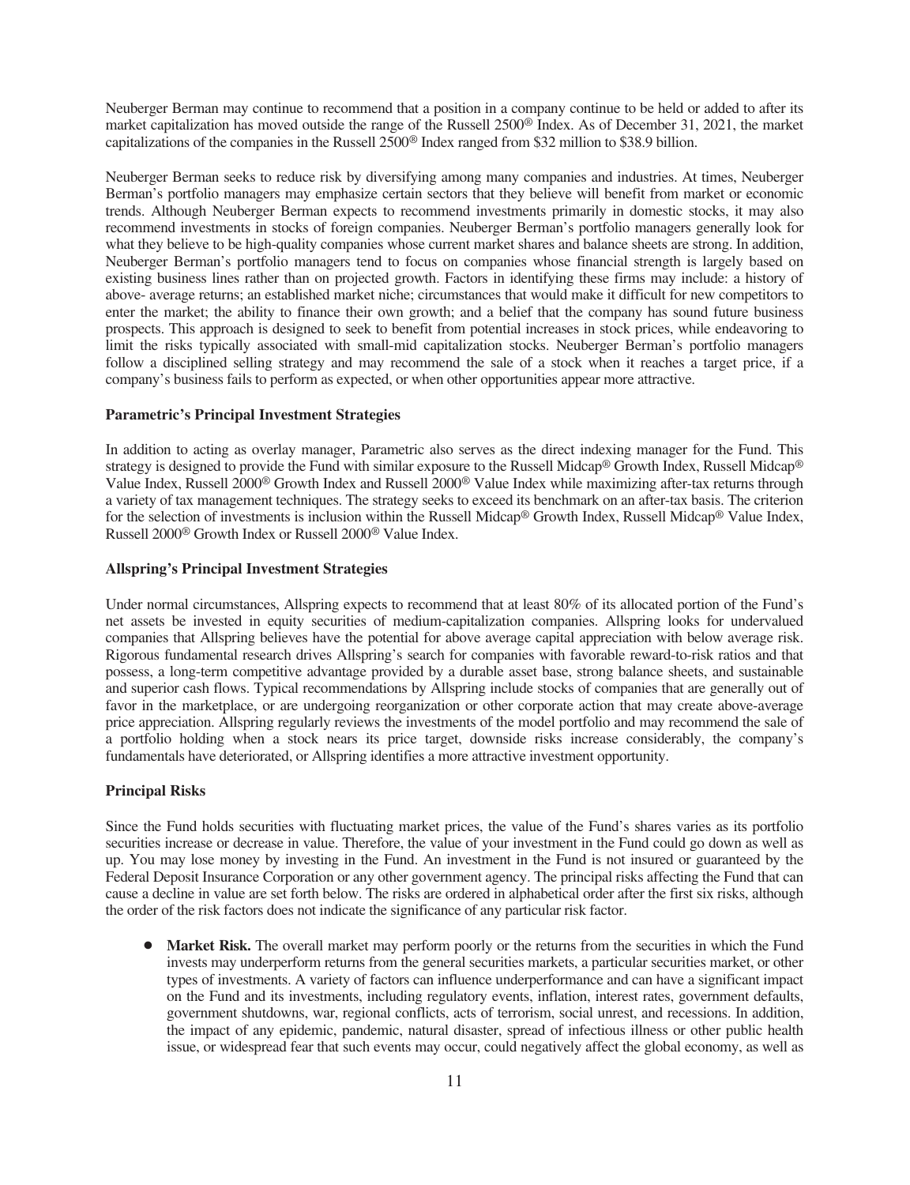Neuberger Berman may continue to recommend that a position in a company continue to be held or added to after its market capitalization has moved outside the range of the Russell 2500® Index. As of December 31, 2021, the market capitalizations of the companies in the Russell 2500® Index ranged from $32 million to $38.9 billion.

Neuberger Berman seeks to reduce risk by diversifying among many companies and industries. At times, Neuberger Berman's portfolio managers may emphasize certain sectors that they believe will benefit from market or economic trends. Although Neuberger Berman expects to recommend investments primarily in domestic stocks, it may also recommend investments in stocks of foreign companies. Neuberger Berman's portfolio managers generally look for what they believe to be high-quality companies whose current market shares and balance sheets are strong. In addition, Neuberger Berman's portfolio managers tend to focus on companies whose financial strength is largely based on existing business lines rather than on projected growth. Factors in identifying these firms may include: a history of above- average returns; an established market niche; circumstances that would make it difficult for new competitors to enter the market; the ability to finance their own growth; and a belief that the company has sound future business prospects. This approach is designed to seek to benefit from potential increases in stock prices, while endeavoring to limit the risks typically associated with small-mid capitalization stocks. Neuberger Berman's portfolio managers follow a disciplined selling strategy and may recommend the sale of a stock when it reaches a target price, if a company's business fails to perform as expected, or when other opportunities appear more attractive.

**Parametric's Principal Investment Strategies**

In addition to acting as overlay manager, Parametric also serves as the direct indexing manager for the Fund. This strategy is designed to provide the Fund with similar exposure to the Russell Midcap® Growth Index, Russell Midcap® Value Index, Russell 2000® Growth Index and Russell 2000® Value Index while maximizing after-tax returns through a variety of tax management techniques. The strategy seeks to exceed its benchmark on an after-tax basis. The criterion for the selection of investments is inclusion within the Russell Midcap® Growth Index, Russell Midcap® Value Index, Russell 2000® Growth Index or Russell 2000® Value Index.

**Allspring's Principal Investment Strategies**

Under normal circumstances, Allspring expects to recommend that at least 80% of its allocated portion of the Fund's net assets be invested in equity securities of medium-capitalization companies. Allspring looks for undervalued companies that Allspring believes have the potential for above average capital appreciation with below average risk. Rigorous fundamental research drives Allspring's search for companies with favorable reward-to-risk ratios and that possess, a long-term competitive advantage provided by a durable asset base, strong balance sheets, and sustainable and superior cash flows. Typical recommendations by Allspring include stocks of companies that are generally out of favor in the marketplace, or are undergoing reorganization or other corporate action that may create above-average price appreciation. Allspring regularly reviews the investments of the model portfolio and may recommend the sale of a portfolio holding when a stock nears its price target, downside risks increase considerably, the company's fundamentals have deteriorated, or Allspring identifies a more attractive investment opportunity.

**Principal Risks**

Since the Fund holds securities with fluctuating market prices, the value of the Fund's shares varies as its portfolio securities increase or decrease in value. Therefore, the value of your investment in the Fund could go down as well as up. You may lose money by investing in the Fund. An investment in the Fund is not insured or guaranteed by the Federal Deposit Insurance Corporation or any other government agency. The principal risks affecting the Fund that can cause a decline in value are set forth below. The risks are ordered in alphabetical order after the first six risks, although the order of the risk factors does not indicate the significance of any particular risk factor.

- **Market Risk.** The overall market may perform poorly or the returns from the securities in which the Fund invests may underperform returns from the general securities markets, a particular securities market, or other types of investments. A variety of factors can influence underperformance and can have a significant impact on the Fund and its investments, including regulatory events, inflation, interest rates, government defaults, government shutdowns, war, regional conflicts, acts of terrorism, social unrest, and recessions. In addition, the impact of any epidemic, pandemic, natural disaster, spread of infectious illness or other public health issue, or widespread fear that such events may occur, could negatively affect the global economy, as well as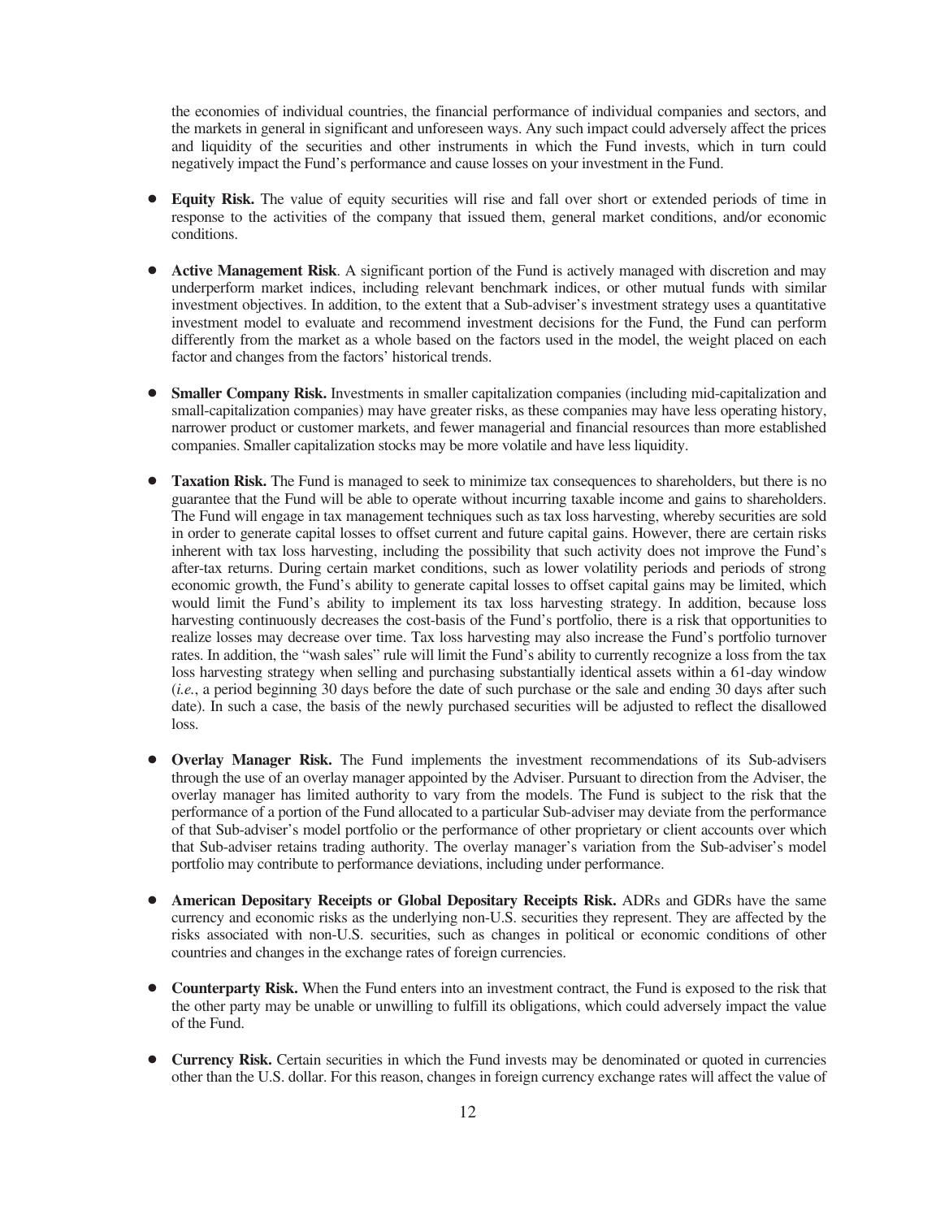the economies of individual countries, the financial performance of individual companies and sectors, and the markets in general in significant and unforeseen ways. Any such impact could adversely affect the prices and liquidity of the securities and other instruments in which the Fund invests, which in turn could negatively impact the Fund's performance and cause losses on your investment in the Fund.

- **Equity Risk.** The value of equity securities will rise and fall over short or extended periods of time in response to the activities of the company that issued them, general market conditions, and/or economic conditions.

- **Active Management Risk**. A significant portion of the Fund is actively managed with discretion and may underperform market indices, including relevant benchmark indices, or other mutual funds with similar investment objectives. In addition, to the extent that a Sub-adviser's investment strategy uses a quantitative investment model to evaluate and recommend investment decisions for the Fund, the Fund can perform differently from the market as a whole based on the factors used in the model, the weight placed on each factor and changes from the factors' historical trends.

- **Smaller Company Risk.** Investments in smaller capitalization companies (including mid-capitalization and small-capitalization companies) may have greater risks, as these companies may have less operating history, narrower product or customer markets, and fewer managerial and financial resources than more established companies. Smaller capitalization stocks may be more volatile and have less liquidity.

- **Taxation Risk.** The Fund is managed to seek to minimize tax consequences to shareholders, but there is no guarantee that the Fund will be able to operate without incurring taxable income and gains to shareholders. The Fund will engage in tax management techniques such as tax loss harvesting, whereby securities are sold in order to generate capital losses to offset current and future capital gains. However, there are certain risks inherent with tax loss harvesting, including the possibility that such activity does not improve the Fund's after-tax returns. During certain market conditions, such as lower volatility periods and periods of strong economic growth, the Fund's ability to generate capital losses to offset capital gains may be limited, which would limit the Fund's ability to implement its tax loss harvesting strategy. In addition, because loss harvesting continuously decreases the cost-basis of the Fund's portfolio, there is a risk that opportunities to realize losses may decrease over time. Tax loss harvesting may also increase the Fund's portfolio turnover rates. In addition, the "wash sales" rule will limit the Fund's ability to currently recognize a loss from the tax loss harvesting strategy when selling and purchasing substantially identical assets within a 61-day window (*i.e.*, a period beginning 30 days before the date of such purchase or the sale and ending 30 days after such date). In such a case, the basis of the newly purchased securities will be adjusted to reflect the disallowed loss.

- **Overlay Manager Risk.** The Fund implements the investment recommendations of its Sub-advisers through the use of an overlay manager appointed by the Adviser. Pursuant to direction from the Adviser, the overlay manager has limited authority to vary from the models. The Fund is subject to the risk that the performance of a portion of the Fund allocated to a particular Sub-adviser may deviate from the performance of that Sub-adviser's model portfolio or the performance of other proprietary or client accounts over which that Sub-adviser retains trading authority. The overlay manager's variation from the Sub-adviser's model portfolio may contribute to performance deviations, including under performance.

- **American Depositary Receipts or Global Depositary Receipts Risk.** ADRs and GDRs have the same currency and economic risks as the underlying non-U.S. securities they represent. They are affected by the risks associated with non-U.S. securities, such as changes in political or economic conditions of other countries and changes in the exchange rates of foreign currencies.

- **Counterparty Risk.** When the Fund enters into an investment contract, the Fund is exposed to the risk that the other party may be unable or unwilling to fulfill its obligations, which could adversely impact the value of the Fund.

- **Currency Risk.** Certain securities in which the Fund invests may be denominated or quoted in currencies other than the U.S. dollar. For this reason, changes in foreign currency exchange rates will affect the value of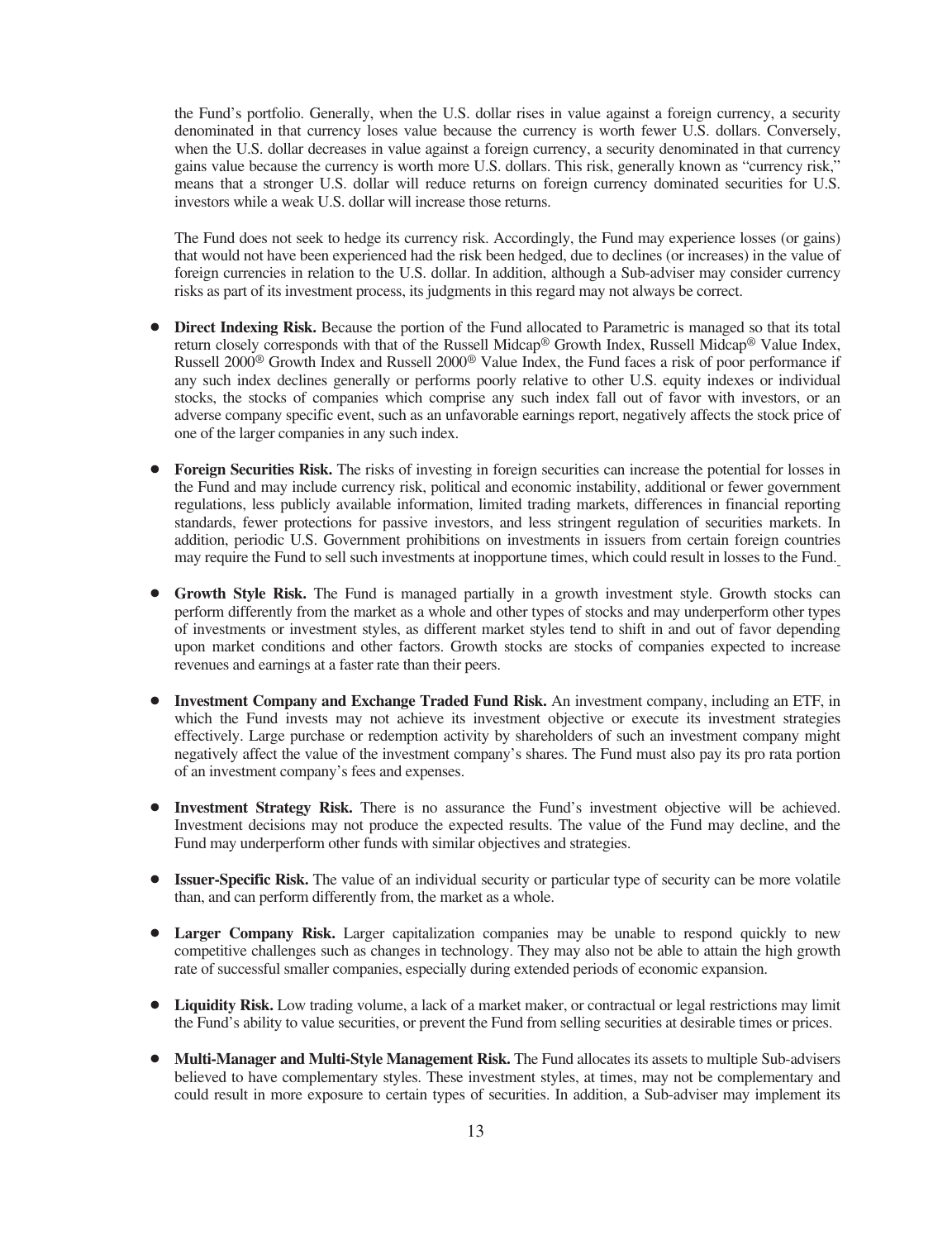the Fund's portfolio. Generally, when the U.S. dollar rises in value against a foreign currency, a security denominated in that currency loses value because the currency is worth fewer U.S. dollars. Conversely, when the U.S. dollar decreases in value against a foreign currency, a security denominated in that currency gains value because the currency is worth more U.S. dollars. This risk, generally known as "currency risk," means that a stronger U.S. dollar will reduce returns on foreign currency dominated securities for U.S. investors while a weak U.S. dollar will increase those returns.

The Fund does not seek to hedge its currency risk. Accordingly, the Fund may experience losses (or gains) that would not have been experienced had the risk been hedged, due to declines (or increases) in the value of foreign currencies in relation to the U.S. dollar. In addition, although a Sub-adviser may consider currency risks as part of its investment process, its judgments in this regard may not always be correct.

- **Direct Indexing Risk.** Because the portion of the Fund allocated to Parametric is managed so that its total return closely corresponds with that of the Russell Midcap® Growth Index, Russell Midcap® Value Index, Russell 2000® Growth Index and Russell 2000® Value Index, the Fund faces a risk of poor performance if any such index declines generally or performs poorly relative to other U.S. equity indexes or individual stocks, the stocks of companies which comprise any such index fall out of favor with investors, or an adverse company specific event, such as an unfavorable earnings report, negatively affects the stock price of one of the larger companies in any such index.

- **Foreign Securities Risk.** The risks of investing in foreign securities can increase the potential for losses in the Fund and may include currency risk, political and economic instability, additional or fewer government regulations, less publicly available information, limited trading markets, differences in financial reporting standards, fewer protections for passive investors, and less stringent regulation of securities markets. In addition, periodic U.S. Government prohibitions on investments in issuers from certain foreign countries may require the Fund to sell such investments at inopportune times, which could result in losses to the Fund.

- **Growth Style Risk.** The Fund is managed partially in a growth investment style. Growth stocks can perform differently from the market as a whole and other types of stocks and may underperform other types of investments or investment styles, as different market styles tend to shift in and out of favor depending upon market conditions and other factors. Growth stocks are stocks of companies expected to increase revenues and earnings at a faster rate than their peers.

- **Investment Company and Exchange Traded Fund Risk.** An investment company, including an ETF, in which the Fund invests may not achieve its investment objective or execute its investment strategies effectively. Large purchase or redemption activity by shareholders of such an investment company might negatively affect the value of the investment company's shares. The Fund must also pay its pro rata portion of an investment company's fees and expenses.

- **Investment Strategy Risk.** There is no assurance the Fund's investment objective will be achieved. Investment decisions may not produce the expected results. The value of the Fund may decline, and the Fund may underperform other funds with similar objectives and strategies.

- **Issuer-Specific Risk.** The value of an individual security or particular type of security can be more volatile than, and can perform differently from, the market as a whole.

- **Larger Company Risk.** Larger capitalization companies may be unable to respond quickly to new competitive challenges such as changes in technology. They may also not be able to attain the high growth rate of successful smaller companies, especially during extended periods of economic expansion.

- **Liquidity Risk.** Low trading volume, a lack of a market maker, or contractual or legal restrictions may limit the Fund's ability to value securities, or prevent the Fund from selling securities at desirable times or prices.

- **Multi-Manager and Multi-Style Management Risk.** The Fund allocates its assets to multiple Sub-advisers believed to have complementary styles. These investment styles, at times, may not be complementary and could result in more exposure to certain types of securities. In addition, a Sub-adviser may implement its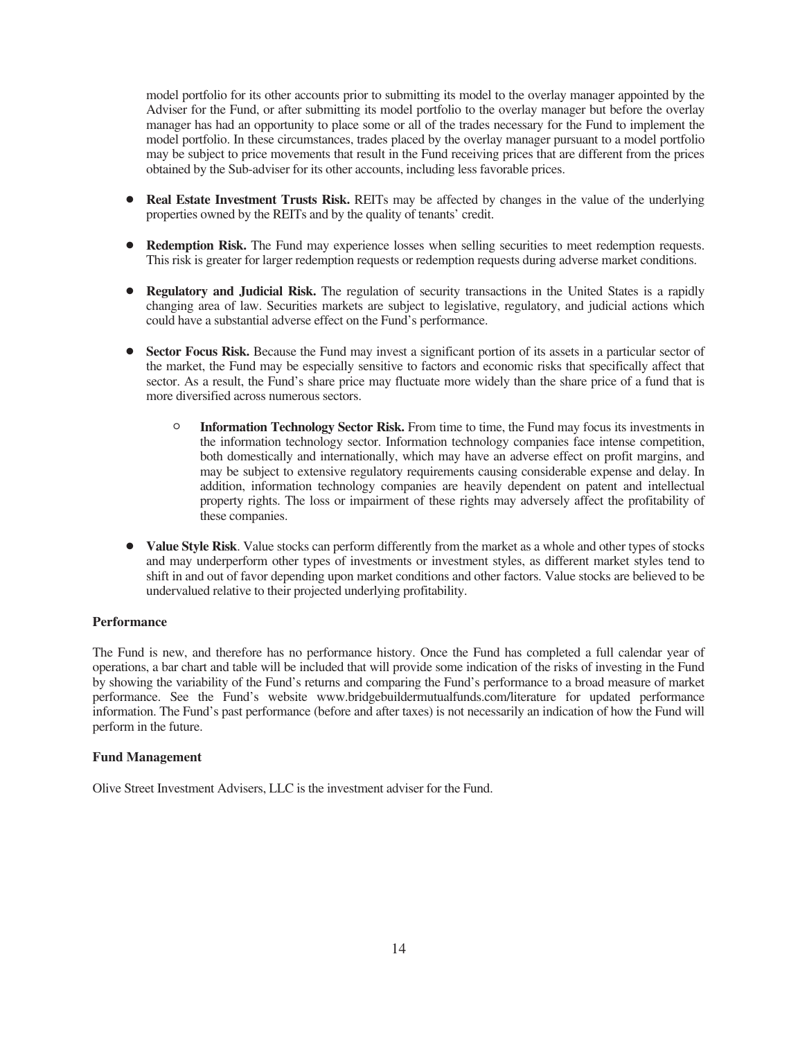model portfolio for its other accounts prior to submitting its model to the overlay manager appointed by the Adviser for the Fund, or after submitting its model portfolio to the overlay manager but before the overlay manager has had an opportunity to place some or all of the trades necessary for the Fund to implement the model portfolio. In these circumstances, trades placed by the overlay manager pursuant to a model portfolio may be subject to price movements that result in the Fund receiving prices that are different from the prices obtained by the Sub-adviser for its other accounts, including less favorable prices.

- **Real Estate Investment Trusts Risk.** REITs may be affected by changes in the value of the underlying properties owned by the REITs and by the quality of tenants' credit.

- **Redemption Risk.** The Fund may experience losses when selling securities to meet redemption requests. This risk is greater for larger redemption requests or redemption requests during adverse market conditions.

- **Regulatory and Judicial Risk.** The regulation of security transactions in the United States is a rapidly changing area of law. Securities markets are subject to legislative, regulatory, and judicial actions which could have a substantial adverse effect on the Fund's performance.

- **Sector Focus Risk.** Because the Fund may invest a significant portion of its assets in a particular sector of the market, the Fund may be especially sensitive to factors and economic risks that specifically affect that sector. As a result, the Fund's share price may fluctuate more widely than the share price of a fund that is more diversified across numerous sectors.

  - **Information Technology Sector Risk.** From time to time, the Fund may focus its investments in the information technology sector. Information technology companies face intense competition, both domestically and internationally, which may have an adverse effect on profit margins, and may be subject to extensive regulatory requirements causing considerable expense and delay. In addition, information technology companies are heavily dependent on patent and intellectual property rights. The loss or impairment of these rights may adversely affect the profitability of these companies.

- **Value Style Risk**. Value stocks can perform differently from the market as a whole and other types of stocks and may underperform other types of investments or investment styles, as different market styles tend to shift in and out of favor depending upon market conditions and other factors. Value stocks are believed to be undervalued relative to their projected underlying profitability.

### Performance

The Fund is new, and therefore has no performance history. Once the Fund has completed a full calendar year of operations, a bar chart and table will be included that will provide some indication of the risks of investing in the Fund by showing the variability of the Fund's returns and comparing the Fund's performance to a broad measure of market performance. See the Fund's website www.bridgebuildermutualfunds.com/literature for updated performance information. The Fund's past performance (before and after taxes) is not necessarily an indication of how the Fund will perform in the future.

### Fund Management

Olive Street Investment Advisers, LLC is the investment adviser for the Fund.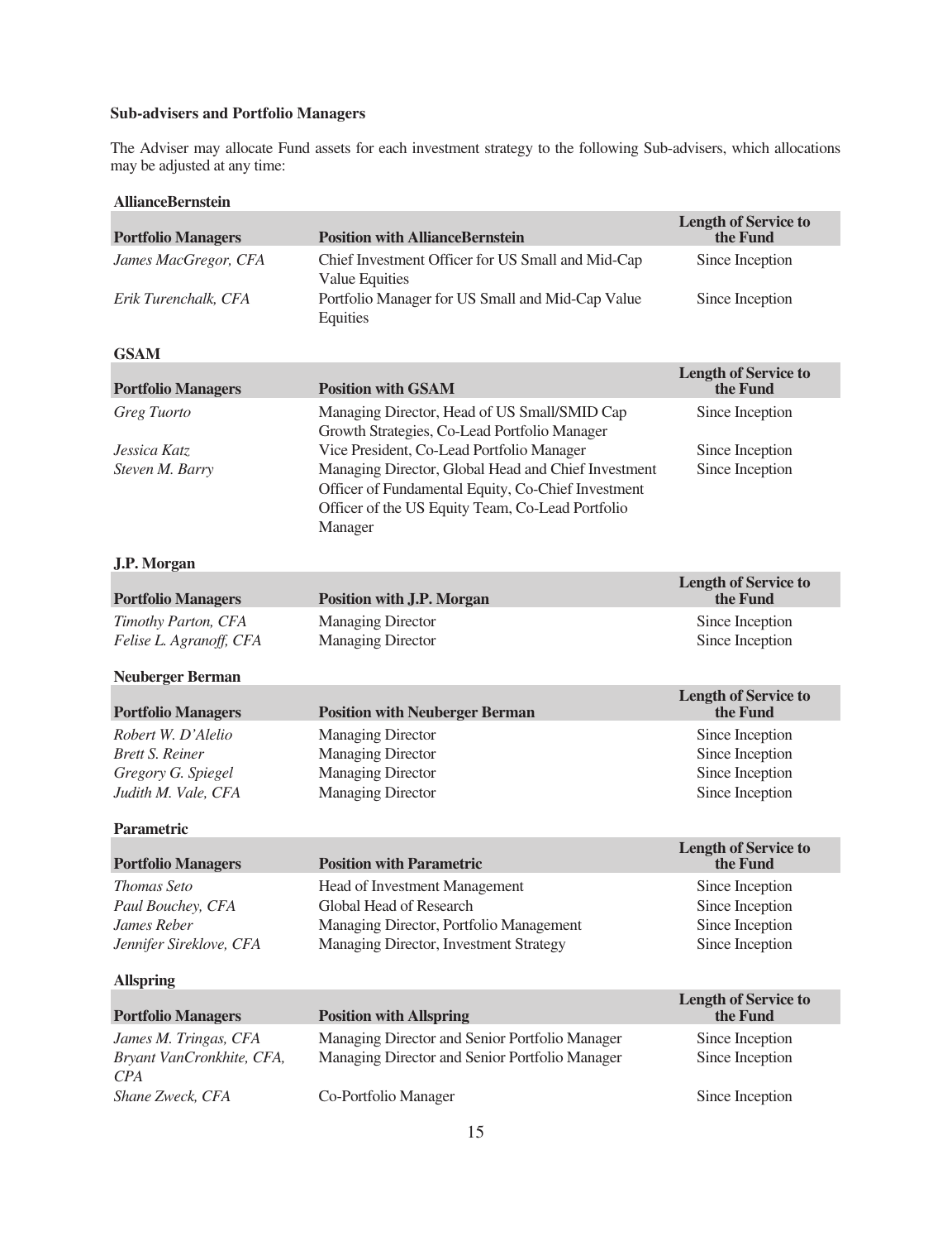**Sub-advisers and Portfolio Managers**

The Adviser may allocate Fund assets for each investment strategy to the following Sub-advisers, which allocations may be adjusted at any time:

**AllianceBernstein**

| Portfolio Managers | Position with AllianceBernstein | Length of Service to the Fund |
|---|---|---|
| *James MacGregor, CFA* | Chief Investment Officer for US Small and Mid-Cap Value Equities | Since Inception |
| *Erik Turenchalk, CFA* | Portfolio Manager for US Small and Mid-Cap Value Equities | Since Inception |

**GSAM**

| Portfolio Managers | Position with GSAM | Length of Service to the Fund |
|---|---|---|
| *Greg Tuorto* | Managing Director, Head of US Small/SMID Cap Growth Strategies, Co-Lead Portfolio Manager | Since Inception |
| *Jessica Katz* | Vice President, Co-Lead Portfolio Manager | Since Inception |
| *Steven M. Barry* | Managing Director, Global Head and Chief Investment Officer of Fundamental Equity, Co-Chief Investment Officer of the US Equity Team, Co-Lead Portfolio Manager | Since Inception |

**J.P. Morgan**

| Portfolio Managers | Position with J.P. Morgan | Length of Service to the Fund |
|---|---|---|
| *Timothy Parton, CFA* | Managing Director | Since Inception |
| *Felise L. Agranoff, CFA* | Managing Director | Since Inception |

**Neuberger Berman**

| Portfolio Managers | Position with Neuberger Berman | Length of Service to the Fund |
|---|---|---|
| *Robert W. D'Alelio* | Managing Director | Since Inception |
| *Brett S. Reiner* | Managing Director | Since Inception |
| *Gregory G. Spiegel* | Managing Director | Since Inception |
| *Judith M. Vale, CFA* | Managing Director | Since Inception |

**Parametric**

| Portfolio Managers | Position with Parametric | Length of Service to the Fund |
|---|---|---|
| *Thomas Seto* | Head of Investment Management | Since Inception |
| *Paul Bouchey, CFA* | Global Head of Research | Since Inception |
| *James Reber* | Managing Director, Portfolio Management | Since Inception |
| *Jennifer Sireklove, CFA* | Managing Director, Investment Strategy | Since Inception |

**Allspring**

| Portfolio Managers | Position with Allspring | Length of Service to the Fund |
|---|---|---|
| *James M. Tringas, CFA* | Managing Director and Senior Portfolio Manager | Since Inception |
| *Bryant VanCronkhite, CFA, CPA* | Managing Director and Senior Portfolio Manager | Since Inception |
| *Shane Zweck, CFA* | Co-Portfolio Manager | Since Inception |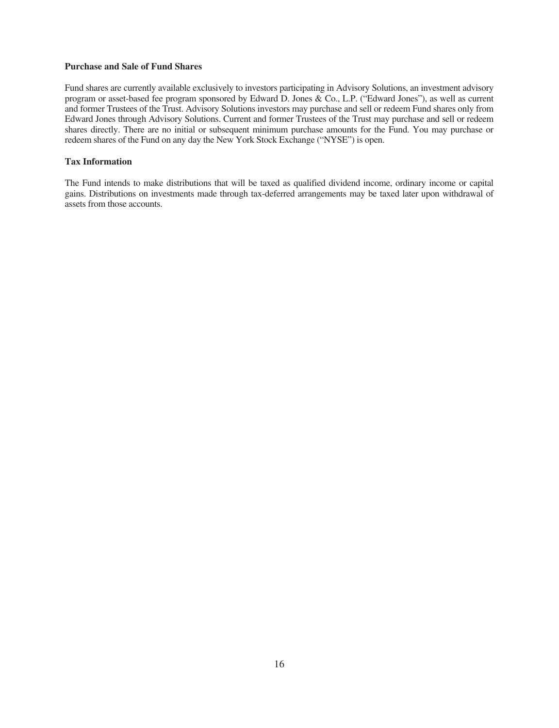**Purchase and Sale of Fund Shares**

Fund shares are currently available exclusively to investors participating in Advisory Solutions, an investment advisory program or asset-based fee program sponsored by Edward D. Jones & Co., L.P. ("Edward Jones"), as well as current and former Trustees of the Trust. Advisory Solutions investors may purchase and sell or redeem Fund shares only from Edward Jones through Advisory Solutions. Current and former Trustees of the Trust may purchase and sell or redeem shares directly. There are no initial or subsequent minimum purchase amounts for the Fund. You may purchase or redeem shares of the Fund on any day the New York Stock Exchange ("NYSE") is open.

**Tax Information**

The Fund intends to make distributions that will be taxed as qualified dividend income, ordinary income or capital gains. Distributions on investments made through tax-deferred arrangements may be taxed later upon withdrawal of assets from those accounts.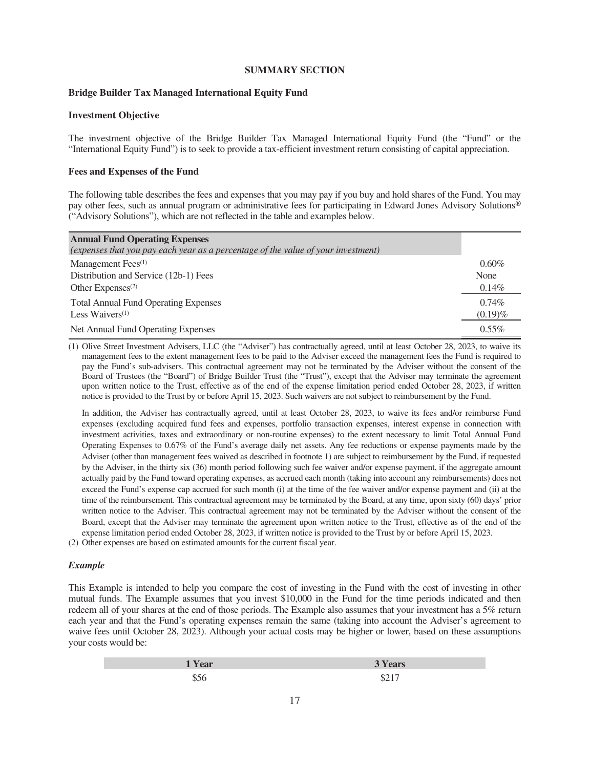## SUMMARY SECTION

### Bridge Builder Tax Managed International Equity Fund

#### Investment Objective

The investment objective of the Bridge Builder Tax Managed International Equity Fund (the "Fund" or the "International Equity Fund") is to seek to provide a tax-efficient investment return consisting of capital appreciation.

#### Fees and Expenses of the Fund

The following table describes the fees and expenses that you may pay if you buy and hold shares of the Fund. You may pay other fees, such as annual program or administrative fees for participating in Edward Jones Advisory Solutions® ("Advisory Solutions"), which are not reflected in the table and examples below.

| **Annual Fund Operating Expenses** *(expenses that you pay each year as a percentage of the value of your investment)* | |
|---|---|
| Management Fees[1] | 0.60% |
| Distribution and Service (12b-1) Fees | None |
| Other Expenses[2] | 0.14% |
| Total Annual Fund Operating Expenses | 0.74% |
| Less Waivers[1] | (0.19)% |
| Net Annual Fund Operating Expenses | 0.55% |

(1) Olive Street Investment Advisers, LLC (the "Adviser") has contractually agreed, until at least October 28, 2023, to waive its management fees to the extent management fees to be paid to the Adviser exceed the management fees the Fund is required to pay the Fund's sub-advisers. This contractual agreement may not be terminated by the Adviser without the consent of the Board of Trustees (the "Board") of Bridge Builder Trust (the "Trust"), except that the Adviser may terminate the agreement upon written notice to the Trust, effective as of the end of the expense limitation period ended October 28, 2023, if written notice is provided to the Trust by or before April 15, 2023. Such waivers are not subject to reimbursement by the Fund.

In addition, the Adviser has contractually agreed, until at least October 28, 2023, to waive its fees and/or reimburse Fund expenses (excluding acquired fund fees and expenses, portfolio transaction expenses, interest expense in connection with investment activities, taxes and extraordinary or non-routine expenses) to the extent necessary to limit Total Annual Fund Operating Expenses to 0.67% of the Fund's average daily net assets. Any fee reductions or expense payments made by the Adviser (other than management fees waived as described in footnote 1) are subject to reimbursement by the Fund, if requested by the Adviser, in the thirty six (36) month period following such fee waiver and/or expense payment, if the aggregate amount actually paid by the Fund toward operating expenses, as accrued each month (taking into account any reimbursements) does not exceed the Fund's expense cap accrued for such month (i) at the time of the fee waiver and/or expense payment and (ii) at the time of the reimbursement. This contractual agreement may be terminated by the Board, at any time, upon sixty (60) days' prior written notice to the Adviser. This contractual agreement may not be terminated by the Adviser without the consent of the Board, except that the Adviser may terminate the agreement upon written notice to the Trust, effective as of the end of the expense limitation period ended October 28, 2023, if written notice is provided to the Trust by or before April 15, 2023.

(2) Other expenses are based on estimated amounts for the current fiscal year.

#### *Example*

This Example is intended to help you compare the cost of investing in the Fund with the cost of investing in other mutual funds. The Example assumes that you invest $10,000 in the Fund for the time periods indicated and then redeem all of your shares at the end of those periods. The Example also assumes that your investment has a 5% return each year and that the Fund's operating expenses remain the same (taking into account the Adviser's agreement to waive fees until October 28, 2023). Although your actual costs may be higher or lower, based on these assumptions your costs would be:

| 1 Year | 3 Years |
|---|---|
| $56 | $217 |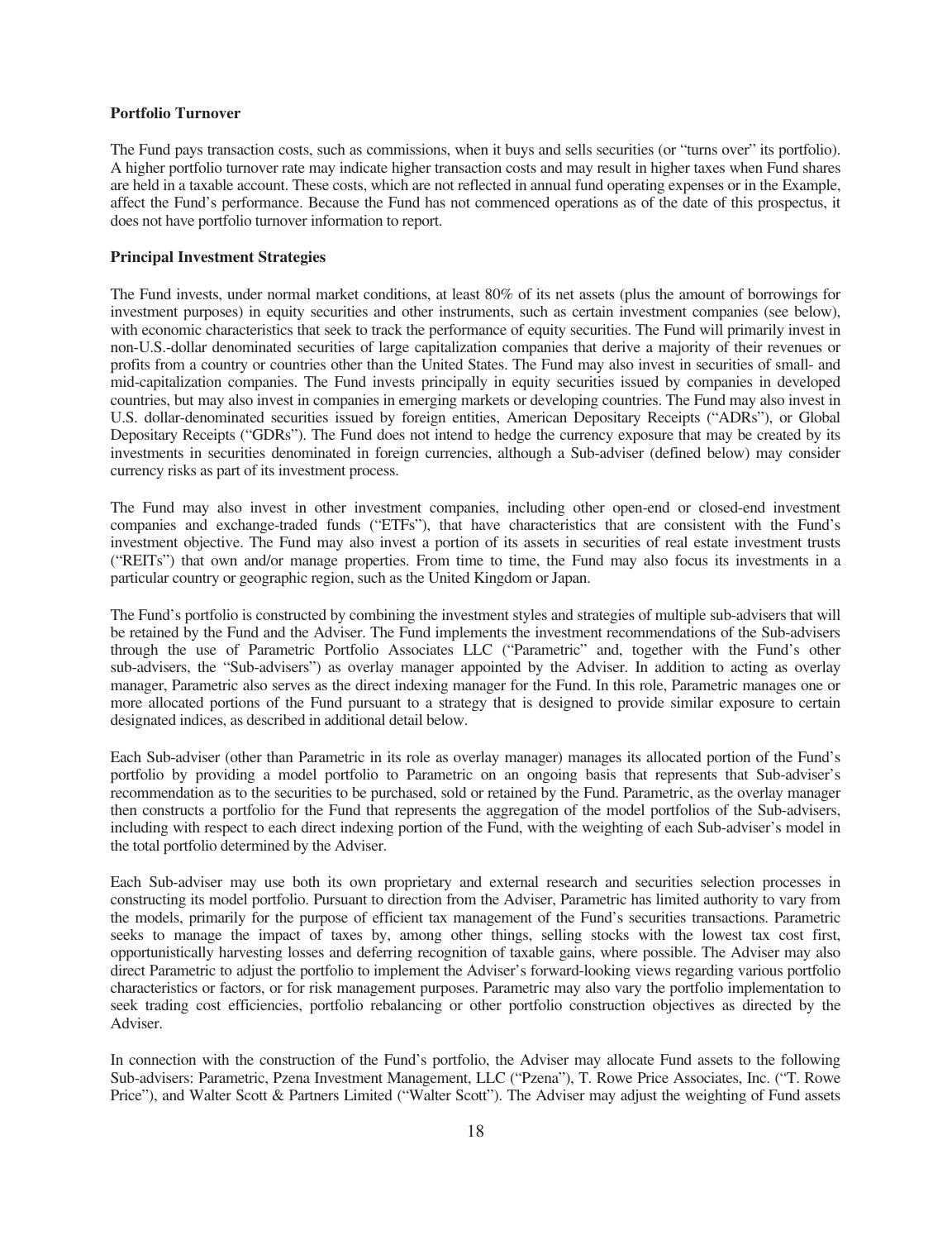**Portfolio Turnover**

The Fund pays transaction costs, such as commissions, when it buys and sells securities (or "turns over" its portfolio). A higher portfolio turnover rate may indicate higher transaction costs and may result in higher taxes when Fund shares are held in a taxable account. These costs, which are not reflected in annual fund operating expenses or in the Example, affect the Fund's performance. Because the Fund has not commenced operations as of the date of this prospectus, it does not have portfolio turnover information to report.

**Principal Investment Strategies**

The Fund invests, under normal market conditions, at least 80% of its net assets (plus the amount of borrowings for investment purposes) in equity securities and other instruments, such as certain investment companies (see below), with economic characteristics that seek to track the performance of equity securities. The Fund will primarily invest in non-U.S.-dollar denominated securities of large capitalization companies that derive a majority of their revenues or profits from a country or countries other than the United States. The Fund may also invest in securities of small- and mid-capitalization companies. The Fund invests principally in equity securities issued by companies in developed countries, but may also invest in companies in emerging markets or developing countries. The Fund may also invest in U.S. dollar-denominated securities issued by foreign entities, American Depositary Receipts ("ADRs"), or Global Depositary Receipts ("GDRs"). The Fund does not intend to hedge the currency exposure that may be created by its investments in securities denominated in foreign currencies, although a Sub-adviser (defined below) may consider currency risks as part of its investment process.

The Fund may also invest in other investment companies, including other open-end or closed-end investment companies and exchange-traded funds ("ETFs"), that have characteristics that are consistent with the Fund's investment objective. The Fund may also invest a portion of its assets in securities of real estate investment trusts ("REITs") that own and/or manage properties. From time to time, the Fund may also focus its investments in a particular country or geographic region, such as the United Kingdom or Japan.

The Fund's portfolio is constructed by combining the investment styles and strategies of multiple sub-advisers that will be retained by the Fund and the Adviser. The Fund implements the investment recommendations of the Sub-advisers through the use of Parametric Portfolio Associates LLC ("Parametric" and, together with the Fund's other sub-advisers, the "Sub-advisers") as overlay manager appointed by the Adviser. In addition to acting as overlay manager, Parametric also serves as the direct indexing manager for the Fund. In this role, Parametric manages one or more allocated portions of the Fund pursuant to a strategy that is designed to provide similar exposure to certain designated indices, as described in additional detail below.

Each Sub-adviser (other than Parametric in its role as overlay manager) manages its allocated portion of the Fund's portfolio by providing a model portfolio to Parametric on an ongoing basis that represents that Sub-adviser's recommendation as to the securities to be purchased, sold or retained by the Fund. Parametric, as the overlay manager then constructs a portfolio for the Fund that represents the aggregation of the model portfolios of the Sub-advisers, including with respect to each direct indexing portion of the Fund, with the weighting of each Sub-adviser's model in the total portfolio determined by the Adviser.

Each Sub-adviser may use both its own proprietary and external research and securities selection processes in constructing its model portfolio. Pursuant to direction from the Adviser, Parametric has limited authority to vary from the models, primarily for the purpose of efficient tax management of the Fund's securities transactions. Parametric seeks to manage the impact of taxes by, among other things, selling stocks with the lowest tax cost first, opportunistically harvesting losses and deferring recognition of taxable gains, where possible. The Adviser may also direct Parametric to adjust the portfolio to implement the Adviser's forward-looking views regarding various portfolio characteristics or factors, or for risk management purposes. Parametric may also vary the portfolio implementation to seek trading cost efficiencies, portfolio rebalancing or other portfolio construction objectives as directed by the Adviser.

In connection with the construction of the Fund's portfolio, the Adviser may allocate Fund assets to the following Sub-advisers: Parametric, Pzena Investment Management, LLC ("Pzena"), T. Rowe Price Associates, Inc. ("T. Rowe Price"), and Walter Scott & Partners Limited ("Walter Scott"). The Adviser may adjust the weighting of Fund assets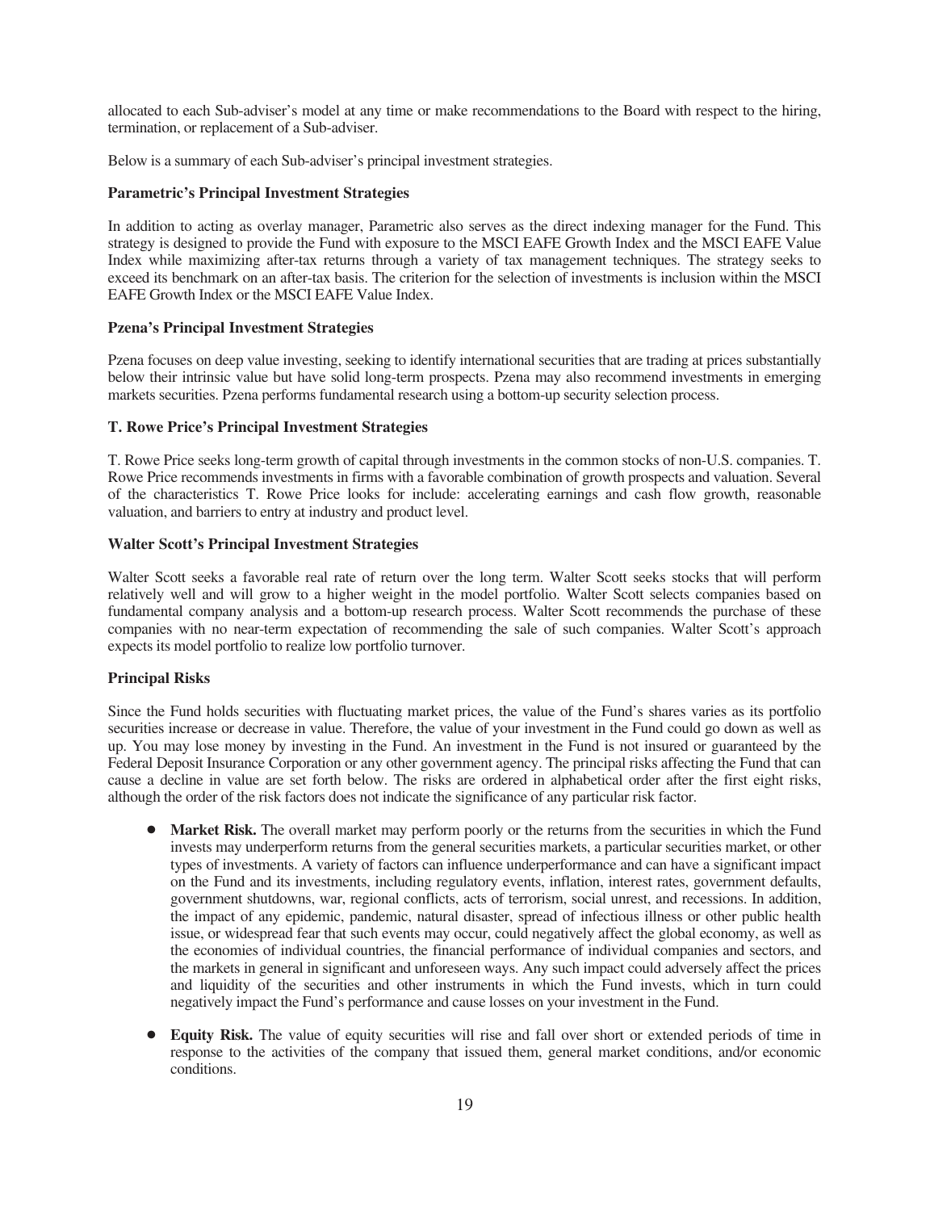allocated to each Sub-adviser's model at any time or make recommendations to the Board with respect to the hiring, termination, or replacement of a Sub-adviser.

Below is a summary of each Sub-adviser's principal investment strategies.

**Parametric's Principal Investment Strategies**

In addition to acting as overlay manager, Parametric also serves as the direct indexing manager for the Fund. This strategy is designed to provide the Fund with exposure to the MSCI EAFE Growth Index and the MSCI EAFE Value Index while maximizing after-tax returns through a variety of tax management techniques. The strategy seeks to exceed its benchmark on an after-tax basis. The criterion for the selection of investments is inclusion within the MSCI EAFE Growth Index or the MSCI EAFE Value Index.

**Pzena's Principal Investment Strategies**

Pzena focuses on deep value investing, seeking to identify international securities that are trading at prices substantially below their intrinsic value but have solid long-term prospects. Pzena may also recommend investments in emerging markets securities. Pzena performs fundamental research using a bottom-up security selection process.

**T. Rowe Price's Principal Investment Strategies**

T. Rowe Price seeks long-term growth of capital through investments in the common stocks of non-U.S. companies. T. Rowe Price recommends investments in firms with a favorable combination of growth prospects and valuation. Several of the characteristics T. Rowe Price looks for include: accelerating earnings and cash flow growth, reasonable valuation, and barriers to entry at industry and product level.

**Walter Scott's Principal Investment Strategies**

Walter Scott seeks a favorable real rate of return over the long term. Walter Scott seeks stocks that will perform relatively well and will grow to a higher weight in the model portfolio. Walter Scott selects companies based on fundamental company analysis and a bottom-up research process. Walter Scott recommends the purchase of these companies with no near-term expectation of recommending the sale of such companies. Walter Scott's approach expects its model portfolio to realize low portfolio turnover.

**Principal Risks**

Since the Fund holds securities with fluctuating market prices, the value of the Fund's shares varies as its portfolio securities increase or decrease in value. Therefore, the value of your investment in the Fund could go down as well as up. You may lose money by investing in the Fund. An investment in the Fund is not insured or guaranteed by the Federal Deposit Insurance Corporation or any other government agency. The principal risks affecting the Fund that can cause a decline in value are set forth below. The risks are ordered in alphabetical order after the first eight risks, although the order of the risk factors does not indicate the significance of any particular risk factor.

- **Market Risk.** The overall market may perform poorly or the returns from the securities in which the Fund invests may underperform returns from the general securities markets, a particular securities market, or other types of investments. A variety of factors can influence underperformance and can have a significant impact on the Fund and its investments, including regulatory events, inflation, interest rates, government defaults, government shutdowns, war, regional conflicts, acts of terrorism, social unrest, and recessions. In addition, the impact of any epidemic, pandemic, natural disaster, spread of infectious illness or other public health issue, or widespread fear that such events may occur, could negatively affect the global economy, as well as the economies of individual countries, the financial performance of individual companies and sectors, and the markets in general in significant and unforeseen ways. Any such impact could adversely affect the prices and liquidity of the securities and other instruments in which the Fund invests, which in turn could negatively impact the Fund's performance and cause losses on your investment in the Fund.

- **Equity Risk.** The value of equity securities will rise and fall over short or extended periods of time in response to the activities of the company that issued them, general market conditions, and/or economic conditions.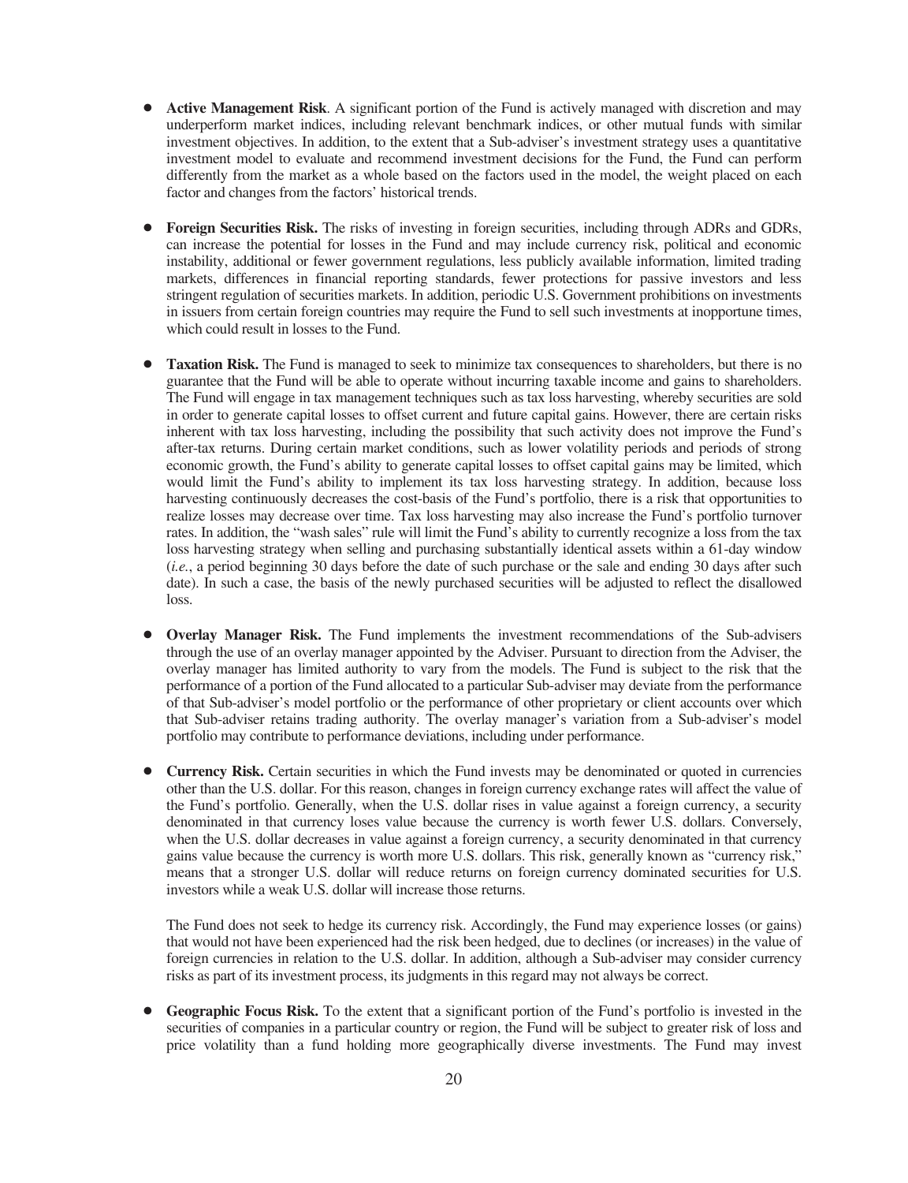- **Active Management Risk**. A significant portion of the Fund is actively managed with discretion and may underperform market indices, including relevant benchmark indices, or other mutual funds with similar investment objectives. In addition, to the extent that a Sub-adviser's investment strategy uses a quantitative investment model to evaluate and recommend investment decisions for the Fund, the Fund can perform differently from the market as a whole based on the factors used in the model, the weight placed on each factor and changes from the factors' historical trends.

- **Foreign Securities Risk.** The risks of investing in foreign securities, including through ADRs and GDRs, can increase the potential for losses in the Fund and may include currency risk, political and economic instability, additional or fewer government regulations, less publicly available information, limited trading markets, differences in financial reporting standards, fewer protections for passive investors and less stringent regulation of securities markets. In addition, periodic U.S. Government prohibitions on investments in issuers from certain foreign countries may require the Fund to sell such investments at inopportune times, which could result in losses to the Fund.

- **Taxation Risk.** The Fund is managed to seek to minimize tax consequences to shareholders, but there is no guarantee that the Fund will be able to operate without incurring taxable income and gains to shareholders. The Fund will engage in tax management techniques such as tax loss harvesting, whereby securities are sold in order to generate capital losses to offset current and future capital gains. However, there are certain risks inherent with tax loss harvesting, including the possibility that such activity does not improve the Fund's after-tax returns. During certain market conditions, such as lower volatility periods and periods of strong economic growth, the Fund's ability to generate capital losses to offset capital gains may be limited, which would limit the Fund's ability to implement its tax loss harvesting strategy. In addition, because loss harvesting continuously decreases the cost-basis of the Fund's portfolio, there is a risk that opportunities to realize losses may decrease over time. Tax loss harvesting may also increase the Fund's portfolio turnover rates. In addition, the "wash sales" rule will limit the Fund's ability to currently recognize a loss from the tax loss harvesting strategy when selling and purchasing substantially identical assets within a 61-day window (*i.e.*, a period beginning 30 days before the date of such purchase or the sale and ending 30 days after such date). In such a case, the basis of the newly purchased securities will be adjusted to reflect the disallowed loss.

- **Overlay Manager Risk.** The Fund implements the investment recommendations of the Sub-advisers through the use of an overlay manager appointed by the Adviser. Pursuant to direction from the Adviser, the overlay manager has limited authority to vary from the models. The Fund is subject to the risk that the performance of a portion of the Fund allocated to a particular Sub-adviser may deviate from the performance of that Sub-adviser's model portfolio or the performance of other proprietary or client accounts over which that Sub-adviser retains trading authority. The overlay manager's variation from a Sub-adviser's model portfolio may contribute to performance deviations, including under performance.

- **Currency Risk.** Certain securities in which the Fund invests may be denominated or quoted in currencies other than the U.S. dollar. For this reason, changes in foreign currency exchange rates will affect the value of the Fund's portfolio. Generally, when the U.S. dollar rises in value against a foreign currency, a security denominated in that currency loses value because the currency is worth fewer U.S. dollars. Conversely, when the U.S. dollar decreases in value against a foreign currency, a security denominated in that currency gains value because the currency is worth more U.S. dollars. This risk, generally known as "currency risk," means that a stronger U.S. dollar will reduce returns on foreign currency dominated securities for U.S. investors while a weak U.S. dollar will increase those returns.

  The Fund does not seek to hedge its currency risk. Accordingly, the Fund may experience losses (or gains) that would not have been experienced had the risk been hedged, due to declines (or increases) in the value of foreign currencies in relation to the U.S. dollar. In addition, although a Sub-adviser may consider currency risks as part of its investment process, its judgments in this regard may not always be correct.

- **Geographic Focus Risk.** To the extent that a significant portion of the Fund's portfolio is invested in the securities of companies in a particular country or region, the Fund will be subject to greater risk of loss and price volatility than a fund holding more geographically diverse investments. The Fund may invest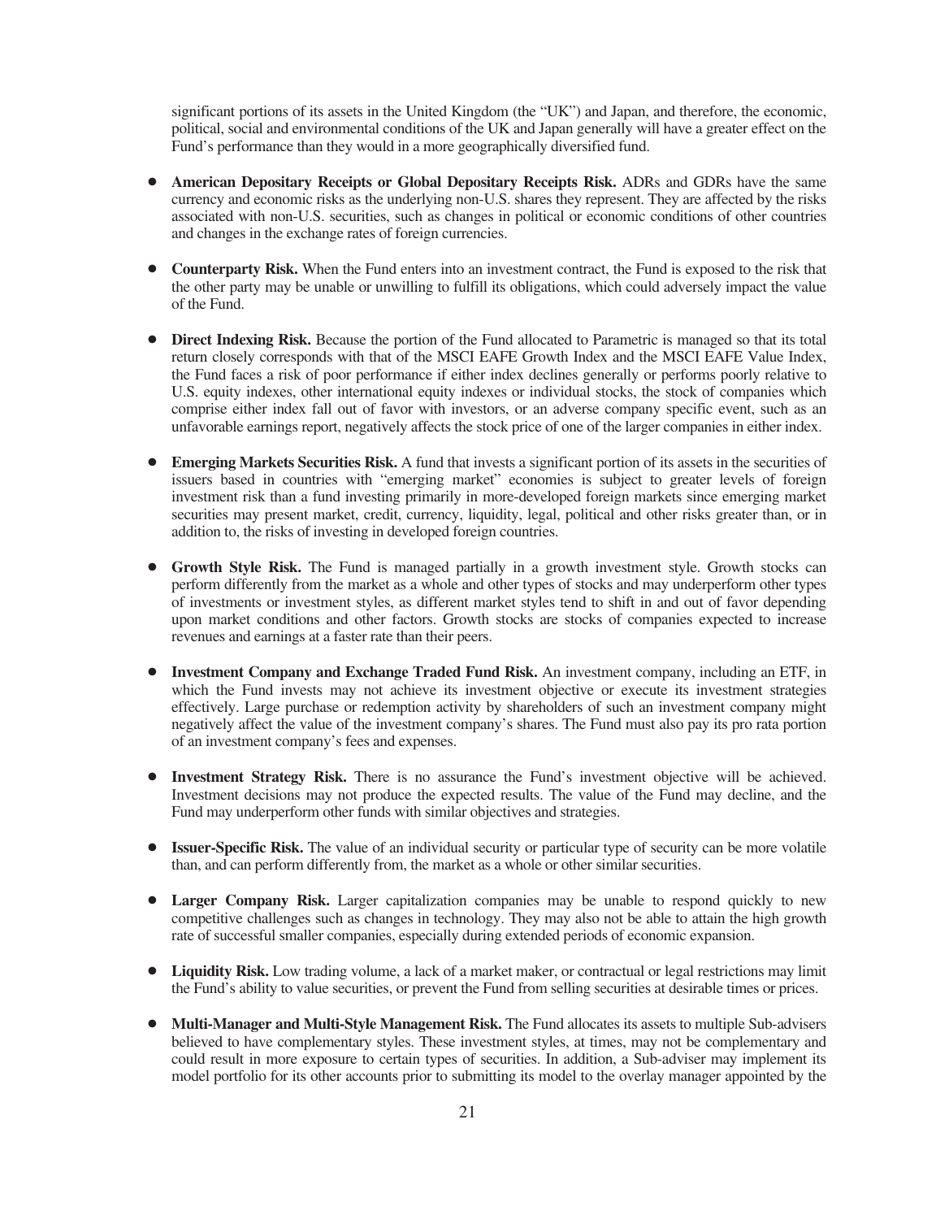significant portions of its assets in the United Kingdom (the "UK") and Japan, and therefore, the economic, political, social and environmental conditions of the UK and Japan generally will have a greater effect on the Fund's performance than they would in a more geographically diversified fund.

- **American Depositary Receipts or Global Depositary Receipts Risk.** ADRs and GDRs have the same currency and economic risks as the underlying non-U.S. shares they represent. They are affected by the risks associated with non-U.S. securities, such as changes in political or economic conditions of other countries and changes in the exchange rates of foreign currencies.

- **Counterparty Risk.** When the Fund enters into an investment contract, the Fund is exposed to the risk that the other party may be unable or unwilling to fulfill its obligations, which could adversely impact the value of the Fund.

- **Direct Indexing Risk.** Because the portion of the Fund allocated to Parametric is managed so that its total return closely corresponds with that of the MSCI EAFE Growth Index and the MSCI EAFE Value Index, the Fund faces a risk of poor performance if either index declines generally or performs poorly relative to U.S. equity indexes, other international equity indexes or individual stocks, the stock of companies which comprise either index fall out of favor with investors, or an adverse company specific event, such as an unfavorable earnings report, negatively affects the stock price of one of the larger companies in either index.

- **Emerging Markets Securities Risk.** A fund that invests a significant portion of its assets in the securities of issuers based in countries with "emerging market" economies is subject to greater levels of foreign investment risk than a fund investing primarily in more-developed foreign markets since emerging market securities may present market, credit, currency, liquidity, legal, political and other risks greater than, or in addition to, the risks of investing in developed foreign countries.

- **Growth Style Risk.** The Fund is managed partially in a growth investment style. Growth stocks can perform differently from the market as a whole and other types of stocks and may underperform other types of investments or investment styles, as different market styles tend to shift in and out of favor depending upon market conditions and other factors. Growth stocks are stocks of companies expected to increase revenues and earnings at a faster rate than their peers.

- **Investment Company and Exchange Traded Fund Risk.** An investment company, including an ETF, in which the Fund invests may not achieve its investment objective or execute its investment strategies effectively. Large purchase or redemption activity by shareholders of such an investment company might negatively affect the value of the investment company's shares. The Fund must also pay its pro rata portion of an investment company's fees and expenses.

- **Investment Strategy Risk.** There is no assurance the Fund's investment objective will be achieved. Investment decisions may not produce the expected results. The value of the Fund may decline, and the Fund may underperform other funds with similar objectives and strategies.

- **Issuer-Specific Risk.** The value of an individual security or particular type of security can be more volatile than, and can perform differently from, the market as a whole or other similar securities.

- **Larger Company Risk.** Larger capitalization companies may be unable to respond quickly to new competitive challenges such as changes in technology. They may also not be able to attain the high growth rate of successful smaller companies, especially during extended periods of economic expansion.

- **Liquidity Risk.** Low trading volume, a lack of a market maker, or contractual or legal restrictions may limit the Fund's ability to value securities, or prevent the Fund from selling securities at desirable times or prices.

- **Multi-Manager and Multi-Style Management Risk.** The Fund allocates its assets to multiple Sub-advisers believed to have complementary styles. These investment styles, at times, may not be complementary and could result in more exposure to certain types of securities. In addition, a Sub-adviser may implement its model portfolio for its other accounts prior to submitting its model to the overlay manager appointed by the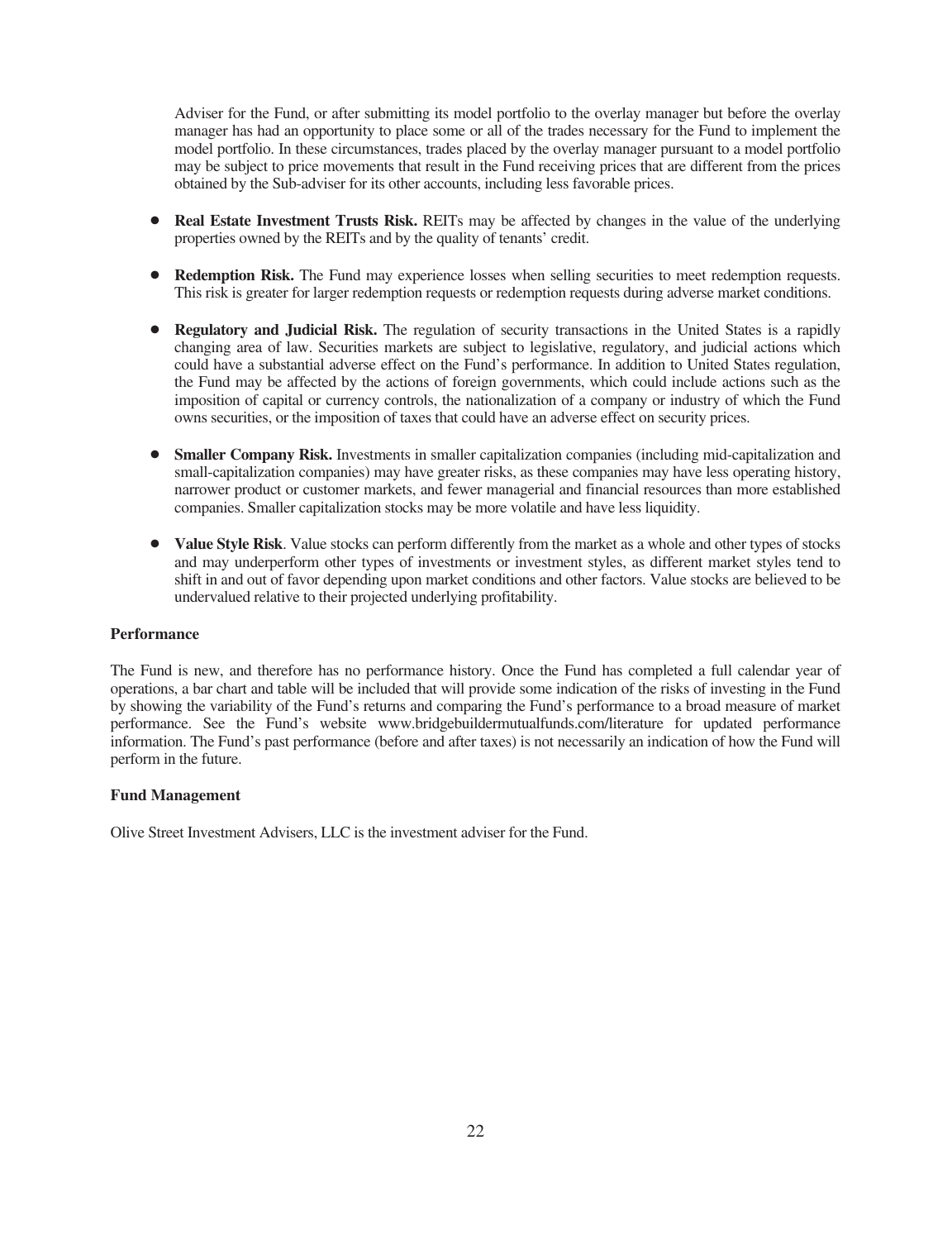Adviser for the Fund, or after submitting its model portfolio to the overlay manager but before the overlay manager has had an opportunity to place some or all of the trades necessary for the Fund to implement the model portfolio. In these circumstances, trades placed by the overlay manager pursuant to a model portfolio may be subject to price movements that result in the Fund receiving prices that are different from the prices obtained by the Sub-adviser for its other accounts, including less favorable prices.

- **Real Estate Investment Trusts Risk.** REITs may be affected by changes in the value of the underlying properties owned by the REITs and by the quality of tenants' credit.

- **Redemption Risk.** The Fund may experience losses when selling securities to meet redemption requests. This risk is greater for larger redemption requests or redemption requests during adverse market conditions.

- **Regulatory and Judicial Risk.** The regulation of security transactions in the United States is a rapidly changing area of law. Securities markets are subject to legislative, regulatory, and judicial actions which could have a substantial adverse effect on the Fund's performance. In addition to United States regulation, the Fund may be affected by the actions of foreign governments, which could include actions such as the imposition of capital or currency controls, the nationalization of a company or industry of which the Fund owns securities, or the imposition of taxes that could have an adverse effect on security prices.

- **Smaller Company Risk.** Investments in smaller capitalization companies (including mid-capitalization and small-capitalization companies) may have greater risks, as these companies may have less operating history, narrower product or customer markets, and fewer managerial and financial resources than more established companies. Smaller capitalization stocks may be more volatile and have less liquidity.

- **Value Style Risk**. Value stocks can perform differently from the market as a whole and other types of stocks and may underperform other types of investments or investment styles, as different market styles tend to shift in and out of favor depending upon market conditions and other factors. Value stocks are believed to be undervalued relative to their projected underlying profitability.

**Performance**

The Fund is new, and therefore has no performance history. Once the Fund has completed a full calendar year of operations, a bar chart and table will be included that will provide some indication of the risks of investing in the Fund by showing the variability of the Fund's returns and comparing the Fund's performance to a broad measure of market performance. See the Fund's website www.bridgebuildermutualfunds.com/literature for updated performance information. The Fund's past performance (before and after taxes) is not necessarily an indication of how the Fund will perform in the future.

**Fund Management**

Olive Street Investment Advisers, LLC is the investment adviser for the Fund.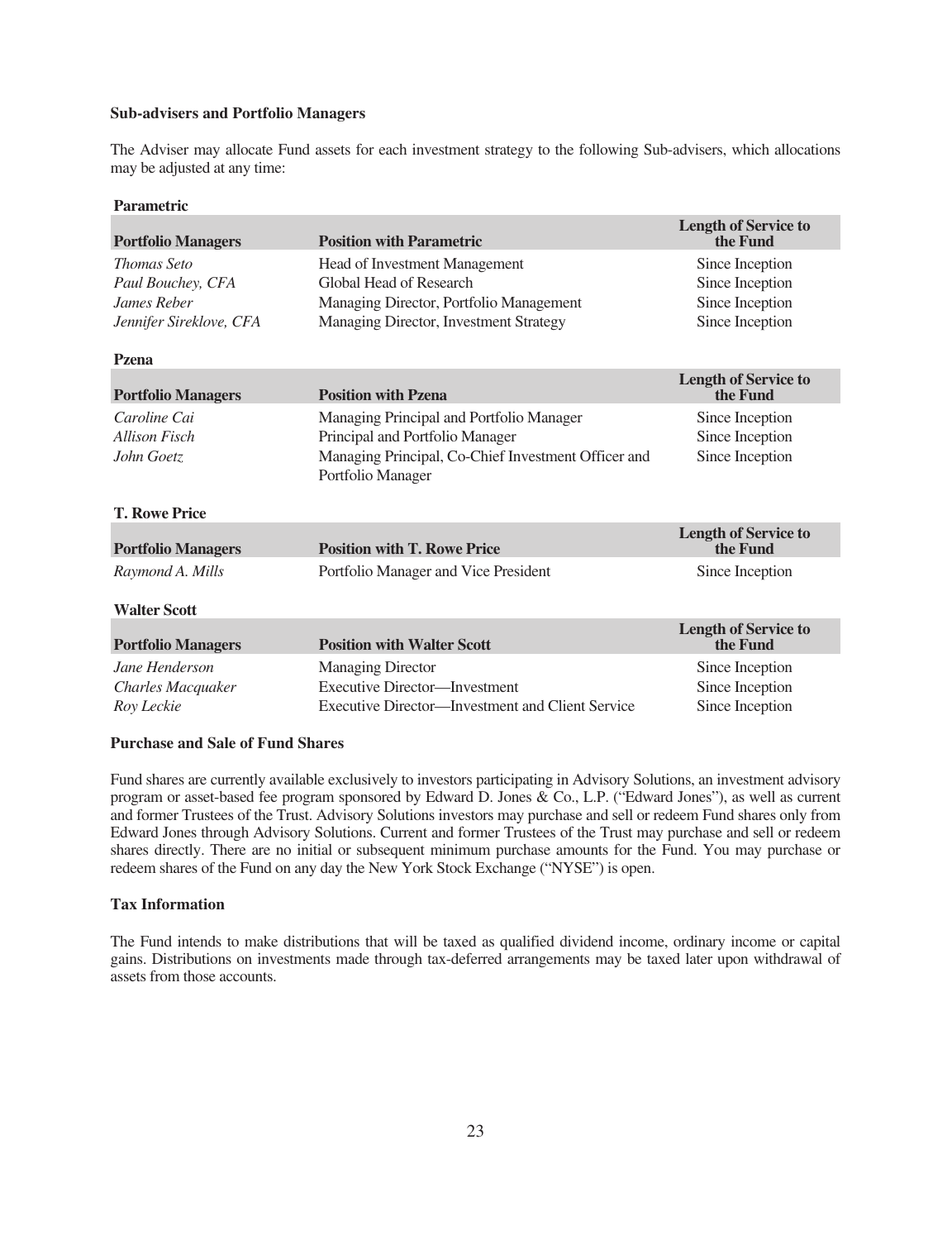### Sub-advisers and Portfolio Managers

The Adviser may allocate Fund assets for each investment strategy to the following Sub-advisers, which allocations may be adjusted at any time:

**Parametric**

| Portfolio Managers | Position with Parametric | Length of Service to the Fund |
|---|---|---|
| *Thomas Seto* | Head of Investment Management | Since Inception |
| *Paul Bouchey, CFA* | Global Head of Research | Since Inception |
| *James Reber* | Managing Director, Portfolio Management | Since Inception |
| *Jennifer Sireklove, CFA* | Managing Director, Investment Strategy | Since Inception |

**Pzena**

| Portfolio Managers | Position with Pzena | Length of Service to the Fund |
|---|---|---|
| *Caroline Cai* | Managing Principal and Portfolio Manager | Since Inception |
| *Allison Fisch* | Principal and Portfolio Manager | Since Inception |
| *John Goetz* | Managing Principal, Co-Chief Investment Officer and Portfolio Manager | Since Inception |

**T. Rowe Price**

| Portfolio Managers | Position with T. Rowe Price | Length of Service to the Fund |
|---|---|---|
| *Raymond A. Mills* | Portfolio Manager and Vice President | Since Inception |

**Walter Scott**

| Portfolio Managers | Position with Walter Scott | Length of Service to the Fund |
|---|---|---|
| *Jane Henderson* | Managing Director | Since Inception |
| *Charles Macquaker* | Executive Director—Investment | Since Inception |
| *Roy Leckie* | Executive Director—Investment and Client Service | Since Inception |

### Purchase and Sale of Fund Shares

Fund shares are currently available exclusively to investors participating in Advisory Solutions, an investment advisory program or asset-based fee program sponsored by Edward D. Jones & Co., L.P. ("Edward Jones"), as well as current and former Trustees of the Trust. Advisory Solutions investors may purchase and sell or redeem Fund shares only from Edward Jones through Advisory Solutions. Current and former Trustees of the Trust may purchase and sell or redeem shares directly. There are no initial or subsequent minimum purchase amounts for the Fund. You may purchase or redeem shares of the Fund on any day the New York Stock Exchange ("NYSE") is open.

### Tax Information

The Fund intends to make distributions that will be taxed as qualified dividend income, ordinary income or capital gains. Distributions on investments made through tax-deferred arrangements may be taxed later upon withdrawal of assets from those accounts.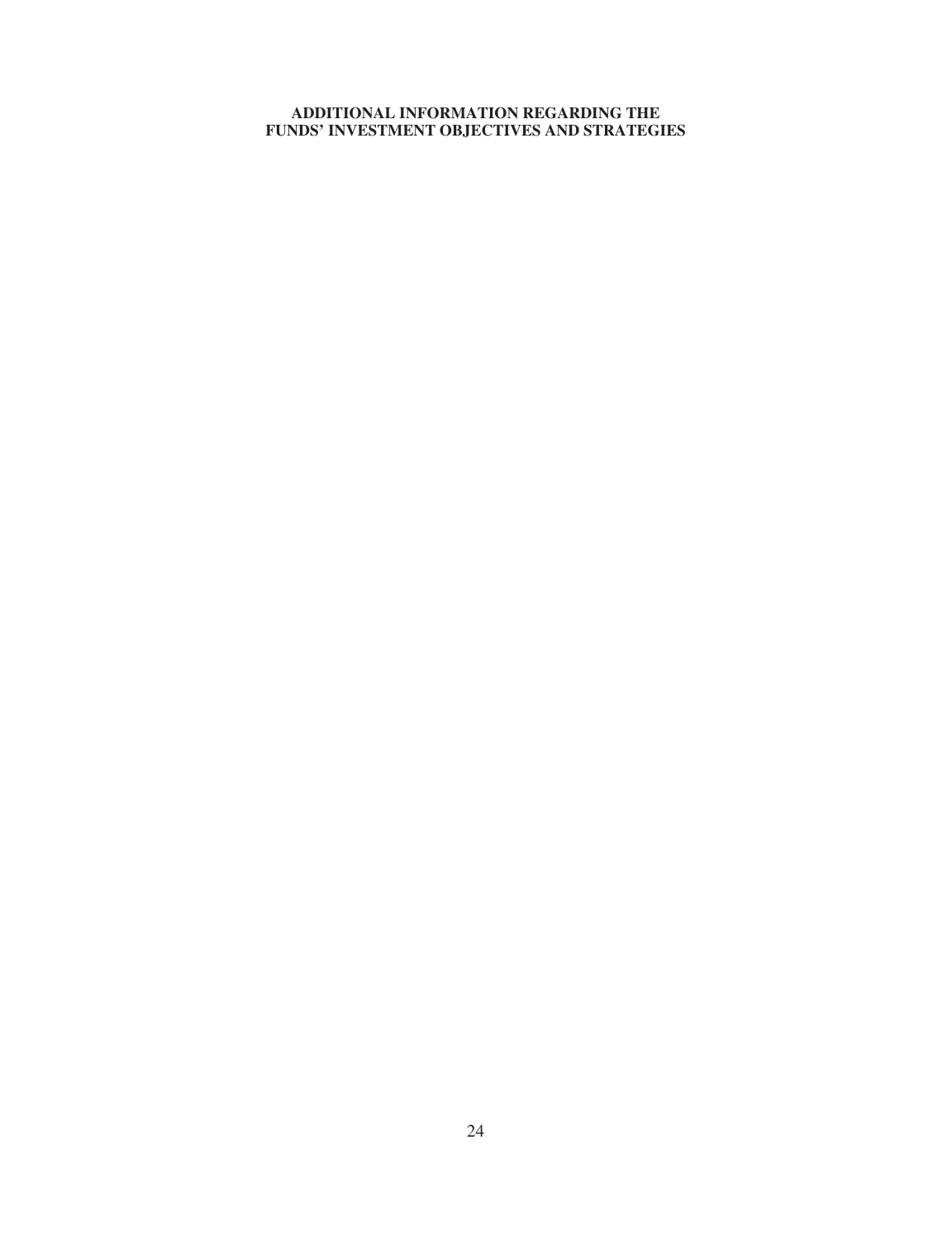# ADDITIONAL INFORMATION REGARDING THE FUNDS' INVESTMENT OBJECTIVES AND STRATEGIES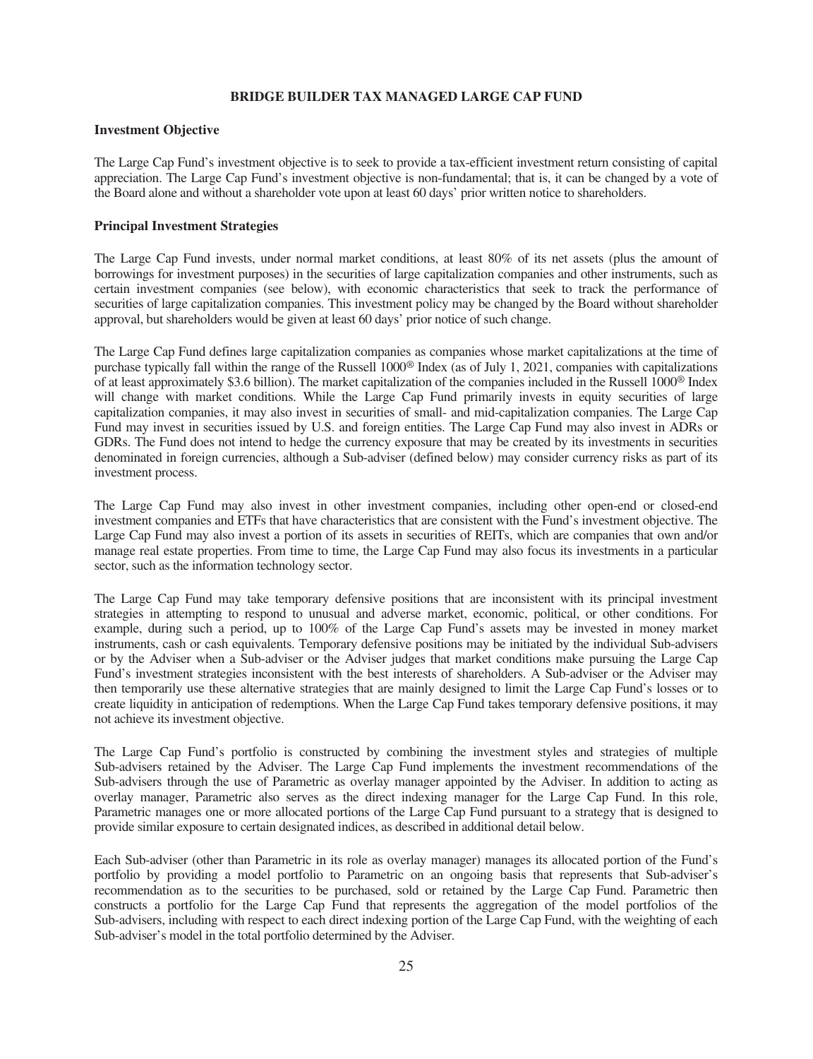## BRIDGE BUILDER TAX MANAGED LARGE CAP FUND

### Investment Objective

The Large Cap Fund's investment objective is to seek to provide a tax-efficient investment return consisting of capital appreciation. The Large Cap Fund's investment objective is non-fundamental; that is, it can be changed by a vote of the Board alone and without a shareholder vote upon at least 60 days' prior written notice to shareholders.

### Principal Investment Strategies

The Large Cap Fund invests, under normal market conditions, at least 80% of its net assets (plus the amount of borrowings for investment purposes) in the securities of large capitalization companies and other instruments, such as certain investment companies (see below), with economic characteristics that seek to track the performance of securities of large capitalization companies. This investment policy may be changed by the Board without shareholder approval, but shareholders would be given at least 60 days' prior notice of such change.

The Large Cap Fund defines large capitalization companies as companies whose market capitalizations at the time of purchase typically fall within the range of the Russell 1000® Index (as of July 1, 2021, companies with capitalizations of at least approximately $3.6 billion). The market capitalization of the companies included in the Russell 1000® Index will change with market conditions. While the Large Cap Fund primarily invests in equity securities of large capitalization companies, it may also invest in securities of small- and mid-capitalization companies. The Large Cap Fund may invest in securities issued by U.S. and foreign entities. The Large Cap Fund may also invest in ADRs or GDRs. The Fund does not intend to hedge the currency exposure that may be created by its investments in securities denominated in foreign currencies, although a Sub-adviser (defined below) may consider currency risks as part of its investment process.

The Large Cap Fund may also invest in other investment companies, including other open-end or closed-end investment companies and ETFs that have characteristics that are consistent with the Fund's investment objective. The Large Cap Fund may also invest a portion of its assets in securities of REITs, which are companies that own and/or manage real estate properties. From time to time, the Large Cap Fund may also focus its investments in a particular sector, such as the information technology sector.

The Large Cap Fund may take temporary defensive positions that are inconsistent with its principal investment strategies in attempting to respond to unusual and adverse market, economic, political, or other conditions. For example, during such a period, up to 100% of the Large Cap Fund's assets may be invested in money market instruments, cash or cash equivalents. Temporary defensive positions may be initiated by the individual Sub-advisers or by the Adviser when a Sub-adviser or the Adviser judges that market conditions make pursuing the Large Cap Fund's investment strategies inconsistent with the best interests of shareholders. A Sub-adviser or the Adviser may then temporarily use these alternative strategies that are mainly designed to limit the Large Cap Fund's losses or to create liquidity in anticipation of redemptions. When the Large Cap Fund takes temporary defensive positions, it may not achieve its investment objective.

The Large Cap Fund's portfolio is constructed by combining the investment styles and strategies of multiple Sub-advisers retained by the Adviser. The Large Cap Fund implements the investment recommendations of the Sub-advisers through the use of Parametric as overlay manager appointed by the Adviser. In addition to acting as overlay manager, Parametric also serves as the direct indexing manager for the Large Cap Fund. In this role, Parametric manages one or more allocated portions of the Large Cap Fund pursuant to a strategy that is designed to provide similar exposure to certain designated indices, as described in additional detail below.

Each Sub-adviser (other than Parametric in its role as overlay manager) manages its allocated portion of the Fund's portfolio by providing a model portfolio to Parametric on an ongoing basis that represents that Sub-adviser's recommendation as to the securities to be purchased, sold or retained by the Large Cap Fund. Parametric then constructs a portfolio for the Large Cap Fund that represents the aggregation of the model portfolios of the Sub-advisers, including with respect to each direct indexing portion of the Large Cap Fund, with the weighting of each Sub-adviser's model in the total portfolio determined by the Adviser.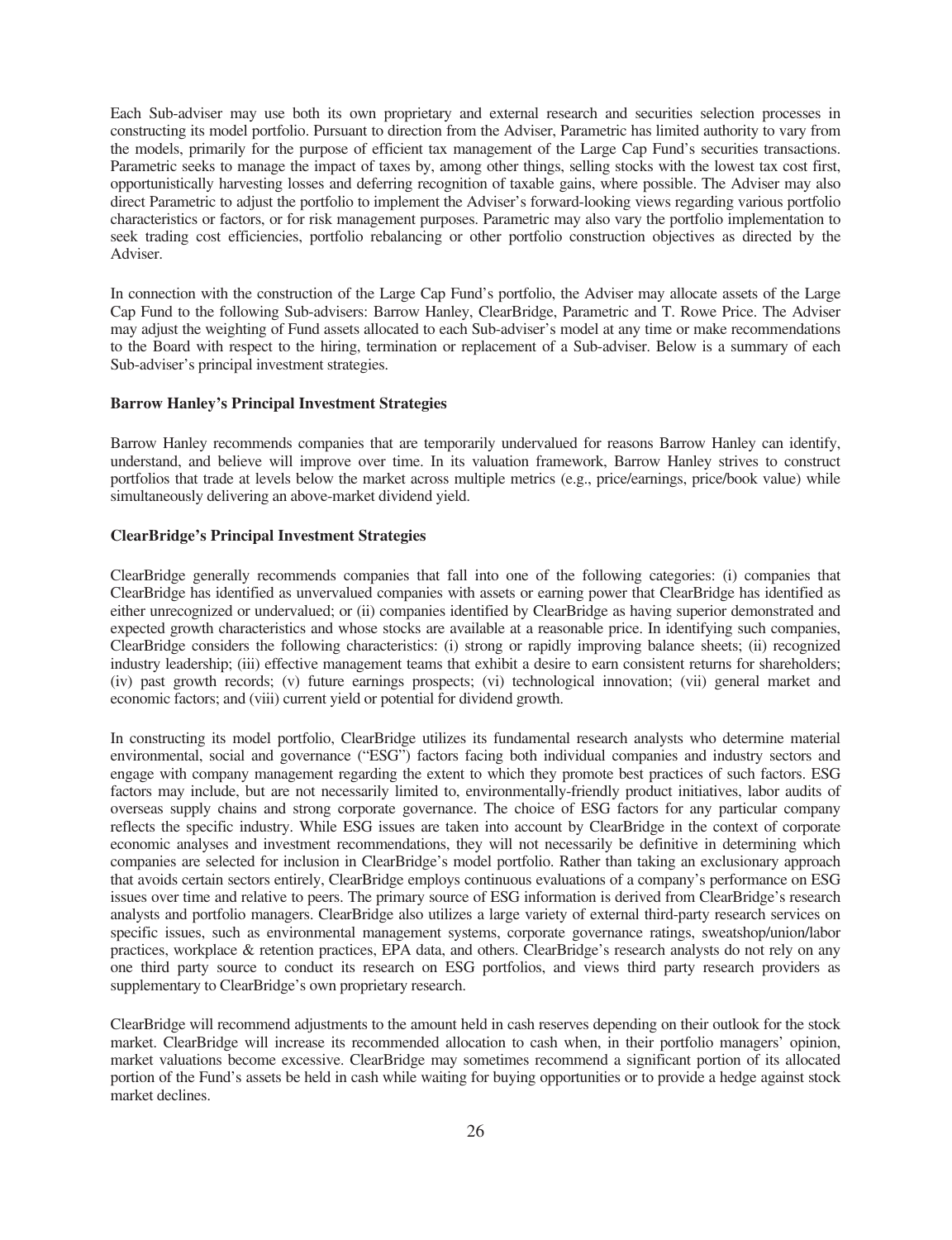Each Sub-adviser may use both its own proprietary and external research and securities selection processes in constructing its model portfolio. Pursuant to direction from the Adviser, Parametric has limited authority to vary from the models, primarily for the purpose of efficient tax management of the Large Cap Fund's securities transactions. Parametric seeks to manage the impact of taxes by, among other things, selling stocks with the lowest tax cost first, opportunistically harvesting losses and deferring recognition of taxable gains, where possible. The Adviser may also direct Parametric to adjust the portfolio to implement the Adviser's forward-looking views regarding various portfolio characteristics or factors, or for risk management purposes. Parametric may also vary the portfolio implementation to seek trading cost efficiencies, portfolio rebalancing or other portfolio construction objectives as directed by the Adviser.

In connection with the construction of the Large Cap Fund's portfolio, the Adviser may allocate assets of the Large Cap Fund to the following Sub-advisers: Barrow Hanley, ClearBridge, Parametric and T. Rowe Price. The Adviser may adjust the weighting of Fund assets allocated to each Sub-adviser's model at any time or make recommendations to the Board with respect to the hiring, termination or replacement of a Sub-adviser. Below is a summary of each Sub-adviser's principal investment strategies.

**Barrow Hanley's Principal Investment Strategies**

Barrow Hanley recommends companies that are temporarily undervalued for reasons Barrow Hanley can identify, understand, and believe will improve over time. In its valuation framework, Barrow Hanley strives to construct portfolios that trade at levels below the market across multiple metrics (e.g., price/earnings, price/book value) while simultaneously delivering an above-market dividend yield.

**ClearBridge's Principal Investment Strategies**

ClearBridge generally recommends companies that fall into one of the following categories: (i) companies that ClearBridge has identified as unvervalued companies with assets or earning power that ClearBridge has identified as either unrecognized or undervalued; or (ii) companies identified by ClearBridge as having superior demonstrated and expected growth characteristics and whose stocks are available at a reasonable price. In identifying such companies, ClearBridge considers the following characteristics: (i) strong or rapidly improving balance sheets; (ii) recognized industry leadership; (iii) effective management teams that exhibit a desire to earn consistent returns for shareholders; (iv) past growth records; (v) future earnings prospects; (vi) technological innovation; (vii) general market and economic factors; and (viii) current yield or potential for dividend growth.

In constructing its model portfolio, ClearBridge utilizes its fundamental research analysts who determine material environmental, social and governance ("ESG") factors facing both individual companies and industry sectors and engage with company management regarding the extent to which they promote best practices of such factors. ESG factors may include, but are not necessarily limited to, environmentally-friendly product initiatives, labor audits of overseas supply chains and strong corporate governance. The choice of ESG factors for any particular company reflects the specific industry. While ESG issues are taken into account by ClearBridge in the context of corporate economic analyses and investment recommendations, they will not necessarily be definitive in determining which companies are selected for inclusion in ClearBridge's model portfolio. Rather than taking an exclusionary approach that avoids certain sectors entirely, ClearBridge employs continuous evaluations of a company's performance on ESG issues over time and relative to peers. The primary source of ESG information is derived from ClearBridge's research analysts and portfolio managers. ClearBridge also utilizes a large variety of external third-party research services on specific issues, such as environmental management systems, corporate governance ratings, sweatshop/union/labor practices, workplace & retention practices, EPA data, and others. ClearBridge's research analysts do not rely on any one third party source to conduct its research on ESG portfolios, and views third party research providers as supplementary to ClearBridge's own proprietary research.

ClearBridge will recommend adjustments to the amount held in cash reserves depending on their outlook for the stock market. ClearBridge will increase its recommended allocation to cash when, in their portfolio managers' opinion, market valuations become excessive. ClearBridge may sometimes recommend a significant portion of its allocated portion of the Fund's assets be held in cash while waiting for buying opportunities or to provide a hedge against stock market declines.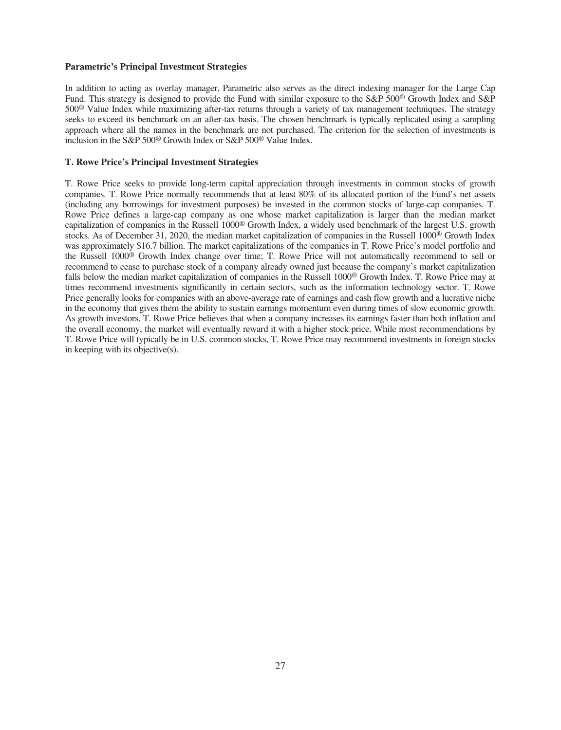**Parametric's Principal Investment Strategies**

In addition to acting as overlay manager, Parametric also serves as the direct indexing manager for the Large Cap Fund. This strategy is designed to provide the Fund with similar exposure to the S&P 500® Growth Index and S&P 500® Value Index while maximizing after-tax returns through a variety of tax management techniques. The strategy seeks to exceed its benchmark on an after-tax basis. The chosen benchmark is typically replicated using a sampling approach where all the names in the benchmark are not purchased. The criterion for the selection of investments is inclusion in the S&P 500® Growth Index or S&P 500® Value Index.

**T. Rowe Price's Principal Investment Strategies**

T. Rowe Price seeks to provide long-term capital appreciation through investments in common stocks of growth companies. T. Rowe Price normally recommends that at least 80% of its allocated portion of the Fund's net assets (including any borrowings for investment purposes) be invested in the common stocks of large-cap companies. T. Rowe Price defines a large-cap company as one whose market capitalization is larger than the median market capitalization of companies in the Russell 1000® Growth Index, a widely used benchmark of the largest U.S. growth stocks. As of December 31, 2020, the median market capitalization of companies in the Russell 1000® Growth Index was approximately $16.7 billion. The market capitalizations of the companies in T. Rowe Price's model portfolio and the Russell 1000® Growth Index change over time; T. Rowe Price will not automatically recommend to sell or recommend to cease to purchase stock of a company already owned just because the company's market capitalization falls below the median market capitalization of companies in the Russell 1000® Growth Index. T. Rowe Price may at times recommend investments significantly in certain sectors, such as the information technology sector. T. Rowe Price generally looks for companies with an above-average rate of earnings and cash flow growth and a lucrative niche in the economy that gives them the ability to sustain earnings momentum even during times of slow economic growth. As growth investors, T. Rowe Price believes that when a company increases its earnings faster than both inflation and the overall economy, the market will eventually reward it with a higher stock price. While most recommendations by T. Rowe Price will typically be in U.S. common stocks, T. Rowe Price may recommend investments in foreign stocks in keeping with its objective(s).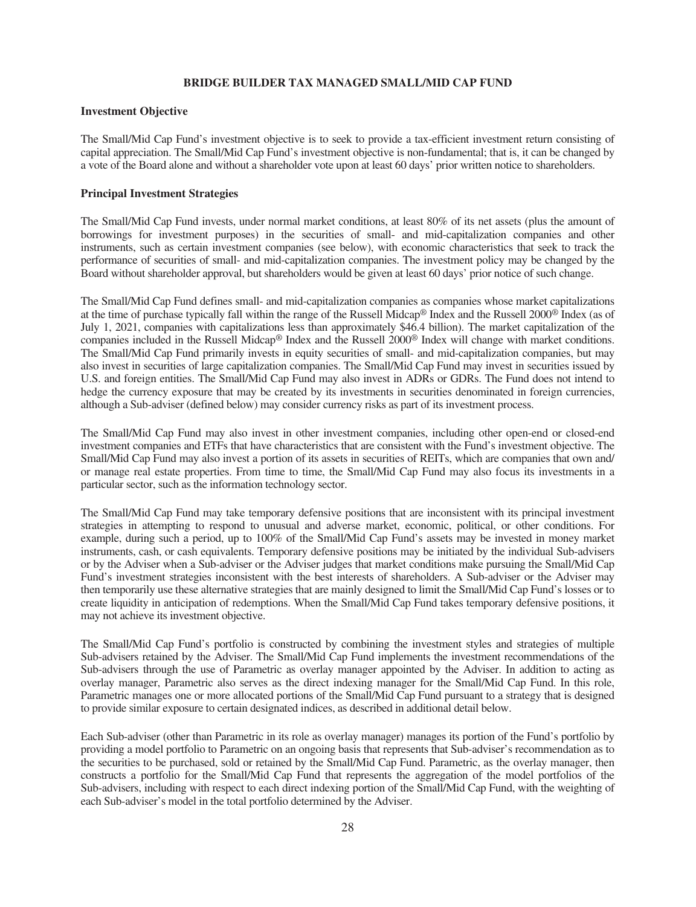# BRIDGE BUILDER TAX MANAGED SMALL/MID CAP FUND

## Investment Objective

The Small/Mid Cap Fund's investment objective is to seek to provide a tax-efficient investment return consisting of capital appreciation. The Small/Mid Cap Fund's investment objective is non-fundamental; that is, it can be changed by a vote of the Board alone and without a shareholder vote upon at least 60 days' prior written notice to shareholders.

## Principal Investment Strategies

The Small/Mid Cap Fund invests, under normal market conditions, at least 80% of its net assets (plus the amount of borrowings for investment purposes) in the securities of small- and mid-capitalization companies and other instruments, such as certain investment companies (see below), with economic characteristics that seek to track the performance of securities of small- and mid-capitalization companies. The investment policy may be changed by the Board without shareholder approval, but shareholders would be given at least 60 days' prior notice of such change.

The Small/Mid Cap Fund defines small- and mid-capitalization companies as companies whose market capitalizations at the time of purchase typically fall within the range of the Russell Midcap® Index and the Russell 2000® Index (as of July 1, 2021, companies with capitalizations less than approximately $46.4 billion). The market capitalization of the companies included in the Russell Midcap® Index and the Russell 2000® Index will change with market conditions. The Small/Mid Cap Fund primarily invests in equity securities of small- and mid-capitalization companies, but may also invest in securities of large capitalization companies. The Small/Mid Cap Fund may invest in securities issued by U.S. and foreign entities. The Small/Mid Cap Fund may also invest in ADRs or GDRs. The Fund does not intend to hedge the currency exposure that may be created by its investments in securities denominated in foreign currencies, although a Sub-adviser (defined below) may consider currency risks as part of its investment process.

The Small/Mid Cap Fund may also invest in other investment companies, including other open-end or closed-end investment companies and ETFs that have characteristics that are consistent with the Fund's investment objective. The Small/Mid Cap Fund may also invest a portion of its assets in securities of REITs, which are companies that own and/or manage real estate properties. From time to time, the Small/Mid Cap Fund may also focus its investments in a particular sector, such as the information technology sector.

The Small/Mid Cap Fund may take temporary defensive positions that are inconsistent with its principal investment strategies in attempting to respond to unusual and adverse market, economic, political, or other conditions. For example, during such a period, up to 100% of the Small/Mid Cap Fund's assets may be invested in money market instruments, cash, or cash equivalents. Temporary defensive positions may be initiated by the individual Sub-advisers or by the Adviser when a Sub-adviser or the Adviser judges that market conditions make pursuing the Small/Mid Cap Fund's investment strategies inconsistent with the best interests of shareholders. A Sub-adviser or the Adviser may then temporarily use these alternative strategies that are mainly designed to limit the Small/Mid Cap Fund's losses or to create liquidity in anticipation of redemptions. When the Small/Mid Cap Fund takes temporary defensive positions, it may not achieve its investment objective.

The Small/Mid Cap Fund's portfolio is constructed by combining the investment styles and strategies of multiple Sub-advisers retained by the Adviser. The Small/Mid Cap Fund implements the investment recommendations of the Sub-advisers through the use of Parametric as overlay manager appointed by the Adviser. In addition to acting as overlay manager, Parametric also serves as the direct indexing manager for the Small/Mid Cap Fund. In this role, Parametric manages one or more allocated portions of the Small/Mid Cap Fund pursuant to a strategy that is designed to provide similar exposure to certain designated indices, as described in additional detail below.

Each Sub-adviser (other than Parametric in its role as overlay manager) manages its portion of the Fund's portfolio by providing a model portfolio to Parametric on an ongoing basis that represents that Sub-adviser's recommendation as to the securities to be purchased, sold or retained by the Small/Mid Cap Fund. Parametric, as the overlay manager, then constructs a portfolio for the Small/Mid Cap Fund that represents the aggregation of the model portfolios of the Sub-advisers, including with respect to each direct indexing portion of the Small/Mid Cap Fund, with the weighting of each Sub-adviser's model in the total portfolio determined by the Adviser.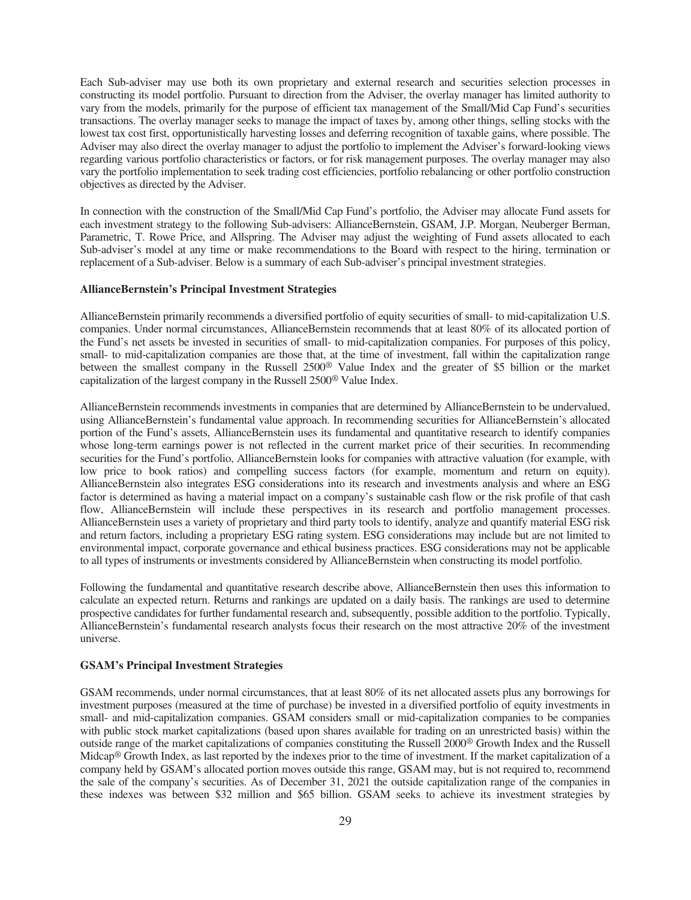Each Sub-adviser may use both its own proprietary and external research and securities selection processes in constructing its model portfolio. Pursuant to direction from the Adviser, the overlay manager has limited authority to vary from the models, primarily for the purpose of efficient tax management of the Small/Mid Cap Fund's securities transactions. The overlay manager seeks to manage the impact of taxes by, among other things, selling stocks with the lowest tax cost first, opportunistically harvesting losses and deferring recognition of taxable gains, where possible. The Adviser may also direct the overlay manager to adjust the portfolio to implement the Adviser's forward-looking views regarding various portfolio characteristics or factors, or for risk management purposes. The overlay manager may also vary the portfolio implementation to seek trading cost efficiencies, portfolio rebalancing or other portfolio construction objectives as directed by the Adviser.

In connection with the construction of the Small/Mid Cap Fund's portfolio, the Adviser may allocate Fund assets for each investment strategy to the following Sub-advisers: AllianceBernstein, GSAM, J.P. Morgan, Neuberger Berman, Parametric, T. Rowe Price, and Allspring. The Adviser may adjust the weighting of Fund assets allocated to each Sub-adviser's model at any time or make recommendations to the Board with respect to the hiring, termination or replacement of a Sub-adviser. Below is a summary of each Sub-adviser's principal investment strategies.

**AllianceBernstein's Principal Investment Strategies**

AllianceBernstein primarily recommends a diversified portfolio of equity securities of small- to mid-capitalization U.S. companies. Under normal circumstances, AllianceBernstein recommends that at least 80% of its allocated portion of the Fund's net assets be invested in securities of small- to mid-capitalization companies. For purposes of this policy, small- to mid-capitalization companies are those that, at the time of investment, fall within the capitalization range between the smallest company in the Russell 2500® Value Index and the greater of $5 billion or the market capitalization of the largest company in the Russell 2500® Value Index.

AllianceBernstein recommends investments in companies that are determined by AllianceBernstein to be undervalued, using AllianceBernstein's fundamental value approach. In recommending securities for AllianceBernstein's allocated portion of the Fund's assets, AllianceBernstein uses its fundamental and quantitative research to identify companies whose long-term earnings power is not reflected in the current market price of their securities. In recommending securities for the Fund's portfolio, AllianceBernstein looks for companies with attractive valuation (for example, with low price to book ratios) and compelling success factors (for example, momentum and return on equity). AllianceBernstein also integrates ESG considerations into its research and investments analysis and where an ESG factor is determined as having a material impact on a company's sustainable cash flow or the risk profile of that cash flow, AllianceBernstein will include these perspectives in its research and portfolio management processes. AllianceBernstein uses a variety of proprietary and third party tools to identify, analyze and quantify material ESG risk and return factors, including a proprietary ESG rating system. ESG considerations may include but are not limited to environmental impact, corporate governance and ethical business practices. ESG considerations may not be applicable to all types of instruments or investments considered by AllianceBernstein when constructing its model portfolio.

Following the fundamental and quantitative research describe above, AllianceBernstein then uses this information to calculate an expected return. Returns and rankings are updated on a daily basis. The rankings are used to determine prospective candidates for further fundamental research and, subsequently, possible addition to the portfolio. Typically, AllianceBernstein's fundamental research analysts focus their research on the most attractive 20% of the investment universe.

**GSAM's Principal Investment Strategies**

GSAM recommends, under normal circumstances, that at least 80% of its net allocated assets plus any borrowings for investment purposes (measured at the time of purchase) be invested in a diversified portfolio of equity investments in small- and mid-capitalization companies. GSAM considers small or mid-capitalization companies to be companies with public stock market capitalizations (based upon shares available for trading on an unrestricted basis) within the outside range of the market capitalizations of companies constituting the Russell 2000® Growth Index and the Russell Midcap® Growth Index, as last reported by the indexes prior to the time of investment. If the market capitalization of a company held by GSAM's allocated portion moves outside this range, GSAM may, but is not required to, recommend the sale of the company's securities. As of December 31, 2021 the outside capitalization range of the companies in these indexes was between $32 million and $65 billion. GSAM seeks to achieve its investment strategies by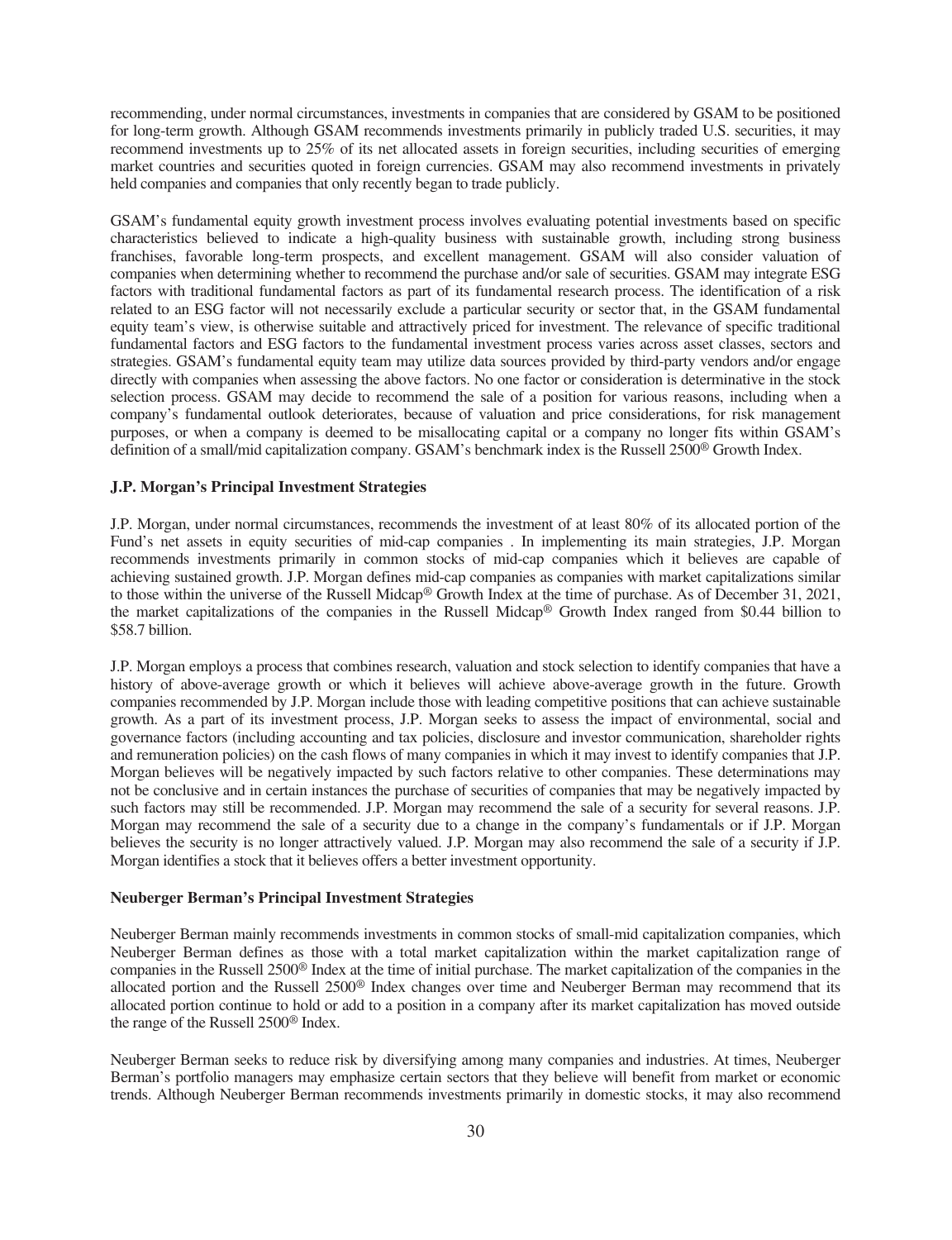recommending, under normal circumstances, investments in companies that are considered by GSAM to be positioned for long-term growth. Although GSAM recommends investments primarily in publicly traded U.S. securities, it may recommend investments up to 25% of its net allocated assets in foreign securities, including securities of emerging market countries and securities quoted in foreign currencies. GSAM may also recommend investments in privately held companies and companies that only recently began to trade publicly.

GSAM's fundamental equity growth investment process involves evaluating potential investments based on specific characteristics believed to indicate a high-quality business with sustainable growth, including strong business franchises, favorable long-term prospects, and excellent management. GSAM will also consider valuation of companies when determining whether to recommend the purchase and/or sale of securities. GSAM may integrate ESG factors with traditional fundamental factors as part of its fundamental research process. The identification of a risk related to an ESG factor will not necessarily exclude a particular security or sector that, in the GSAM fundamental equity team's view, is otherwise suitable and attractively priced for investment. The relevance of specific traditional fundamental factors and ESG factors to the fundamental investment process varies across asset classes, sectors and strategies. GSAM's fundamental equity team may utilize data sources provided by third-party vendors and/or engage directly with companies when assessing the above factors. No one factor or consideration is determinative in the stock selection process. GSAM may decide to recommend the sale of a position for various reasons, including when a company's fundamental outlook deteriorates, because of valuation and price considerations, for risk management purposes, or when a company is deemed to be misallocating capital or a company no longer fits within GSAM's definition of a small/mid capitalization company. GSAM's benchmark index is the Russell 2500® Growth Index.

**J.P. Morgan's Principal Investment Strategies**

J.P. Morgan, under normal circumstances, recommends the investment of at least 80% of its allocated portion of the Fund's net assets in equity securities of mid-cap companies . In implementing its main strategies, J.P. Morgan recommends investments primarily in common stocks of mid-cap companies which it believes are capable of achieving sustained growth. J.P. Morgan defines mid-cap companies as companies with market capitalizations similar to those within the universe of the Russell Midcap® Growth Index at the time of purchase. As of December 31, 2021, the market capitalizations of the companies in the Russell Midcap® Growth Index ranged from $0.44 billion to $58.7 billion.

J.P. Morgan employs a process that combines research, valuation and stock selection to identify companies that have a history of above-average growth or which it believes will achieve above-average growth in the future. Growth companies recommended by J.P. Morgan include those with leading competitive positions that can achieve sustainable growth. As a part of its investment process, J.P. Morgan seeks to assess the impact of environmental, social and governance factors (including accounting and tax policies, disclosure and investor communication, shareholder rights and remuneration policies) on the cash flows of many companies in which it may invest to identify companies that J.P. Morgan believes will be negatively impacted by such factors relative to other companies. These determinations may not be conclusive and in certain instances the purchase of securities of companies that may be negatively impacted by such factors may still be recommended. J.P. Morgan may recommend the sale of a security for several reasons. J.P. Morgan may recommend the sale of a security due to a change in the company's fundamentals or if J.P. Morgan believes the security is no longer attractively valued. J.P. Morgan may also recommend the sale of a security if J.P. Morgan identifies a stock that it believes offers a better investment opportunity.

**Neuberger Berman's Principal Investment Strategies**

Neuberger Berman mainly recommends investments in common stocks of small-mid capitalization companies, which Neuberger Berman defines as those with a total market capitalization within the market capitalization range of companies in the Russell 2500® Index at the time of initial purchase. The market capitalization of the companies in the allocated portion and the Russell 2500® Index changes over time and Neuberger Berman may recommend that its allocated portion continue to hold or add to a position in a company after its market capitalization has moved outside the range of the Russell 2500® Index.

Neuberger Berman seeks to reduce risk by diversifying among many companies and industries. At times, Neuberger Berman's portfolio managers may emphasize certain sectors that they believe will benefit from market or economic trends. Although Neuberger Berman recommends investments primarily in domestic stocks, it may also recommend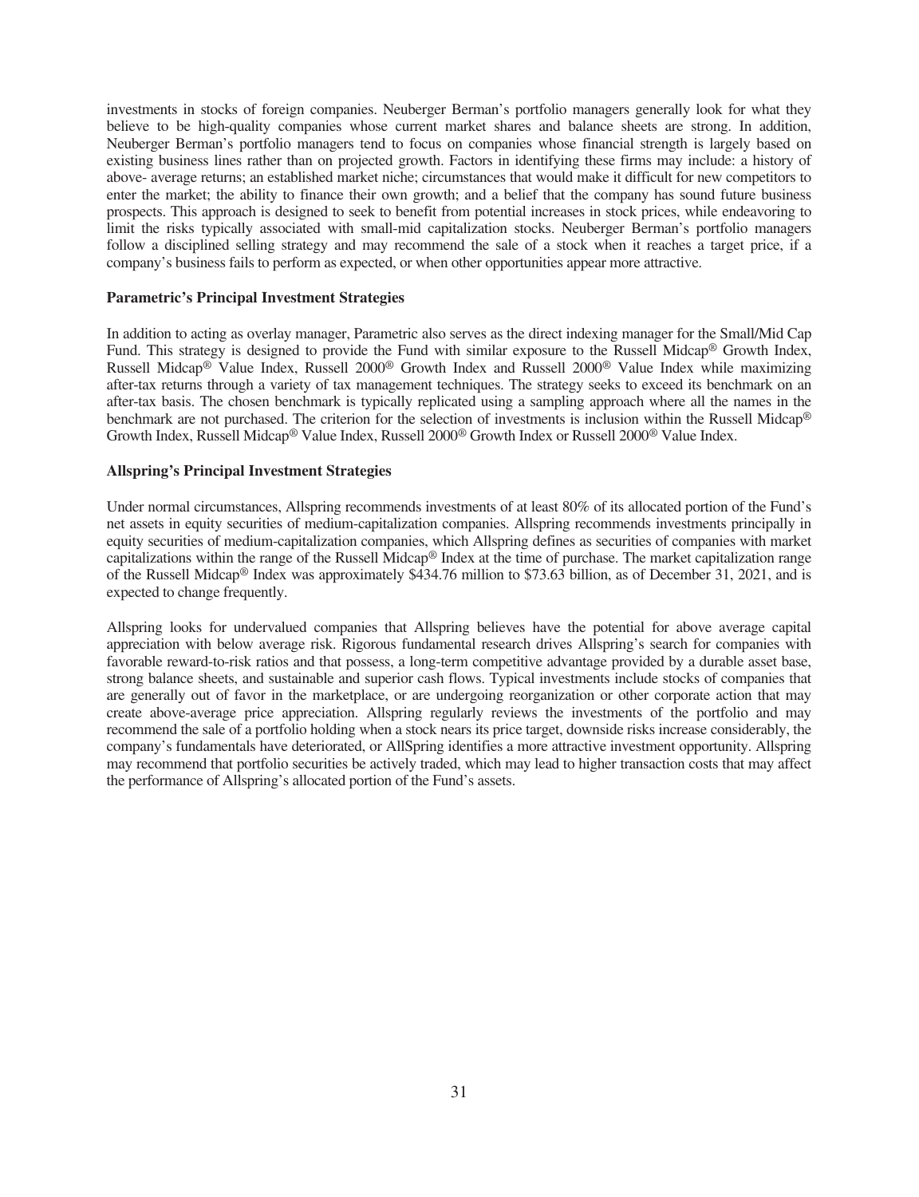investments in stocks of foreign companies. Neuberger Berman's portfolio managers generally look for what they believe to be high-quality companies whose current market shares and balance sheets are strong. In addition, Neuberger Berman's portfolio managers tend to focus on companies whose financial strength is largely based on existing business lines rather than on projected growth. Factors in identifying these firms may include: a history of above- average returns; an established market niche; circumstances that would make it difficult for new competitors to enter the market; the ability to finance their own growth; and a belief that the company has sound future business prospects. This approach is designed to seek to benefit from potential increases in stock prices, while endeavoring to limit the risks typically associated with small-mid capitalization stocks. Neuberger Berman's portfolio managers follow a disciplined selling strategy and may recommend the sale of a stock when it reaches a target price, if a company's business fails to perform as expected, or when other opportunities appear more attractive.

**Parametric's Principal Investment Strategies**

In addition to acting as overlay manager, Parametric also serves as the direct indexing manager for the Small/Mid Cap Fund. This strategy is designed to provide the Fund with similar exposure to the Russell Midcap® Growth Index, Russell Midcap® Value Index, Russell 2000® Growth Index and Russell 2000® Value Index while maximizing after-tax returns through a variety of tax management techniques. The strategy seeks to exceed its benchmark on an after-tax basis. The chosen benchmark is typically replicated using a sampling approach where all the names in the benchmark are not purchased. The criterion for the selection of investments is inclusion within the Russell Midcap® Growth Index, Russell Midcap® Value Index, Russell 2000® Growth Index or Russell 2000® Value Index.

**Allspring's Principal Investment Strategies**

Under normal circumstances, Allspring recommends investments of at least 80% of its allocated portion of the Fund's net assets in equity securities of medium-capitalization companies. Allspring recommends investments principally in equity securities of medium-capitalization companies, which Allspring defines as securities of companies with market capitalizations within the range of the Russell Midcap® Index at the time of purchase. The market capitalization range of the Russell Midcap® Index was approximately $434.76 million to $73.63 billion, as of December 31, 2021, and is expected to change frequently.

Allspring looks for undervalued companies that Allspring believes have the potential for above average capital appreciation with below average risk. Rigorous fundamental research drives Allspring's search for companies with favorable reward-to-risk ratios and that possess, a long-term competitive advantage provided by a durable asset base, strong balance sheets, and sustainable and superior cash flows. Typical investments include stocks of companies that are generally out of favor in the marketplace, or are undergoing reorganization or other corporate action that may create above-average price appreciation. Allspring regularly reviews the investments of the portfolio and may recommend the sale of a portfolio holding when a stock nears its price target, downside risks increase considerably, the company's fundamentals have deteriorated, or AllSpring identifies a more attractive investment opportunity. Allspring may recommend that portfolio securities be actively traded, which may lead to higher transaction costs that may affect the performance of Allspring's allocated portion of the Fund's assets.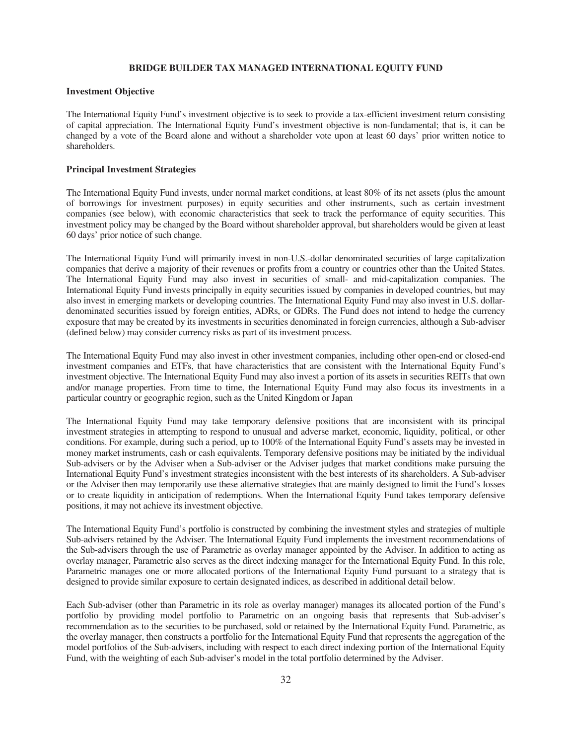## BRIDGE BUILDER TAX MANAGED INTERNATIONAL EQUITY FUND

### Investment Objective

The International Equity Fund's investment objective is to seek to provide a tax-efficient investment return consisting of capital appreciation. The International Equity Fund's investment objective is non-fundamental; that is, it can be changed by a vote of the Board alone and without a shareholder vote upon at least 60 days' prior written notice to shareholders.

### Principal Investment Strategies

The International Equity Fund invests, under normal market conditions, at least 80% of its net assets (plus the amount of borrowings for investment purposes) in equity securities and other instruments, such as certain investment companies (see below), with economic characteristics that seek to track the performance of equity securities. This investment policy may be changed by the Board without shareholder approval, but shareholders would be given at least 60 days' prior notice of such change.

The International Equity Fund will primarily invest in non-U.S.-dollar denominated securities of large capitalization companies that derive a majority of their revenues or profits from a country or countries other than the United States. The International Equity Fund may also invest in securities of small- and mid-capitalization companies. The International Equity Fund invests principally in equity securities issued by companies in developed countries, but may also invest in emerging markets or developing countries. The International Equity Fund may also invest in U.S. dollar-denominated securities issued by foreign entities, ADRs, or GDRs. The Fund does not intend to hedge the currency exposure that may be created by its investments in securities denominated in foreign currencies, although a Sub-adviser (defined below) may consider currency risks as part of its investment process.

The International Equity Fund may also invest in other investment companies, including other open-end or closed-end investment companies and ETFs, that have characteristics that are consistent with the International Equity Fund's investment objective. The International Equity Fund may also invest a portion of its assets in securities REITs that own and/or manage properties. From time to time, the International Equity Fund may also focus its investments in a particular country or geographic region, such as the United Kingdom or Japan

The International Equity Fund may take temporary defensive positions that are inconsistent with its principal investment strategies in attempting to respond to unusual and adverse market, economic, liquidity, political, or other conditions. For example, during such a period, up to 100% of the International Equity Fund's assets may be invested in money market instruments, cash or cash equivalents. Temporary defensive positions may be initiated by the individual Sub-advisers or by the Adviser when a Sub-adviser or the Adviser judges that market conditions make pursuing the International Equity Fund's investment strategies inconsistent with the best interests of its shareholders. A Sub-adviser or the Adviser then may temporarily use these alternative strategies that are mainly designed to limit the Fund's losses or to create liquidity in anticipation of redemptions. When the International Equity Fund takes temporary defensive positions, it may not achieve its investment objective.

The International Equity Fund's portfolio is constructed by combining the investment styles and strategies of multiple Sub-advisers retained by the Adviser. The International Equity Fund implements the investment recommendations of the Sub-advisers through the use of Parametric as overlay manager appointed by the Adviser. In addition to acting as overlay manager, Parametric also serves as the direct indexing manager for the International Equity Fund. In this role, Parametric manages one or more allocated portions of the International Equity Fund pursuant to a strategy that is designed to provide similar exposure to certain designated indices, as described in additional detail below.

Each Sub-adviser (other than Parametric in its role as overlay manager) manages its allocated portion of the Fund's portfolio by providing model portfolio to Parametric on an ongoing basis that represents that Sub-adviser's recommendation as to the securities to be purchased, sold or retained by the International Equity Fund. Parametric, as the overlay manager, then constructs a portfolio for the International Equity Fund that represents the aggregation of the model portfolios of the Sub-advisers, including with respect to each direct indexing portion of the International Equity Fund, with the weighting of each Sub-adviser's model in the total portfolio determined by the Adviser.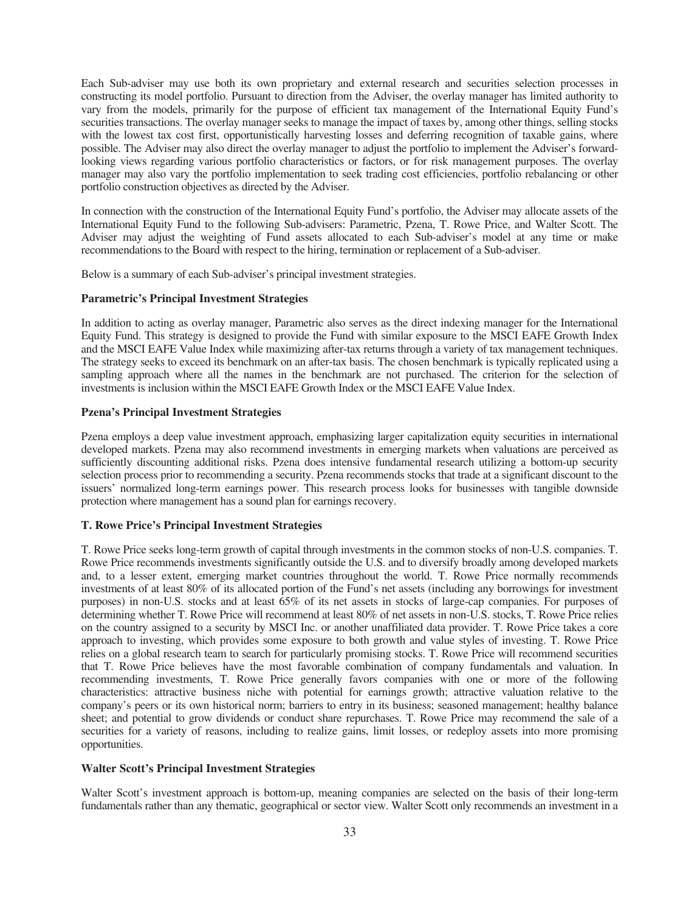Each Sub-adviser may use both its own proprietary and external research and securities selection processes in constructing its model portfolio. Pursuant to direction from the Adviser, the overlay manager has limited authority to vary from the models, primarily for the purpose of efficient tax management of the International Equity Fund's securities transactions. The overlay manager seeks to manage the impact of taxes by, among other things, selling stocks with the lowest tax cost first, opportunistically harvesting losses and deferring recognition of taxable gains, where possible. The Adviser may also direct the overlay manager to adjust the portfolio to implement the Adviser's forward-looking views regarding various portfolio characteristics or factors, or for risk management purposes. The overlay manager may also vary the portfolio implementation to seek trading cost efficiencies, portfolio rebalancing or other portfolio construction objectives as directed by the Adviser.

In connection with the construction of the International Equity Fund's portfolio, the Adviser may allocate assets of the International Equity Fund to the following Sub-advisers: Parametric, Pzena, T. Rowe Price, and Walter Scott. The Adviser may adjust the weighting of Fund assets allocated to each Sub-adviser's model at any time or make recommendations to the Board with respect to the hiring, termination or replacement of a Sub-adviser.

Below is a summary of each Sub-adviser's principal investment strategies.

**Parametric's Principal Investment Strategies**

In addition to acting as overlay manager, Parametric also serves as the direct indexing manager for the International Equity Fund. This strategy is designed to provide the Fund with similar exposure to the MSCI EAFE Growth Index and the MSCI EAFE Value Index while maximizing after-tax returns through a variety of tax management techniques. The strategy seeks to exceed its benchmark on an after-tax basis. The chosen benchmark is typically replicated using a sampling approach where all the names in the benchmark are not purchased. The criterion for the selection of investments is inclusion within the MSCI EAFE Growth Index or the MSCI EAFE Value Index.

**Pzena's Principal Investment Strategies**

Pzena employs a deep value investment approach, emphasizing larger capitalization equity securities in international developed markets. Pzena may also recommend investments in emerging markets when valuations are perceived as sufficiently discounting additional risks. Pzena does intensive fundamental research utilizing a bottom-up security selection process prior to recommending a security. Pzena recommends stocks that trade at a significant discount to the issuers' normalized long-term earnings power. This research process looks for businesses with tangible downside protection where management has a sound plan for earnings recovery.

**T. Rowe Price's Principal Investment Strategies**

T. Rowe Price seeks long-term growth of capital through investments in the common stocks of non-U.S. companies. T. Rowe Price recommends investments significantly outside the U.S. and to diversify broadly among developed markets and, to a lesser extent, emerging market countries throughout the world. T. Rowe Price normally recommends investments of at least 80% of its allocated portion of the Fund's net assets (including any borrowings for investment purposes) in non-U.S. stocks and at least 65% of its net assets in stocks of large-cap companies. For purposes of determining whether T. Rowe Price will recommend at least 80% of net assets in non-U.S. stocks, T. Rowe Price relies on the country assigned to a security by MSCI Inc. or another unaffiliated data provider. T. Rowe Price takes a core approach to investing, which provides some exposure to both growth and value styles of investing. T. Rowe Price relies on a global research team to search for particularly promising stocks. T. Rowe Price will recommend securities that T. Rowe Price believes have the most favorable combination of company fundamentals and valuation. In recommending investments, T. Rowe Price generally favors companies with one or more of the following characteristics: attractive business niche with potential for earnings growth; attractive valuation relative to the company's peers or its own historical norm; barriers to entry in its business; seasoned management; healthy balance sheet; and potential to grow dividends or conduct share repurchases. T. Rowe Price may recommend the sale of a securities for a variety of reasons, including to realize gains, limit losses, or redeploy assets into more promising opportunities.

**Walter Scott's Principal Investment Strategies**

Walter Scott's investment approach is bottom-up, meaning companies are selected on the basis of their long-term fundamentals rather than any thematic, geographical or sector view. Walter Scott only recommends an investment in a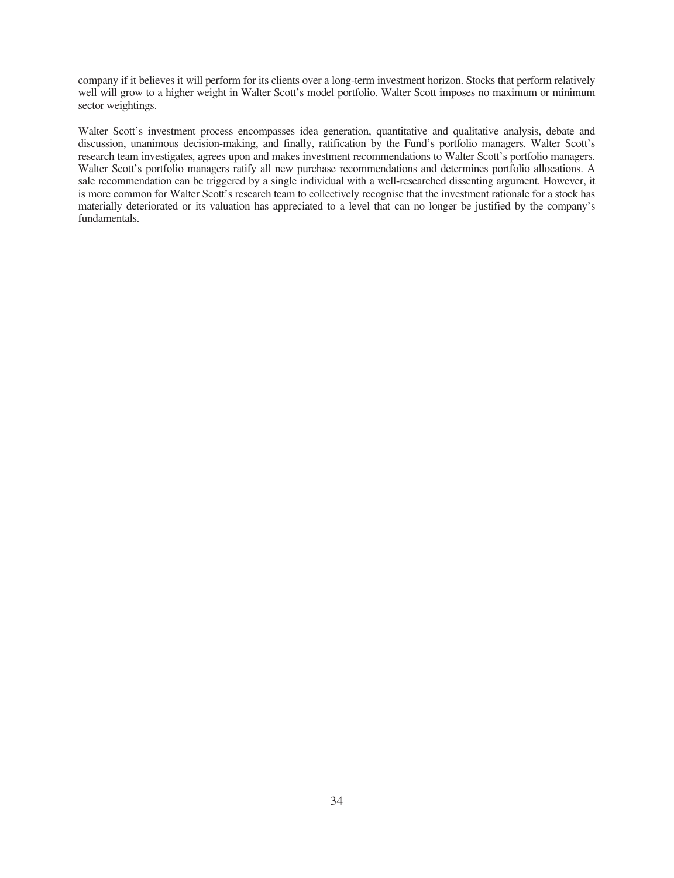company if it believes it will perform for its clients over a long-term investment horizon. Stocks that perform relatively well will grow to a higher weight in Walter Scott's model portfolio. Walter Scott imposes no maximum or minimum sector weightings.

Walter Scott's investment process encompasses idea generation, quantitative and qualitative analysis, debate and discussion, unanimous decision-making, and finally, ratification by the Fund's portfolio managers. Walter Scott's research team investigates, agrees upon and makes investment recommendations to Walter Scott's portfolio managers. Walter Scott's portfolio managers ratify all new purchase recommendations and determines portfolio allocations. A sale recommendation can be triggered by a single individual with a well-researched dissenting argument. However, it is more common for Walter Scott's research team to collectively recognise that the investment rationale for a stock has materially deteriorated or its valuation has appreciated to a level that can no longer be justified by the company's fundamentals.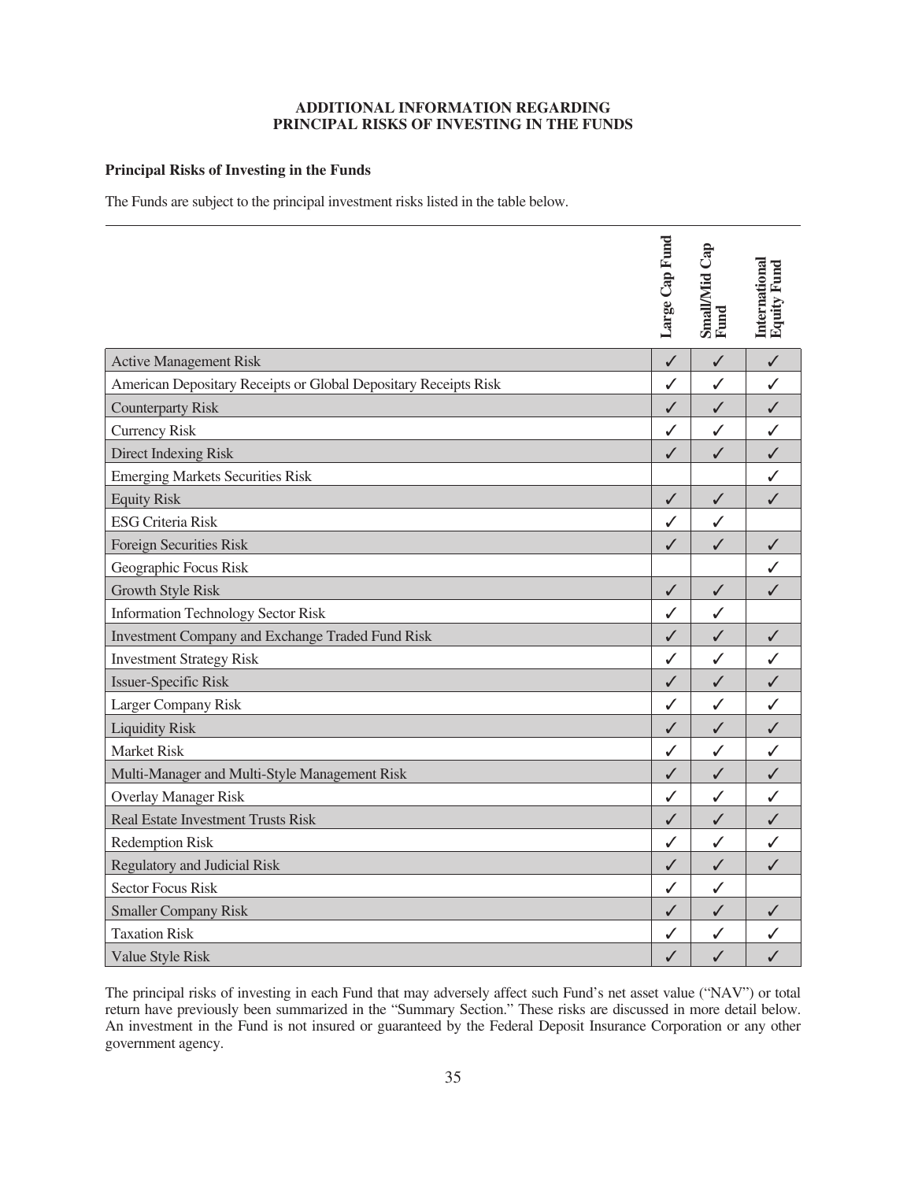## ADDITIONAL INFORMATION REGARDING PRINCIPAL RISKS OF INVESTING IN THE FUNDS

**Principal Risks of Investing in the Funds**

The Funds are subject to the principal investment risks listed in the table below.

| | Large Cap Fund | Small/Mid Cap Fund | International Equity Fund |
|---|---|---|---|
| Active Management Risk | ✓ | ✓ | ✓ |
| American Depositary Receipts or Global Depositary Receipts Risk | ✓ | ✓ | ✓ |
| Counterparty Risk | ✓ | ✓ | ✓ |
| Currency Risk | ✓ | ✓ | ✓ |
| Direct Indexing Risk | ✓ | ✓ | ✓ |
| Emerging Markets Securities Risk | | | ✓ |
| Equity Risk | ✓ | ✓ | ✓ |
| ESG Criteria Risk | ✓ | ✓ | |
| Foreign Securities Risk | ✓ | ✓ | ✓ |
| Geographic Focus Risk | | | ✓ |
| Growth Style Risk | ✓ | ✓ | ✓ |
| Information Technology Sector Risk | ✓ | ✓ | |
| Investment Company and Exchange Traded Fund Risk | ✓ | ✓ | ✓ |
| Investment Strategy Risk | ✓ | ✓ | ✓ |
| Issuer-Specific Risk | ✓ | ✓ | ✓ |
| Larger Company Risk | ✓ | ✓ | ✓ |
| Liquidity Risk | ✓ | ✓ | ✓ |
| Market Risk | ✓ | ✓ | ✓ |
| Multi-Manager and Multi-Style Management Risk | ✓ | ✓ | ✓ |
| Overlay Manager Risk | ✓ | ✓ | ✓ |
| Real Estate Investment Trusts Risk | ✓ | ✓ | ✓ |
| Redemption Risk | ✓ | ✓ | ✓ |
| Regulatory and Judicial Risk | ✓ | ✓ | ✓ |
| Sector Focus Risk | ✓ | ✓ | |
| Smaller Company Risk | ✓ | ✓ | ✓ |
| Taxation Risk | ✓ | ✓ | ✓ |
| Value Style Risk | ✓ | ✓ | ✓ |

The principal risks of investing in each Fund that may adversely affect such Fund's net asset value ("NAV") or total return have previously been summarized in the "Summary Section." These risks are discussed in more detail below. An investment in the Fund is not insured or guaranteed by the Federal Deposit Insurance Corporation or any other government agency.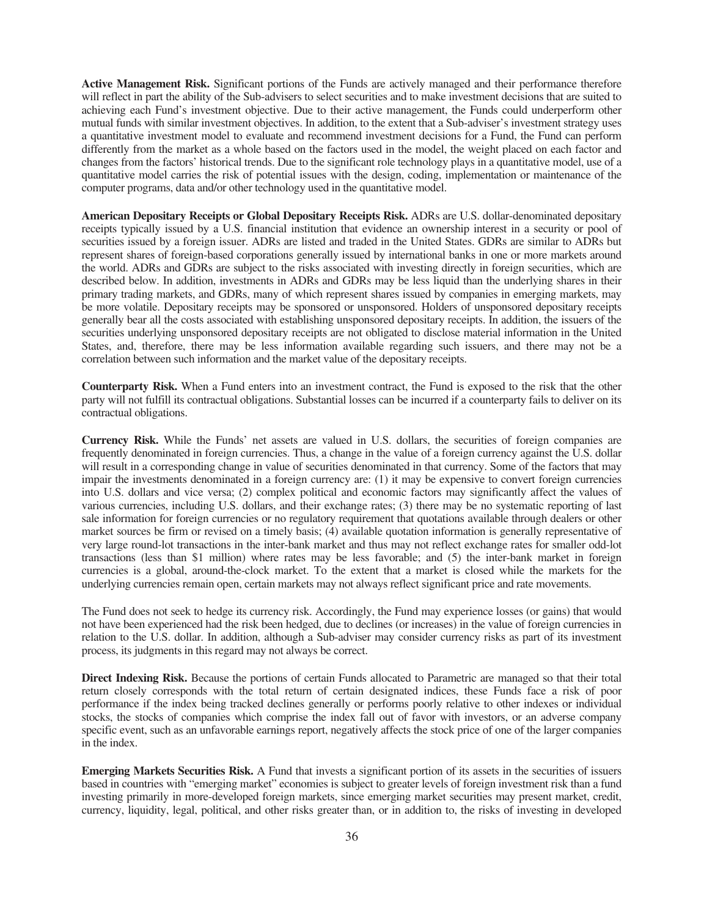**Active Management Risk.** Significant portions of the Funds are actively managed and their performance therefore will reflect in part the ability of the Sub-advisers to select securities and to make investment decisions that are suited to achieving each Fund's investment objective. Due to their active management, the Funds could underperform other mutual funds with similar investment objectives. In addition, to the extent that a Sub-adviser's investment strategy uses a quantitative investment model to evaluate and recommend investment decisions for a Fund, the Fund can perform differently from the market as a whole based on the factors used in the model, the weight placed on each factor and changes from the factors' historical trends. Due to the significant role technology plays in a quantitative model, use of a quantitative model carries the risk of potential issues with the design, coding, implementation or maintenance of the computer programs, data and/or other technology used in the quantitative model.

**American Depositary Receipts or Global Depositary Receipts Risk.** ADRs are U.S. dollar-denominated depositary receipts typically issued by a U.S. financial institution that evidence an ownership interest in a security or pool of securities issued by a foreign issuer. ADRs are listed and traded in the United States. GDRs are similar to ADRs but represent shares of foreign-based corporations generally issued by international banks in one or more markets around the world. ADRs and GDRs are subject to the risks associated with investing directly in foreign securities, which are described below. In addition, investments in ADRs and GDRs may be less liquid than the underlying shares in their primary trading markets, and GDRs, many of which represent shares issued by companies in emerging markets, may be more volatile. Depositary receipts may be sponsored or unsponsored. Holders of unsponsored depositary receipts generally bear all the costs associated with establishing unsponsored depositary receipts. In addition, the issuers of the securities underlying unsponsored depositary receipts are not obligated to disclose material information in the United States, and, therefore, there may be less information available regarding such issuers, and there may not be a correlation between such information and the market value of the depositary receipts.

**Counterparty Risk.** When a Fund enters into an investment contract, the Fund is exposed to the risk that the other party will not fulfill its contractual obligations. Substantial losses can be incurred if a counterparty fails to deliver on its contractual obligations.

**Currency Risk.** While the Funds' net assets are valued in U.S. dollars, the securities of foreign companies are frequently denominated in foreign currencies. Thus, a change in the value of a foreign currency against the U.S. dollar will result in a corresponding change in value of securities denominated in that currency. Some of the factors that may impair the investments denominated in a foreign currency are: (1) it may be expensive to convert foreign currencies into U.S. dollars and vice versa; (2) complex political and economic factors may significantly affect the values of various currencies, including U.S. dollars, and their exchange rates; (3) there may be no systematic reporting of last sale information for foreign currencies or no regulatory requirement that quotations available through dealers or other market sources be firm or revised on a timely basis; (4) available quotation information is generally representative of very large round-lot transactions in the inter-bank market and thus may not reflect exchange rates for smaller odd-lot transactions (less than $1 million) where rates may be less favorable; and (5) the inter-bank market in foreign currencies is a global, around-the-clock market. To the extent that a market is closed while the markets for the underlying currencies remain open, certain markets may not always reflect significant price and rate movements.

The Fund does not seek to hedge its currency risk. Accordingly, the Fund may experience losses (or gains) that would not have been experienced had the risk been hedged, due to declines (or increases) in the value of foreign currencies in relation to the U.S. dollar. In addition, although a Sub-adviser may consider currency risks as part of its investment process, its judgments in this regard may not always be correct.

**Direct Indexing Risk.** Because the portions of certain Funds allocated to Parametric are managed so that their total return closely corresponds with the total return of certain designated indices, these Funds face a risk of poor performance if the index being tracked declines generally or performs poorly relative to other indexes or individual stocks, the stocks of companies which comprise the index fall out of favor with investors, or an adverse company specific event, such as an unfavorable earnings report, negatively affects the stock price of one of the larger companies in the index.

**Emerging Markets Securities Risk.** A Fund that invests a significant portion of its assets in the securities of issuers based in countries with "emerging market" economies is subject to greater levels of foreign investment risk than a fund investing primarily in more-developed foreign markets, since emerging market securities may present market, credit, currency, liquidity, legal, political, and other risks greater than, or in addition to, the risks of investing in developed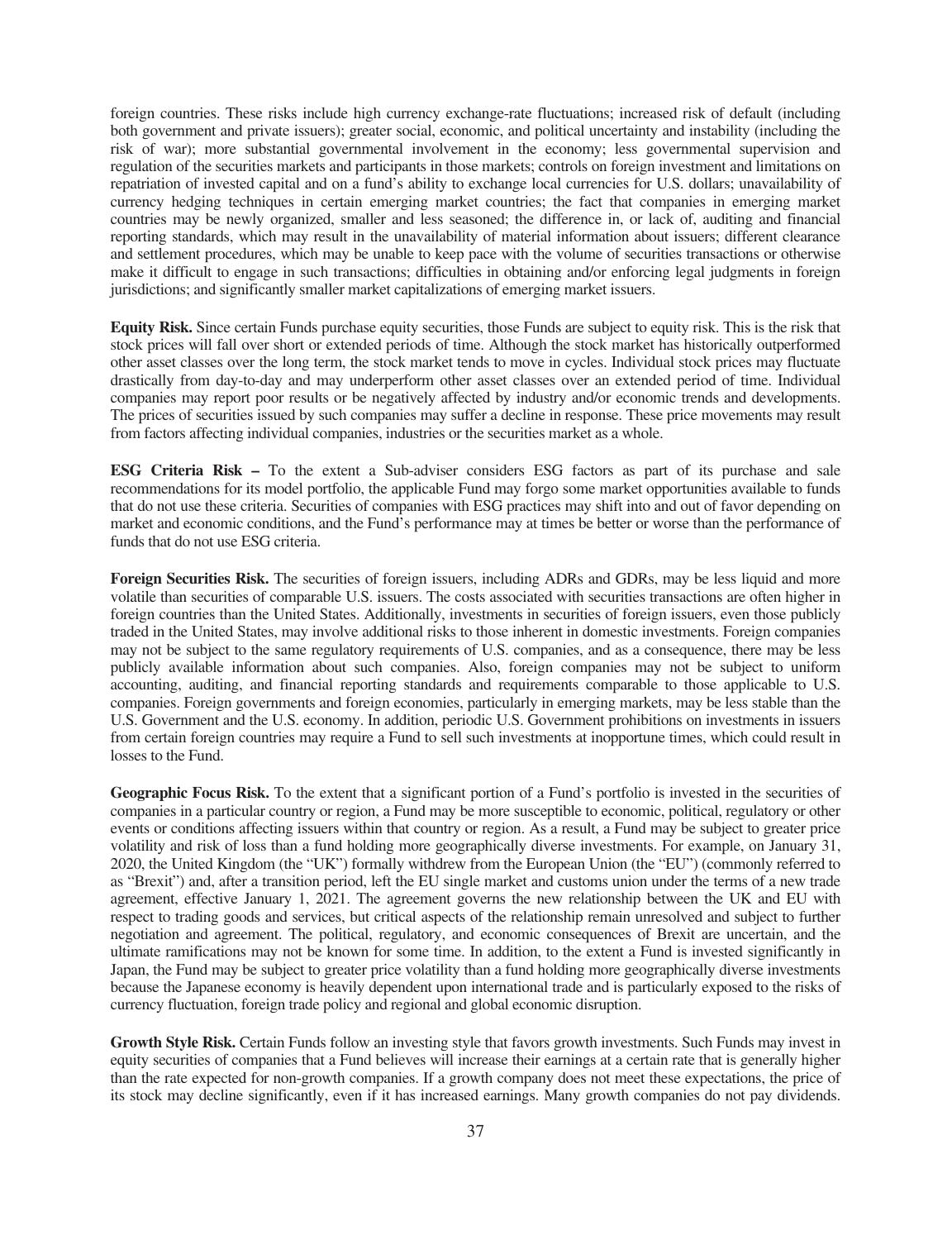foreign countries. These risks include high currency exchange-rate fluctuations; increased risk of default (including both government and private issuers); greater social, economic, and political uncertainty and instability (including the risk of war); more substantial governmental involvement in the economy; less governmental supervision and regulation of the securities markets and participants in those markets; controls on foreign investment and limitations on repatriation of invested capital and on a fund's ability to exchange local currencies for U.S. dollars; unavailability of currency hedging techniques in certain emerging market countries; the fact that companies in emerging market countries may be newly organized, smaller and less seasoned; the difference in, or lack of, auditing and financial reporting standards, which may result in the unavailability of material information about issuers; different clearance and settlement procedures, which may be unable to keep pace with the volume of securities transactions or otherwise make it difficult to engage in such transactions; difficulties in obtaining and/or enforcing legal judgments in foreign jurisdictions; and significantly smaller market capitalizations of emerging market issuers.

**Equity Risk.** Since certain Funds purchase equity securities, those Funds are subject to equity risk. This is the risk that stock prices will fall over short or extended periods of time. Although the stock market has historically outperformed other asset classes over the long term, the stock market tends to move in cycles. Individual stock prices may fluctuate drastically from day-to-day and may underperform other asset classes over an extended period of time. Individual companies may report poor results or be negatively affected by industry and/or economic trends and developments. The prices of securities issued by such companies may suffer a decline in response. These price movements may result from factors affecting individual companies, industries or the securities market as a whole.

**ESG Criteria Risk –** To the extent a Sub-adviser considers ESG factors as part of its purchase and sale recommendations for its model portfolio, the applicable Fund may forgo some market opportunities available to funds that do not use these criteria. Securities of companies with ESG practices may shift into and out of favor depending on market and economic conditions, and the Fund's performance may at times be better or worse than the performance of funds that do not use ESG criteria.

**Foreign Securities Risk.** The securities of foreign issuers, including ADRs and GDRs, may be less liquid and more volatile than securities of comparable U.S. issuers. The costs associated with securities transactions are often higher in foreign countries than the United States. Additionally, investments in securities of foreign issuers, even those publicly traded in the United States, may involve additional risks to those inherent in domestic investments. Foreign companies may not be subject to the same regulatory requirements of U.S. companies, and as a consequence, there may be less publicly available information about such companies. Also, foreign companies may not be subject to uniform accounting, auditing, and financial reporting standards and requirements comparable to those applicable to U.S. companies. Foreign governments and foreign economies, particularly in emerging markets, may be less stable than the U.S. Government and the U.S. economy. In addition, periodic U.S. Government prohibitions on investments in issuers from certain foreign countries may require a Fund to sell such investments at inopportune times, which could result in losses to the Fund.

**Geographic Focus Risk.** To the extent that a significant portion of a Fund's portfolio is invested in the securities of companies in a particular country or region, a Fund may be more susceptible to economic, political, regulatory or other events or conditions affecting issuers within that country or region. As a result, a Fund may be subject to greater price volatility and risk of loss than a fund holding more geographically diverse investments. For example, on January 31, 2020, the United Kingdom (the "UK") formally withdrew from the European Union (the "EU") (commonly referred to as "Brexit") and, after a transition period, left the EU single market and customs union under the terms of a new trade agreement, effective January 1, 2021. The agreement governs the new relationship between the UK and EU with respect to trading goods and services, but critical aspects of the relationship remain unresolved and subject to further negotiation and agreement. The political, regulatory, and economic consequences of Brexit are uncertain, and the ultimate ramifications may not be known for some time. In addition, to the extent a Fund is invested significantly in Japan, the Fund may be subject to greater price volatility than a fund holding more geographically diverse investments because the Japanese economy is heavily dependent upon international trade and is particularly exposed to the risks of currency fluctuation, foreign trade policy and regional and global economic disruption.

**Growth Style Risk.** Certain Funds follow an investing style that favors growth investments. Such Funds may invest in equity securities of companies that a Fund believes will increase their earnings at a certain rate that is generally higher than the rate expected for non-growth companies. If a growth company does not meet these expectations, the price of its stock may decline significantly, even if it has increased earnings. Many growth companies do not pay dividends.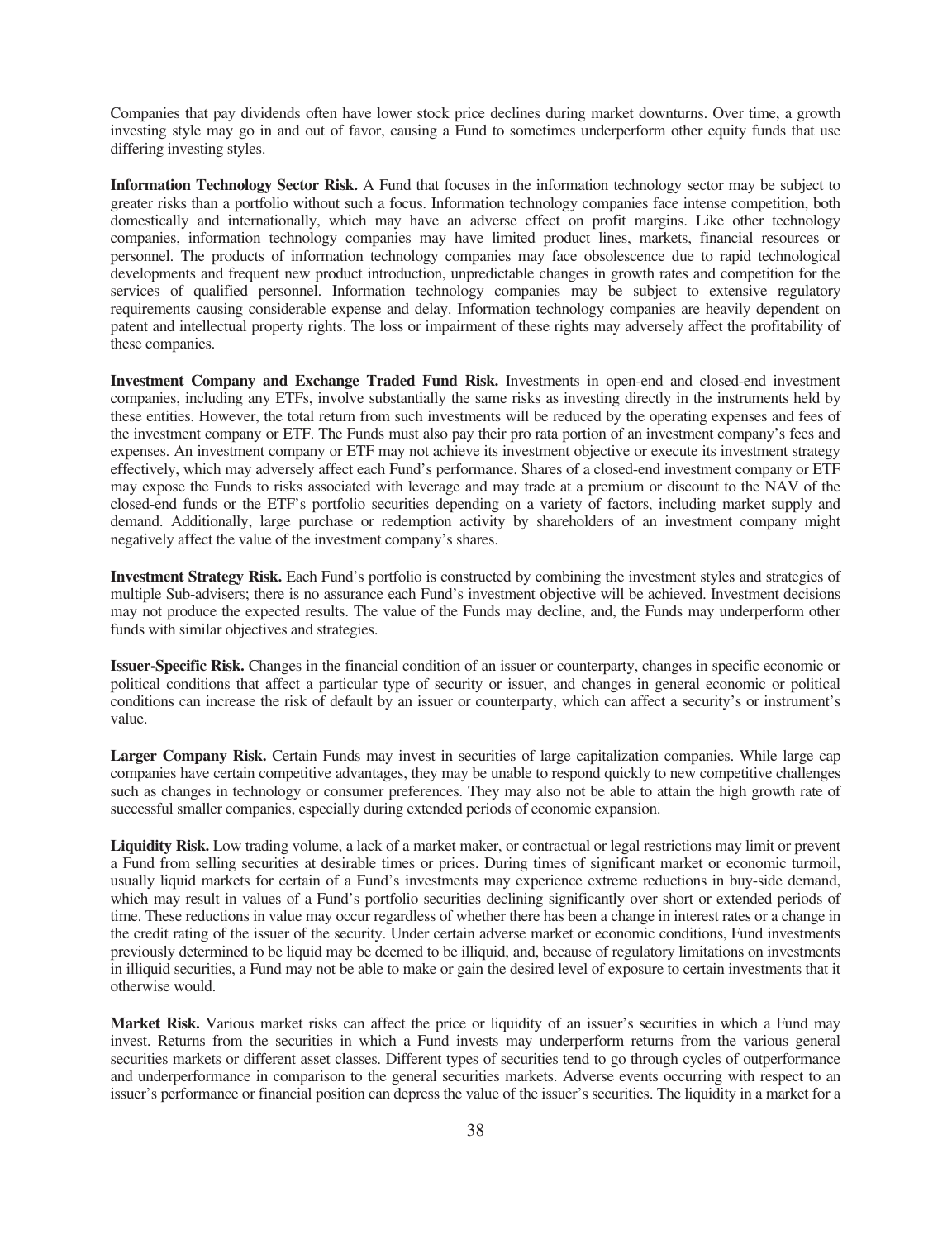Companies that pay dividends often have lower stock price declines during market downturns. Over time, a growth investing style may go in and out of favor, causing a Fund to sometimes underperform other equity funds that use differing investing styles.

**Information Technology Sector Risk.** A Fund that focuses in the information technology sector may be subject to greater risks than a portfolio without such a focus. Information technology companies face intense competition, both domestically and internationally, which may have an adverse effect on profit margins. Like other technology companies, information technology companies may have limited product lines, markets, financial resources or personnel. The products of information technology companies may face obsolescence due to rapid technological developments and frequent new product introduction, unpredictable changes in growth rates and competition for the services of qualified personnel. Information technology companies may be subject to extensive regulatory requirements causing considerable expense and delay. Information technology companies are heavily dependent on patent and intellectual property rights. The loss or impairment of these rights may adversely affect the profitability of these companies.

**Investment Company and Exchange Traded Fund Risk.** Investments in open-end and closed-end investment companies, including any ETFs, involve substantially the same risks as investing directly in the instruments held by these entities. However, the total return from such investments will be reduced by the operating expenses and fees of the investment company or ETF. The Funds must also pay their pro rata portion of an investment company's fees and expenses. An investment company or ETF may not achieve its investment objective or execute its investment strategy effectively, which may adversely affect each Fund's performance. Shares of a closed-end investment company or ETF may expose the Funds to risks associated with leverage and may trade at a premium or discount to the NAV of the closed-end funds or the ETF's portfolio securities depending on a variety of factors, including market supply and demand. Additionally, large purchase or redemption activity by shareholders of an investment company might negatively affect the value of the investment company's shares.

**Investment Strategy Risk.** Each Fund's portfolio is constructed by combining the investment styles and strategies of multiple Sub-advisers; there is no assurance each Fund's investment objective will be achieved. Investment decisions may not produce the expected results. The value of the Funds may decline, and, the Funds may underperform other funds with similar objectives and strategies.

**Issuer-Specific Risk.** Changes in the financial condition of an issuer or counterparty, changes in specific economic or political conditions that affect a particular type of security or issuer, and changes in general economic or political conditions can increase the risk of default by an issuer or counterparty, which can affect a security's or instrument's value.

**Larger Company Risk.** Certain Funds may invest in securities of large capitalization companies. While large cap companies have certain competitive advantages, they may be unable to respond quickly to new competitive challenges such as changes in technology or consumer preferences. They may also not be able to attain the high growth rate of successful smaller companies, especially during extended periods of economic expansion.

**Liquidity Risk.** Low trading volume, a lack of a market maker, or contractual or legal restrictions may limit or prevent a Fund from selling securities at desirable times or prices. During times of significant market or economic turmoil, usually liquid markets for certain of a Fund's investments may experience extreme reductions in buy-side demand, which may result in values of a Fund's portfolio securities declining significantly over short or extended periods of time. These reductions in value may occur regardless of whether there has been a change in interest rates or a change in the credit rating of the issuer of the security. Under certain adverse market or economic conditions, Fund investments previously determined to be liquid may be deemed to be illiquid, and, because of regulatory limitations on investments in illiquid securities, a Fund may not be able to make or gain the desired level of exposure to certain investments that it otherwise would.

**Market Risk.** Various market risks can affect the price or liquidity of an issuer's securities in which a Fund may invest. Returns from the securities in which a Fund invests may underperform returns from the various general securities markets or different asset classes. Different types of securities tend to go through cycles of outperformance and underperformance in comparison to the general securities markets. Adverse events occurring with respect to an issuer's performance or financial position can depress the value of the issuer's securities. The liquidity in a market for a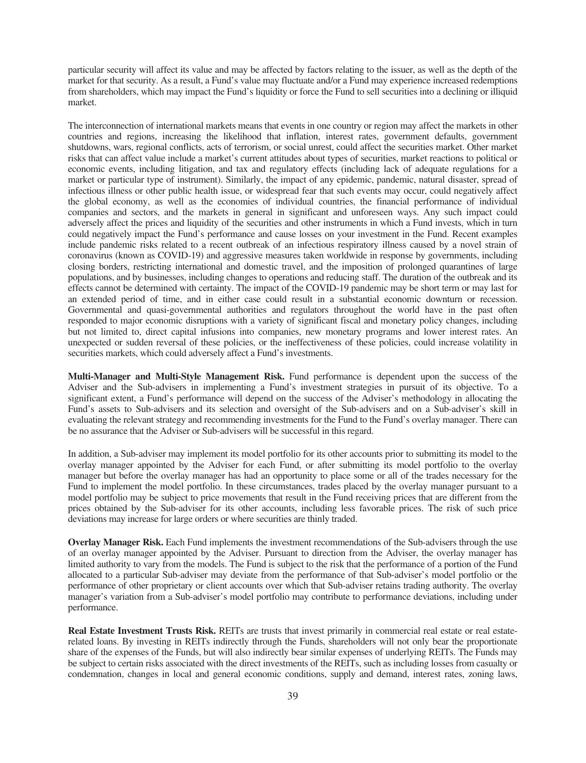particular security will affect its value and may be affected by factors relating to the issuer, as well as the depth of the market for that security. As a result, a Fund's value may fluctuate and/or a Fund may experience increased redemptions from shareholders, which may impact the Fund's liquidity or force the Fund to sell securities into a declining or illiquid market.

The interconnection of international markets means that events in one country or region may affect the markets in other countries and regions, increasing the likelihood that inflation, interest rates, government defaults, government shutdowns, wars, regional conflicts, acts of terrorism, or social unrest, could affect the securities market. Other market risks that can affect value include a market's current attitudes about types of securities, market reactions to political or economic events, including litigation, and tax and regulatory effects (including lack of adequate regulations for a market or particular type of instrument). Similarly, the impact of any epidemic, pandemic, natural disaster, spread of infectious illness or other public health issue, or widespread fear that such events may occur, could negatively affect the global economy, as well as the economies of individual countries, the financial performance of individual companies and sectors, and the markets in general in significant and unforeseen ways. Any such impact could adversely affect the prices and liquidity of the securities and other instruments in which a Fund invests, which in turn could negatively impact the Fund's performance and cause losses on your investment in the Fund. Recent examples include pandemic risks related to a recent outbreak of an infectious respiratory illness caused by a novel strain of coronavirus (known as COVID-19) and aggressive measures taken worldwide in response by governments, including closing borders, restricting international and domestic travel, and the imposition of prolonged quarantines of large populations, and by businesses, including changes to operations and reducing staff. The duration of the outbreak and its effects cannot be determined with certainty. The impact of the COVID-19 pandemic may be short term or may last for an extended period of time, and in either case could result in a substantial economic downturn or recession. Governmental and quasi-governmental authorities and regulators throughout the world have in the past often responded to major economic disruptions with a variety of significant fiscal and monetary policy changes, including but not limited to, direct capital infusions into companies, new monetary programs and lower interest rates. An unexpected or sudden reversal of these policies, or the ineffectiveness of these policies, could increase volatility in securities markets, which could adversely affect a Fund's investments.

**Multi-Manager and Multi-Style Management Risk.** Fund performance is dependent upon the success of the Adviser and the Sub-advisers in implementing a Fund's investment strategies in pursuit of its objective. To a significant extent, a Fund's performance will depend on the success of the Adviser's methodology in allocating the Fund's assets to Sub-advisers and its selection and oversight of the Sub-advisers and on a Sub-adviser's skill in evaluating the relevant strategy and recommending investments for the Fund to the Fund's overlay manager. There can be no assurance that the Adviser or Sub-advisers will be successful in this regard.

In addition, a Sub-adviser may implement its model portfolio for its other accounts prior to submitting its model to the overlay manager appointed by the Adviser for each Fund, or after submitting its model portfolio to the overlay manager but before the overlay manager has had an opportunity to place some or all of the trades necessary for the Fund to implement the model portfolio. In these circumstances, trades placed by the overlay manager pursuant to a model portfolio may be subject to price movements that result in the Fund receiving prices that are different from the prices obtained by the Sub-adviser for its other accounts, including less favorable prices. The risk of such price deviations may increase for large orders or where securities are thinly traded.

**Overlay Manager Risk.** Each Fund implements the investment recommendations of the Sub-advisers through the use of an overlay manager appointed by the Adviser. Pursuant to direction from the Adviser, the overlay manager has limited authority to vary from the models. The Fund is subject to the risk that the performance of a portion of the Fund allocated to a particular Sub-adviser may deviate from the performance of that Sub-adviser's model portfolio or the performance of other proprietary or client accounts over which that Sub-adviser retains trading authority. The overlay manager's variation from a Sub-adviser's model portfolio may contribute to performance deviations, including under performance.

**Real Estate Investment Trusts Risk.** REITs are trusts that invest primarily in commercial real estate or real estate-related loans. By investing in REITs indirectly through the Funds, shareholders will not only bear the proportionate share of the expenses of the Funds, but will also indirectly bear similar expenses of underlying REITs. The Funds may be subject to certain risks associated with the direct investments of the REITs, such as including losses from casualty or condemnation, changes in local and general economic conditions, supply and demand, interest rates, zoning laws,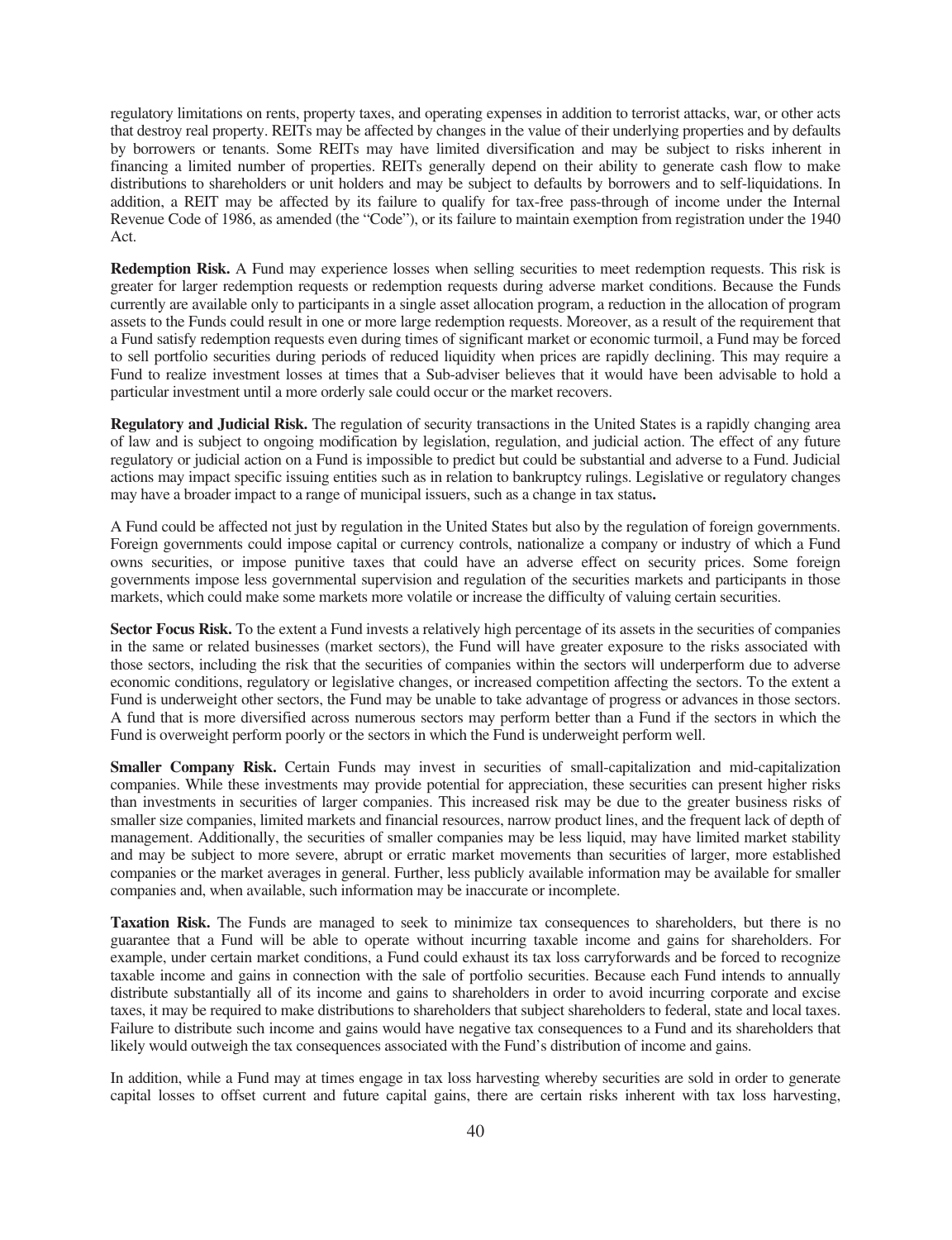regulatory limitations on rents, property taxes, and operating expenses in addition to terrorist attacks, war, or other acts that destroy real property. REITs may be affected by changes in the value of their underlying properties and by defaults by borrowers or tenants. Some REITs may have limited diversification and may be subject to risks inherent in financing a limited number of properties. REITs generally depend on their ability to generate cash flow to make distributions to shareholders or unit holders and may be subject to defaults by borrowers and to self-liquidations. In addition, a REIT may be affected by its failure to qualify for tax-free pass-through of income under the Internal Revenue Code of 1986, as amended (the "Code"), or its failure to maintain exemption from registration under the 1940 Act.

**Redemption Risk.** A Fund may experience losses when selling securities to meet redemption requests. This risk is greater for larger redemption requests or redemption requests during adverse market conditions. Because the Funds currently are available only to participants in a single asset allocation program, a reduction in the allocation of program assets to the Funds could result in one or more large redemption requests. Moreover, as a result of the requirement that a Fund satisfy redemption requests even during times of significant market or economic turmoil, a Fund may be forced to sell portfolio securities during periods of reduced liquidity when prices are rapidly declining. This may require a Fund to realize investment losses at times that a Sub-adviser believes that it would have been advisable to hold a particular investment until a more orderly sale could occur or the market recovers.

**Regulatory and Judicial Risk.** The regulation of security transactions in the United States is a rapidly changing area of law and is subject to ongoing modification by legislation, regulation, and judicial action. The effect of any future regulatory or judicial action on a Fund is impossible to predict but could be substantial and adverse to a Fund. Judicial actions may impact specific issuing entities such as in relation to bankruptcy rulings. Legislative or regulatory changes may have a broader impact to a range of municipal issuers, such as a change in tax status**.**

A Fund could be affected not just by regulation in the United States but also by the regulation of foreign governments. Foreign governments could impose capital or currency controls, nationalize a company or industry of which a Fund owns securities, or impose punitive taxes that could have an adverse effect on security prices. Some foreign governments impose less governmental supervision and regulation of the securities markets and participants in those markets, which could make some markets more volatile or increase the difficulty of valuing certain securities.

**Sector Focus Risk.** To the extent a Fund invests a relatively high percentage of its assets in the securities of companies in the same or related businesses (market sectors), the Fund will have greater exposure to the risks associated with those sectors, including the risk that the securities of companies within the sectors will underperform due to adverse economic conditions, regulatory or legislative changes, or increased competition affecting the sectors. To the extent a Fund is underweight other sectors, the Fund may be unable to take advantage of progress or advances in those sectors. A fund that is more diversified across numerous sectors may perform better than a Fund if the sectors in which the Fund is overweight perform poorly or the sectors in which the Fund is underweight perform well.

**Smaller Company Risk.** Certain Funds may invest in securities of small-capitalization and mid-capitalization companies. While these investments may provide potential for appreciation, these securities can present higher risks than investments in securities of larger companies. This increased risk may be due to the greater business risks of smaller size companies, limited markets and financial resources, narrow product lines, and the frequent lack of depth of management. Additionally, the securities of smaller companies may be less liquid, may have limited market stability and may be subject to more severe, abrupt or erratic market movements than securities of larger, more established companies or the market averages in general. Further, less publicly available information may be available for smaller companies and, when available, such information may be inaccurate or incomplete.

**Taxation Risk.** The Funds are managed to seek to minimize tax consequences to shareholders, but there is no guarantee that a Fund will be able to operate without incurring taxable income and gains for shareholders. For example, under certain market conditions, a Fund could exhaust its tax loss carryforwards and be forced to recognize taxable income and gains in connection with the sale of portfolio securities. Because each Fund intends to annually distribute substantially all of its income and gains to shareholders in order to avoid incurring corporate and excise taxes, it may be required to make distributions to shareholders that subject shareholders to federal, state and local taxes. Failure to distribute such income and gains would have negative tax consequences to a Fund and its shareholders that likely would outweigh the tax consequences associated with the Fund's distribution of income and gains.

In addition, while a Fund may at times engage in tax loss harvesting whereby securities are sold in order to generate capital losses to offset current and future capital gains, there are certain risks inherent with tax loss harvesting,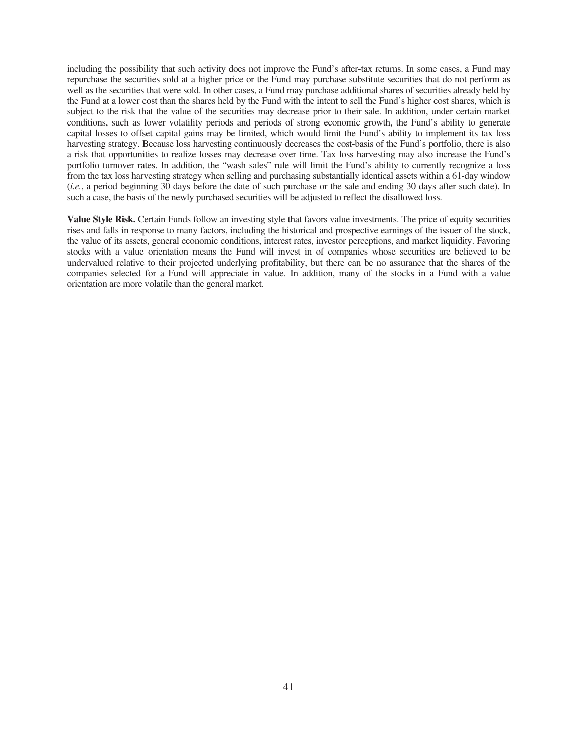including the possibility that such activity does not improve the Fund's after-tax returns. In some cases, a Fund may repurchase the securities sold at a higher price or the Fund may purchase substitute securities that do not perform as well as the securities that were sold. In other cases, a Fund may purchase additional shares of securities already held by the Fund at a lower cost than the shares held by the Fund with the intent to sell the Fund's higher cost shares, which is subject to the risk that the value of the securities may decrease prior to their sale. In addition, under certain market conditions, such as lower volatility periods and periods of strong economic growth, the Fund's ability to generate capital losses to offset capital gains may be limited, which would limit the Fund's ability to implement its tax loss harvesting strategy. Because loss harvesting continuously decreases the cost-basis of the Fund's portfolio, there is also a risk that opportunities to realize losses may decrease over time. Tax loss harvesting may also increase the Fund's portfolio turnover rates. In addition, the "wash sales" rule will limit the Fund's ability to currently recognize a loss from the tax loss harvesting strategy when selling and purchasing substantially identical assets within a 61-day window (*i.e.*, a period beginning 30 days before the date of such purchase or the sale and ending 30 days after such date). In such a case, the basis of the newly purchased securities will be adjusted to reflect the disallowed loss.

**Value Style Risk.** Certain Funds follow an investing style that favors value investments. The price of equity securities rises and falls in response to many factors, including the historical and prospective earnings of the issuer of the stock, the value of its assets, general economic conditions, interest rates, investor perceptions, and market liquidity. Favoring stocks with a value orientation means the Fund will invest in of companies whose securities are believed to be undervalued relative to their projected underlying profitability, but there can be no assurance that the shares of the companies selected for a Fund will appreciate in value. In addition, many of the stocks in a Fund with a value orientation are more volatile than the general market.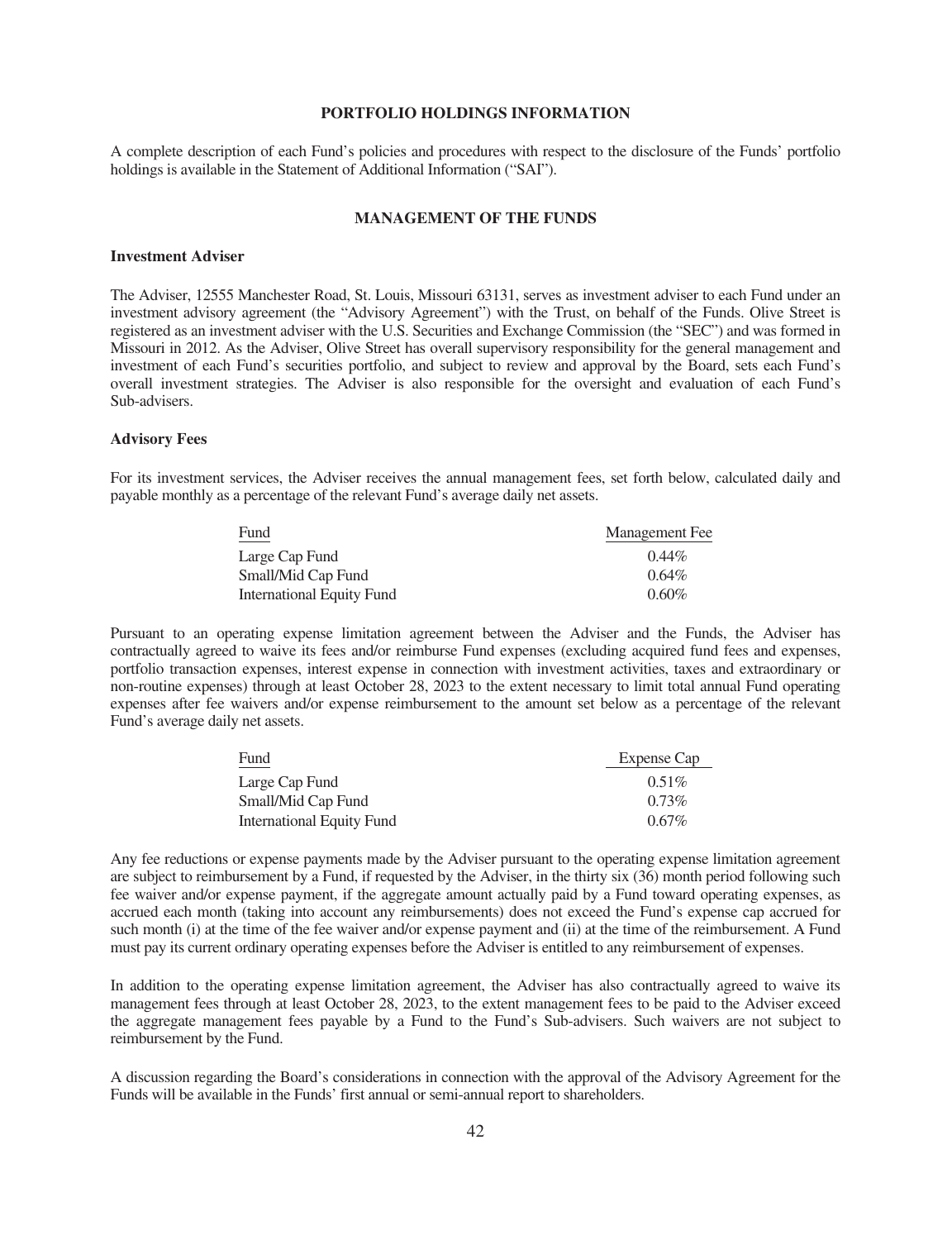## PORTFOLIO HOLDINGS INFORMATION

A complete description of each Fund's policies and procedures with respect to the disclosure of the Funds' portfolio holdings is available in the Statement of Additional Information ("SAI").

## MANAGEMENT OF THE FUNDS

### Investment Adviser

The Adviser, 12555 Manchester Road, St. Louis, Missouri 63131, serves as investment adviser to each Fund under an investment advisory agreement (the "Advisory Agreement") with the Trust, on behalf of the Funds. Olive Street is registered as an investment adviser with the U.S. Securities and Exchange Commission (the "SEC") and was formed in Missouri in 2012. As the Adviser, Olive Street has overall supervisory responsibility for the general management and investment of each Fund's securities portfolio, and subject to review and approval by the Board, sets each Fund's overall investment strategies. The Adviser is also responsible for the oversight and evaluation of each Fund's Sub-advisers.

### Advisory Fees

For its investment services, the Adviser receives the annual management fees, set forth below, calculated daily and payable monthly as a percentage of the relevant Fund's average daily net assets.

| Fund | Management Fee |
|---|---|
| Large Cap Fund | 0.44% |
| Small/Mid Cap Fund | 0.64% |
| International Equity Fund | 0.60% |

Pursuant to an operating expense limitation agreement between the Adviser and the Funds, the Adviser has contractually agreed to waive its fees and/or reimburse Fund expenses (excluding acquired fund fees and expenses, portfolio transaction expenses, interest expense in connection with investment activities, taxes and extraordinary or non-routine expenses) through at least October 28, 2023 to the extent necessary to limit total annual Fund operating expenses after fee waivers and/or expense reimbursement to the amount set below as a percentage of the relevant Fund's average daily net assets.

| Fund | Expense Cap |
|---|---|
| Large Cap Fund | 0.51% |
| Small/Mid Cap Fund | 0.73% |
| International Equity Fund | 0.67% |

Any fee reductions or expense payments made by the Adviser pursuant to the operating expense limitation agreement are subject to reimbursement by a Fund, if requested by the Adviser, in the thirty six (36) month period following such fee waiver and/or expense payment, if the aggregate amount actually paid by a Fund toward operating expenses, as accrued each month (taking into account any reimbursements) does not exceed the Fund's expense cap accrued for such month (i) at the time of the fee waiver and/or expense payment and (ii) at the time of the reimbursement. A Fund must pay its current ordinary operating expenses before the Adviser is entitled to any reimbursement of expenses.

In addition to the operating expense limitation agreement, the Adviser has also contractually agreed to waive its management fees through at least October 28, 2023, to the extent management fees to be paid to the Adviser exceed the aggregate management fees payable by a Fund to the Fund's Sub-advisers. Such waivers are not subject to reimbursement by the Fund.

A discussion regarding the Board's considerations in connection with the approval of the Advisory Agreement for the Funds will be available in the Funds' first annual or semi-annual report to shareholders.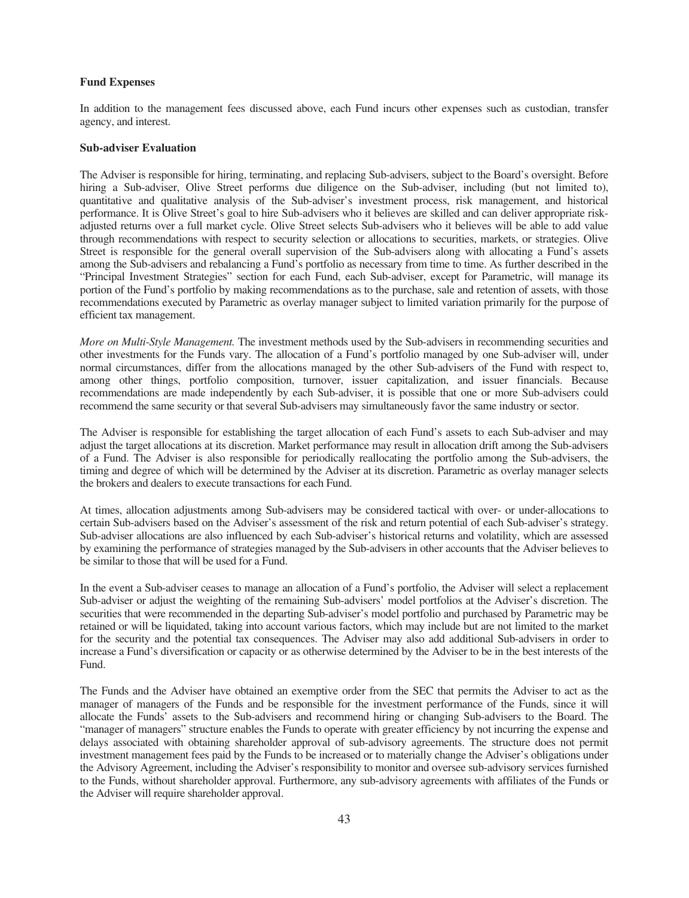**Fund Expenses**

In addition to the management fees discussed above, each Fund incurs other expenses such as custodian, transfer agency, and interest.

**Sub-adviser Evaluation**

The Adviser is responsible for hiring, terminating, and replacing Sub-advisers, subject to the Board's oversight. Before hiring a Sub-adviser, Olive Street performs due diligence on the Sub-adviser, including (but not limited to), quantitative and qualitative analysis of the Sub-adviser's investment process, risk management, and historical performance. It is Olive Street's goal to hire Sub-advisers who it believes are skilled and can deliver appropriate risk-adjusted returns over a full market cycle. Olive Street selects Sub-advisers who it believes will be able to add value through recommendations with respect to security selection or allocations to securities, markets, or strategies. Olive Street is responsible for the general overall supervision of the Sub-advisers along with allocating a Fund's assets among the Sub-advisers and rebalancing a Fund's portfolio as necessary from time to time. As further described in the "Principal Investment Strategies" section for each Fund, each Sub-adviser, except for Parametric, will manage its portion of the Fund's portfolio by making recommendations as to the purchase, sale and retention of assets, with those recommendations executed by Parametric as overlay manager subject to limited variation primarily for the purpose of efficient tax management.

*More on Multi-Style Management.* The investment methods used by the Sub-advisers in recommending securities and other investments for the Funds vary. The allocation of a Fund's portfolio managed by one Sub-adviser will, under normal circumstances, differ from the allocations managed by the other Sub-advisers of the Fund with respect to, among other things, portfolio composition, turnover, issuer capitalization, and issuer financials. Because recommendations are made independently by each Sub-adviser, it is possible that one or more Sub-advisers could recommend the same security or that several Sub-advisers may simultaneously favor the same industry or sector.

The Adviser is responsible for establishing the target allocation of each Fund's assets to each Sub-adviser and may adjust the target allocations at its discretion. Market performance may result in allocation drift among the Sub-advisers of a Fund. The Adviser is also responsible for periodically reallocating the portfolio among the Sub-advisers, the timing and degree of which will be determined by the Adviser at its discretion. Parametric as overlay manager selects the brokers and dealers to execute transactions for each Fund.

At times, allocation adjustments among Sub-advisers may be considered tactical with over- or under-allocations to certain Sub-advisers based on the Adviser's assessment of the risk and return potential of each Sub-adviser's strategy. Sub-adviser allocations are also influenced by each Sub-adviser's historical returns and volatility, which are assessed by examining the performance of strategies managed by the Sub-advisers in other accounts that the Adviser believes to be similar to those that will be used for a Fund.

In the event a Sub-adviser ceases to manage an allocation of a Fund's portfolio, the Adviser will select a replacement Sub-adviser or adjust the weighting of the remaining Sub-advisers' model portfolios at the Adviser's discretion. The securities that were recommended in the departing Sub-adviser's model portfolio and purchased by Parametric may be retained or will be liquidated, taking into account various factors, which may include but are not limited to the market for the security and the potential tax consequences. The Adviser may also add additional Sub-advisers in order to increase a Fund's diversification or capacity or as otherwise determined by the Adviser to be in the best interests of the Fund.

The Funds and the Adviser have obtained an exemptive order from the SEC that permits the Adviser to act as the manager of managers of the Funds and be responsible for the investment performance of the Funds, since it will allocate the Funds' assets to the Sub-advisers and recommend hiring or changing Sub-advisers to the Board. The "manager of managers" structure enables the Funds to operate with greater efficiency by not incurring the expense and delays associated with obtaining shareholder approval of sub-advisory agreements. The structure does not permit investment management fees paid by the Funds to be increased or to materially change the Adviser's obligations under the Advisory Agreement, including the Adviser's responsibility to monitor and oversee sub-advisory services furnished to the Funds, without shareholder approval. Furthermore, any sub-advisory agreements with affiliates of the Funds or the Adviser will require shareholder approval.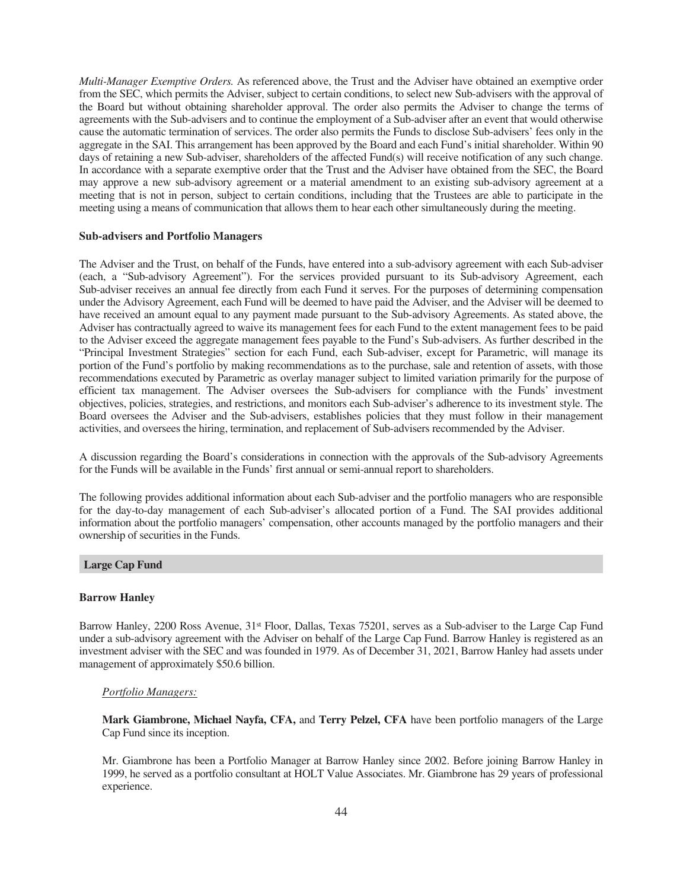*Multi-Manager Exemptive Orders.* As referenced above, the Trust and the Adviser have obtained an exemptive order from the SEC, which permits the Adviser, subject to certain conditions, to select new Sub-advisers with the approval of the Board but without obtaining shareholder approval. The order also permits the Adviser to change the terms of agreements with the Sub-advisers and to continue the employment of a Sub-adviser after an event that would otherwise cause the automatic termination of services. The order also permits the Funds to disclose Sub-advisers' fees only in the aggregate in the SAI. This arrangement has been approved by the Board and each Fund's initial shareholder. Within 90 days of retaining a new Sub-adviser, shareholders of the affected Fund(s) will receive notification of any such change. In accordance with a separate exemptive order that the Trust and the Adviser have obtained from the SEC, the Board may approve a new sub-advisory agreement or a material amendment to an existing sub-advisory agreement at a meeting that is not in person, subject to certain conditions, including that the Trustees are able to participate in the meeting using a means of communication that allows them to hear each other simultaneously during the meeting.

**Sub-advisers and Portfolio Managers**

The Adviser and the Trust, on behalf of the Funds, have entered into a sub-advisory agreement with each Sub-adviser (each, a "Sub-advisory Agreement"). For the services provided pursuant to its Sub-advisory Agreement, each Sub-adviser receives an annual fee directly from each Fund it serves. For the purposes of determining compensation under the Advisory Agreement, each Fund will be deemed to have paid the Adviser, and the Adviser will be deemed to have received an amount equal to any payment made pursuant to the Sub-advisory Agreements. As stated above, the Adviser has contractually agreed to waive its management fees for each Fund to the extent management fees to be paid to the Adviser exceed the aggregate management fees payable to the Fund's Sub-advisers. As further described in the "Principal Investment Strategies" section for each Fund, each Sub-adviser, except for Parametric, will manage its portion of the Fund's portfolio by making recommendations as to the purchase, sale and retention of assets, with those recommendations executed by Parametric as overlay manager subject to limited variation primarily for the purpose of efficient tax management. The Adviser oversees the Sub-advisers for compliance with the Funds' investment objectives, policies, strategies, and restrictions, and monitors each Sub-adviser's adherence to its investment style. The Board oversees the Adviser and the Sub-advisers, establishes policies that they must follow in their management activities, and oversees the hiring, termination, and replacement of Sub-advisers recommended by the Adviser.

A discussion regarding the Board's considerations in connection with the approvals of the Sub-advisory Agreements for the Funds will be available in the Funds' first annual or semi-annual report to shareholders.

The following provides additional information about each Sub-adviser and the portfolio managers who are responsible for the day-to-day management of each Sub-adviser's allocated portion of a Fund. The SAI provides additional information about the portfolio managers' compensation, other accounts managed by the portfolio managers and their ownership of securities in the Funds.

## Large Cap Fund

**Barrow Hanley**

Barrow Hanley, 2200 Ross Avenue, 31st Floor, Dallas, Texas 75201, serves as a Sub-adviser to the Large Cap Fund under a sub-advisory agreement with the Adviser on behalf of the Large Cap Fund. Barrow Hanley is registered as an investment adviser with the SEC and was founded in 1979. As of December 31, 2021, Barrow Hanley had assets under management of approximately $50.6 billion.

*Portfolio Managers:*

**Mark Giambrone, Michael Nayfa, CFA,** and **Terry Pelzel, CFA** have been portfolio managers of the Large Cap Fund since its inception.

Mr. Giambrone has been a Portfolio Manager at Barrow Hanley since 2002. Before joining Barrow Hanley in 1999, he served as a portfolio consultant at HOLT Value Associates. Mr. Giambrone has 29 years of professional experience.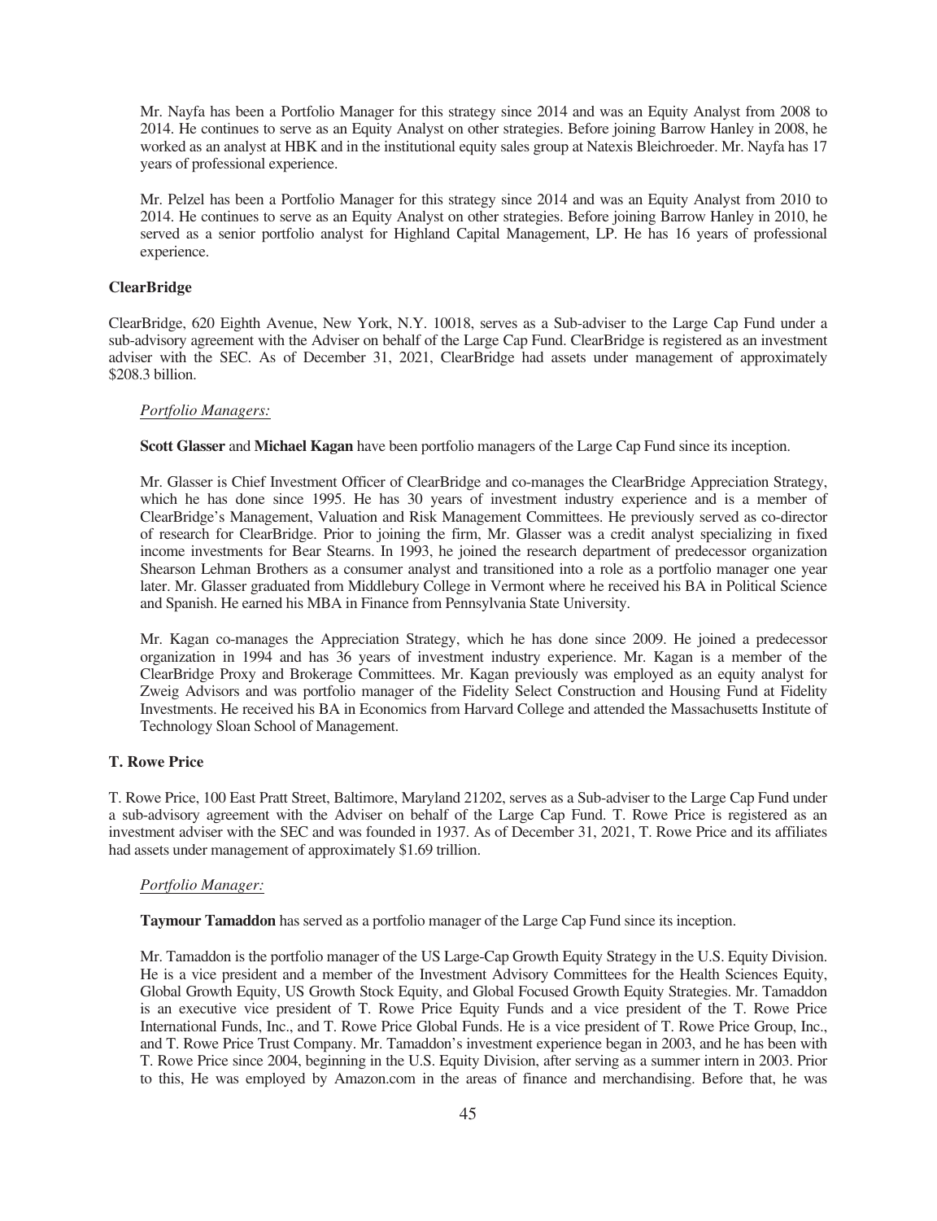Mr. Nayfa has been a Portfolio Manager for this strategy since 2014 and was an Equity Analyst from 2008 to 2014. He continues to serve as an Equity Analyst on other strategies. Before joining Barrow Hanley in 2008, he worked as an analyst at HBK and in the institutional equity sales group at Natexis Bleichroeder. Mr. Nayfa has 17 years of professional experience.

Mr. Pelzel has been a Portfolio Manager for this strategy since 2014 and was an Equity Analyst from 2010 to 2014. He continues to serve as an Equity Analyst on other strategies. Before joining Barrow Hanley in 2010, he served as a senior portfolio analyst for Highland Capital Management, LP. He has 16 years of professional experience.

**ClearBridge**

ClearBridge, 620 Eighth Avenue, New York, N.Y. 10018, serves as a Sub-adviser to the Large Cap Fund under a sub-advisory agreement with the Adviser on behalf of the Large Cap Fund. ClearBridge is registered as an investment adviser with the SEC. As of December 31, 2021, ClearBridge had assets under management of approximately $208.3 billion.

*Portfolio Managers:*

**Scott Glasser** and **Michael Kagan** have been portfolio managers of the Large Cap Fund since its inception.

Mr. Glasser is Chief Investment Officer of ClearBridge and co-manages the ClearBridge Appreciation Strategy, which he has done since 1995. He has 30 years of investment industry experience and is a member of ClearBridge's Management, Valuation and Risk Management Committees. He previously served as co-director of research for ClearBridge. Prior to joining the firm, Mr. Glasser was a credit analyst specializing in fixed income investments for Bear Stearns. In 1993, he joined the research department of predecessor organization Shearson Lehman Brothers as a consumer analyst and transitioned into a role as a portfolio manager one year later. Mr. Glasser graduated from Middlebury College in Vermont where he received his BA in Political Science and Spanish. He earned his MBA in Finance from Pennsylvania State University.

Mr. Kagan co-manages the Appreciation Strategy, which he has done since 2009. He joined a predecessor organization in 1994 and has 36 years of investment industry experience. Mr. Kagan is a member of the ClearBridge Proxy and Brokerage Committees. Mr. Kagan previously was employed as an equity analyst for Zweig Advisors and was portfolio manager of the Fidelity Select Construction and Housing Fund at Fidelity Investments. He received his BA in Economics from Harvard College and attended the Massachusetts Institute of Technology Sloan School of Management.

**T. Rowe Price**

T. Rowe Price, 100 East Pratt Street, Baltimore, Maryland 21202, serves as a Sub-adviser to the Large Cap Fund under a sub-advisory agreement with the Adviser on behalf of the Large Cap Fund. T. Rowe Price is registered as an investment adviser with the SEC and was founded in 1937. As of December 31, 2021, T. Rowe Price and its affiliates had assets under management of approximately $1.69 trillion.

*Portfolio Manager:*

**Taymour Tamaddon** has served as a portfolio manager of the Large Cap Fund since its inception.

Mr. Tamaddon is the portfolio manager of the US Large-Cap Growth Equity Strategy in the U.S. Equity Division. He is a vice president and a member of the Investment Advisory Committees for the Health Sciences Equity, Global Growth Equity, US Growth Stock Equity, and Global Focused Growth Equity Strategies. Mr. Tamaddon is an executive vice president of T. Rowe Price Equity Funds and a vice president of the T. Rowe Price International Funds, Inc., and T. Rowe Price Global Funds. He is a vice president of T. Rowe Price Group, Inc., and T. Rowe Price Trust Company. Mr. Tamaddon's investment experience began in 2003, and he has been with T. Rowe Price since 2004, beginning in the U.S. Equity Division, after serving as a summer intern in 2003. Prior to this, He was employed by Amazon.com in the areas of finance and merchandising. Before that, he was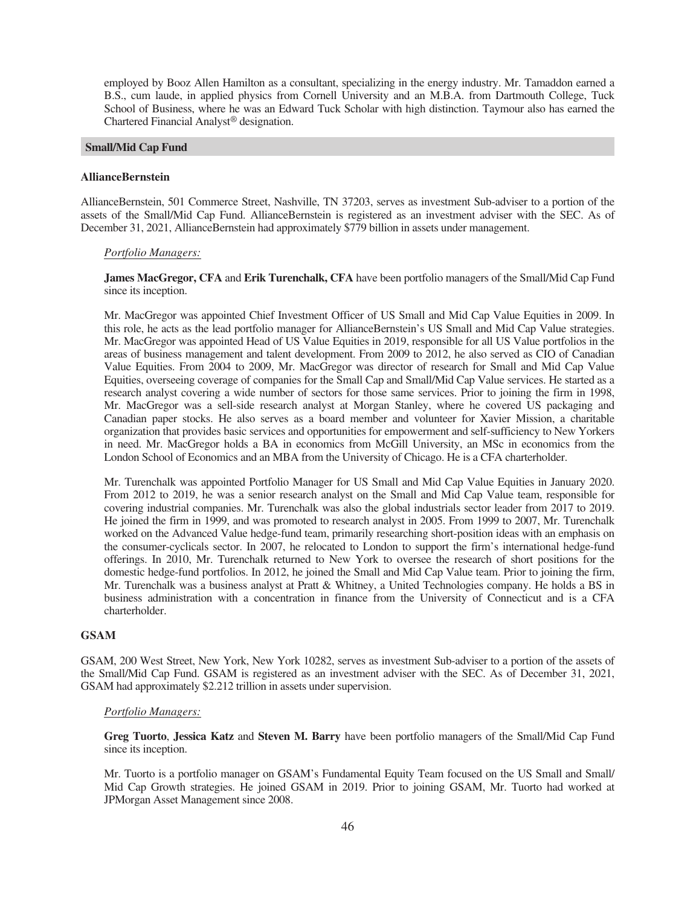employed by Booz Allen Hamilton as a consultant, specializing in the energy industry. Mr. Tamaddon earned a B.S., cum laude, in applied physics from Cornell University and an M.B.A. from Dartmouth College, Tuck School of Business, where he was an Edward Tuck Scholar with high distinction. Taymour also has earned the Chartered Financial Analyst® designation.

## Small/Mid Cap Fund

### AllianceBernstein

AllianceBernstein, 501 Commerce Street, Nashville, TN 37203, serves as investment Sub-adviser to a portion of the assets of the Small/Mid Cap Fund. AllianceBernstein is registered as an investment adviser with the SEC. As of December 31, 2021, AllianceBernstein had approximately $779 billion in assets under management.

*Portfolio Managers:*

**James MacGregor, CFA** and **Erik Turenchalk, CFA** have been portfolio managers of the Small/Mid Cap Fund since its inception.

Mr. MacGregor was appointed Chief Investment Officer of US Small and Mid Cap Value Equities in 2009. In this role, he acts as the lead portfolio manager for AllianceBernstein's US Small and Mid Cap Value strategies. Mr. MacGregor was appointed Head of US Value Equities in 2019, responsible for all US Value portfolios in the areas of business management and talent development. From 2009 to 2012, he also served as CIO of Canadian Value Equities. From 2004 to 2009, Mr. MacGregor was director of research for Small and Mid Cap Value Equities, overseeing coverage of companies for the Small Cap and Small/Mid Cap Value services. He started as a research analyst covering a wide number of sectors for those same services. Prior to joining the firm in 1998, Mr. MacGregor was a sell-side research analyst at Morgan Stanley, where he covered US packaging and Canadian paper stocks. He also serves as a board member and volunteer for Xavier Mission, a charitable organization that provides basic services and opportunities for empowerment and self-sufficiency to New Yorkers in need. Mr. MacGregor holds a BA in economics from McGill University, an MSc in economics from the London School of Economics and an MBA from the University of Chicago. He is a CFA charterholder.

Mr. Turenchalk was appointed Portfolio Manager for US Small and Mid Cap Value Equities in January 2020. From 2012 to 2019, he was a senior research analyst on the Small and Mid Cap Value team, responsible for covering industrial companies. Mr. Turenchalk was also the global industrials sector leader from 2017 to 2019. He joined the firm in 1999, and was promoted to research analyst in 2005. From 1999 to 2007, Mr. Turenchalk worked on the Advanced Value hedge-fund team, primarily researching short-position ideas with an emphasis on the consumer-cyclicals sector. In 2007, he relocated to London to support the firm's international hedge-fund offerings. In 2010, Mr. Turenchalk returned to New York to oversee the research of short positions for the domestic hedge-fund portfolios. In 2012, he joined the Small and Mid Cap Value team. Prior to joining the firm, Mr. Turenchalk was a business analyst at Pratt & Whitney, a United Technologies company. He holds a BS in business administration with a concentration in finance from the University of Connecticut and is a CFA charterholder.

### GSAM

GSAM, 200 West Street, New York, New York 10282, serves as investment Sub-adviser to a portion of the assets of the Small/Mid Cap Fund. GSAM is registered as an investment adviser with the SEC. As of December 31, 2021, GSAM had approximately $2.212 trillion in assets under supervision.

*Portfolio Managers:*

**Greg Tuorto**, **Jessica Katz** and **Steven M. Barry** have been portfolio managers of the Small/Mid Cap Fund since its inception.

Mr. Tuorto is a portfolio manager on GSAM's Fundamental Equity Team focused on the US Small and Small/Mid Cap Growth strategies. He joined GSAM in 2019. Prior to joining GSAM, Mr. Tuorto had worked at JPMorgan Asset Management since 2008.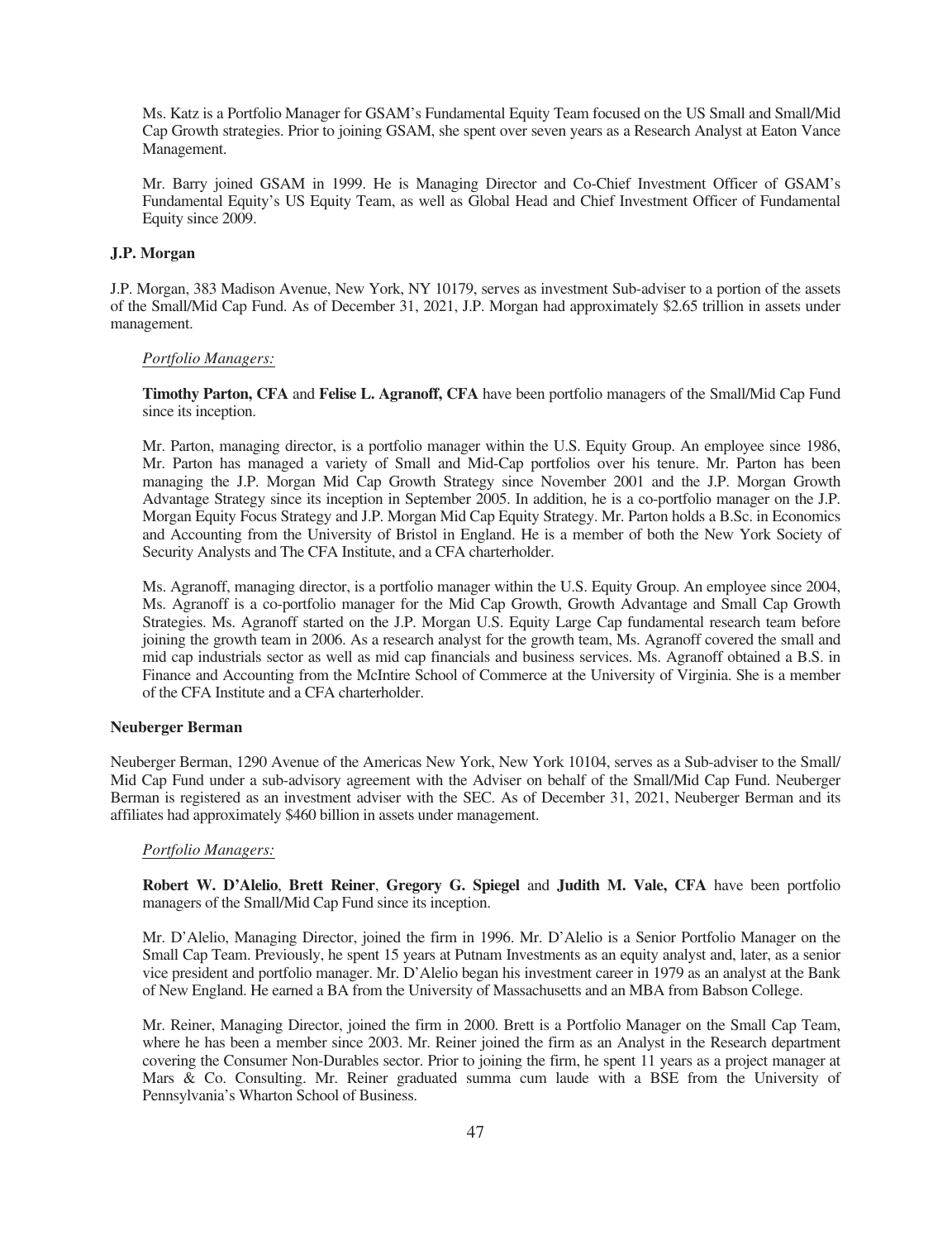Ms. Katz is a Portfolio Manager for GSAM's Fundamental Equity Team focused on the US Small and Small/Mid Cap Growth strategies. Prior to joining GSAM, she spent over seven years as a Research Analyst at Eaton Vance Management.

Mr. Barry joined GSAM in 1999. He is Managing Director and Co-Chief Investment Officer of GSAM's Fundamental Equity's US Equity Team, as well as Global Head and Chief Investment Officer of Fundamental Equity since 2009.

**J.P. Morgan**

J.P. Morgan, 383 Madison Avenue, New York, NY 10179, serves as investment Sub-adviser to a portion of the assets of the Small/Mid Cap Fund. As of December 31, 2021, J.P. Morgan had approximately $2.65 trillion in assets under management.

*Portfolio Managers:*

**Timothy Parton, CFA** and **Felise L. Agranoff, CFA** have been portfolio managers of the Small/Mid Cap Fund since its inception.

Mr. Parton, managing director, is a portfolio manager within the U.S. Equity Group. An employee since 1986, Mr. Parton has managed a variety of Small and Mid-Cap portfolios over his tenure. Mr. Parton has been managing the J.P. Morgan Mid Cap Growth Strategy since November 2001 and the J.P. Morgan Growth Advantage Strategy since its inception in September 2005. In addition, he is a co-portfolio manager on the J.P. Morgan Equity Focus Strategy and J.P. Morgan Mid Cap Equity Strategy. Mr. Parton holds a B.Sc. in Economics and Accounting from the University of Bristol in England. He is a member of both the New York Society of Security Analysts and The CFA Institute, and a CFA charterholder.

Ms. Agranoff, managing director, is a portfolio manager within the U.S. Equity Group. An employee since 2004, Ms. Agranoff is a co-portfolio manager for the Mid Cap Growth, Growth Advantage and Small Cap Growth Strategies. Ms. Agranoff started on the J.P. Morgan U.S. Equity Large Cap fundamental research team before joining the growth team in 2006. As a research analyst for the growth team, Ms. Agranoff covered the small and mid cap industrials sector as well as mid cap financials and business services. Ms. Agranoff obtained a B.S. in Finance and Accounting from the McIntire School of Commerce at the University of Virginia. She is a member of the CFA Institute and a CFA charterholder.

**Neuberger Berman**

Neuberger Berman, 1290 Avenue of the Americas New York, New York 10104, serves as a Sub-adviser to the Small/Mid Cap Fund under a sub-advisory agreement with the Adviser on behalf of the Small/Mid Cap Fund. Neuberger Berman is registered as an investment adviser with the SEC. As of December 31, 2021, Neuberger Berman and its affiliates had approximately $460 billion in assets under management.

*Portfolio Managers:*

**Robert W. D'Alelio**, **Brett Reiner**, **Gregory G. Spiegel** and **Judith M. Vale, CFA** have been portfolio managers of the Small/Mid Cap Fund since its inception.

Mr. D'Alelio, Managing Director, joined the firm in 1996. Mr. D'Alelio is a Senior Portfolio Manager on the Small Cap Team. Previously, he spent 15 years at Putnam Investments as an equity analyst and, later, as a senior vice president and portfolio manager. Mr. D'Alelio began his investment career in 1979 as an analyst at the Bank of New England. He earned a BA from the University of Massachusetts and an MBA from Babson College.

Mr. Reiner, Managing Director, joined the firm in 2000. Brett is a Portfolio Manager on the Small Cap Team, where he has been a member since 2003. Mr. Reiner joined the firm as an Analyst in the Research department covering the Consumer Non-Durables sector. Prior to joining the firm, he spent 11 years as a project manager at Mars & Co. Consulting. Mr. Reiner graduated summa cum laude with a BSE from the University of Pennsylvania's Wharton School of Business.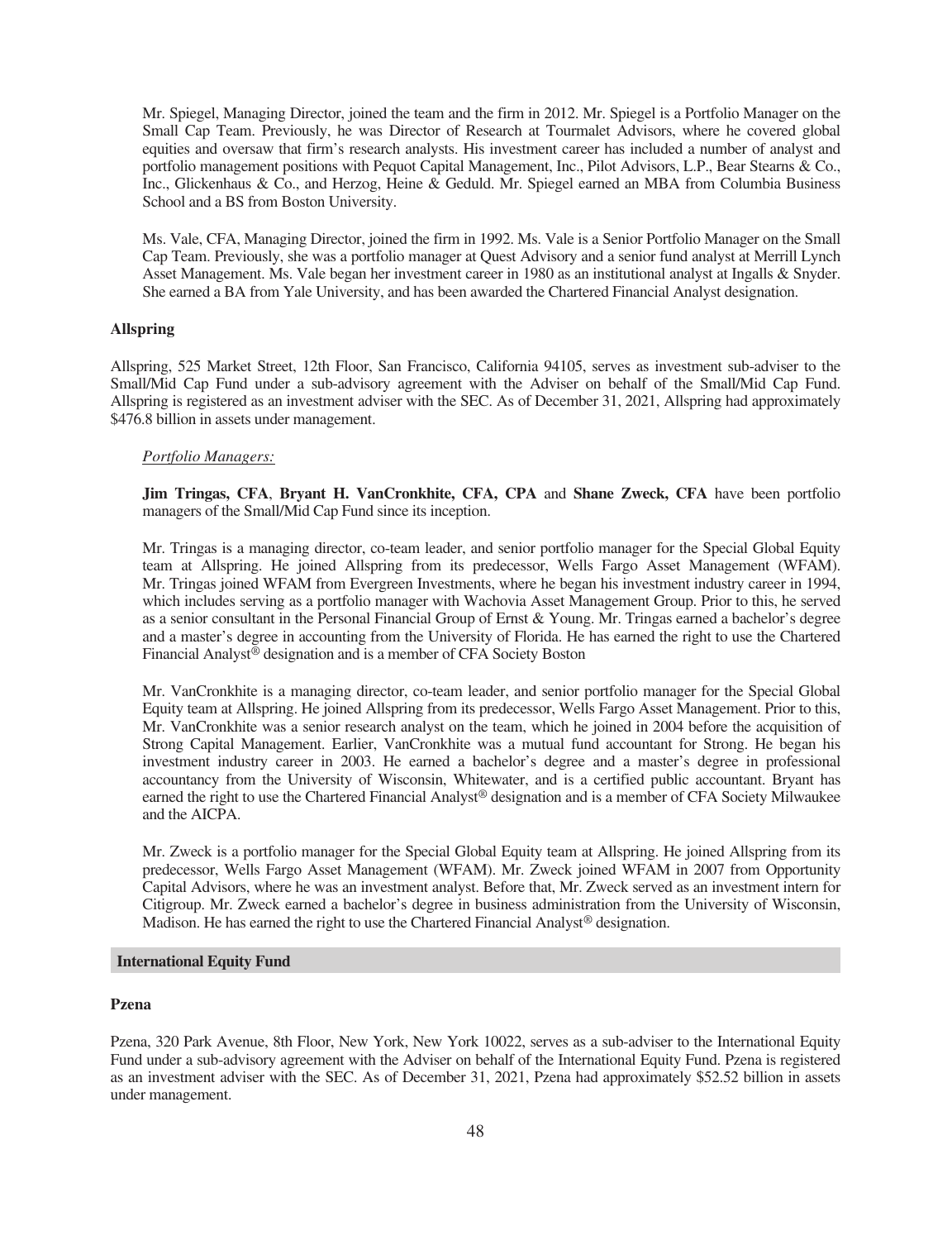Mr. Spiegel, Managing Director, joined the team and the firm in 2012. Mr. Spiegel is a Portfolio Manager on the Small Cap Team. Previously, he was Director of Research at Tourmalet Advisors, where he covered global equities and oversaw that firm's research analysts. His investment career has included a number of analyst and portfolio management positions with Pequot Capital Management, Inc., Pilot Advisors, L.P., Bear Stearns & Co., Inc., Glickenhaus & Co., and Herzog, Heine & Geduld. Mr. Spiegel earned an MBA from Columbia Business School and a BS from Boston University.

Ms. Vale, CFA, Managing Director, joined the firm in 1992. Ms. Vale is a Senior Portfolio Manager on the Small Cap Team. Previously, she was a portfolio manager at Quest Advisory and a senior fund analyst at Merrill Lynch Asset Management. Ms. Vale began her investment career in 1980 as an institutional analyst at Ingalls & Snyder. She earned a BA from Yale University, and has been awarded the Chartered Financial Analyst designation.

### Allspring

Allspring, 525 Market Street, 12th Floor, San Francisco, California 94105, serves as investment sub-adviser to the Small/Mid Cap Fund under a sub-advisory agreement with the Adviser on behalf of the Small/Mid Cap Fund. Allspring is registered as an investment adviser with the SEC. As of December 31, 2021, Allspring had approximately $476.8 billion in assets under management.

*Portfolio Managers:*

**Jim Tringas, CFA**, **Bryant H. VanCronkhite, CFA, CPA** and **Shane Zweck, CFA** have been portfolio managers of the Small/Mid Cap Fund since its inception.

Mr. Tringas is a managing director, co-team leader, and senior portfolio manager for the Special Global Equity team at Allspring. He joined Allspring from its predecessor, Wells Fargo Asset Management (WFAM). Mr. Tringas joined WFAM from Evergreen Investments, where he began his investment industry career in 1994, which includes serving as a portfolio manager with Wachovia Asset Management Group. Prior to this, he served as a senior consultant in the Personal Financial Group of Ernst & Young. Mr. Tringas earned a bachelor's degree and a master's degree in accounting from the University of Florida. He has earned the right to use the Chartered Financial Analyst® designation and is a member of CFA Society Boston

Mr. VanCronkhite is a managing director, co-team leader, and senior portfolio manager for the Special Global Equity team at Allspring. He joined Allspring from its predecessor, Wells Fargo Asset Management. Prior to this, Mr. VanCronkhite was a senior research analyst on the team, which he joined in 2004 before the acquisition of Strong Capital Management. Earlier, VanCronkhite was a mutual fund accountant for Strong. He began his investment industry career in 2003. He earned a bachelor's degree and a master's degree in professional accountancy from the University of Wisconsin, Whitewater, and is a certified public accountant. Bryant has earned the right to use the Chartered Financial Analyst® designation and is a member of CFA Society Milwaukee and the AICPA.

Mr. Zweck is a portfolio manager for the Special Global Equity team at Allspring. He joined Allspring from its predecessor, Wells Fargo Asset Management (WFAM). Mr. Zweck joined WFAM in 2007 from Opportunity Capital Advisors, where he was an investment analyst. Before that, Mr. Zweck served as an investment intern for Citigroup. Mr. Zweck earned a bachelor's degree in business administration from the University of Wisconsin, Madison. He has earned the right to use the Chartered Financial Analyst® designation.

## International Equity Fund

### Pzena

Pzena, 320 Park Avenue, 8th Floor, New York, New York 10022, serves as a sub-adviser to the International Equity Fund under a sub-advisory agreement with the Adviser on behalf of the International Equity Fund. Pzena is registered as an investment adviser with the SEC. As of December 31, 2021, Pzena had approximately $52.52 billion in assets under management.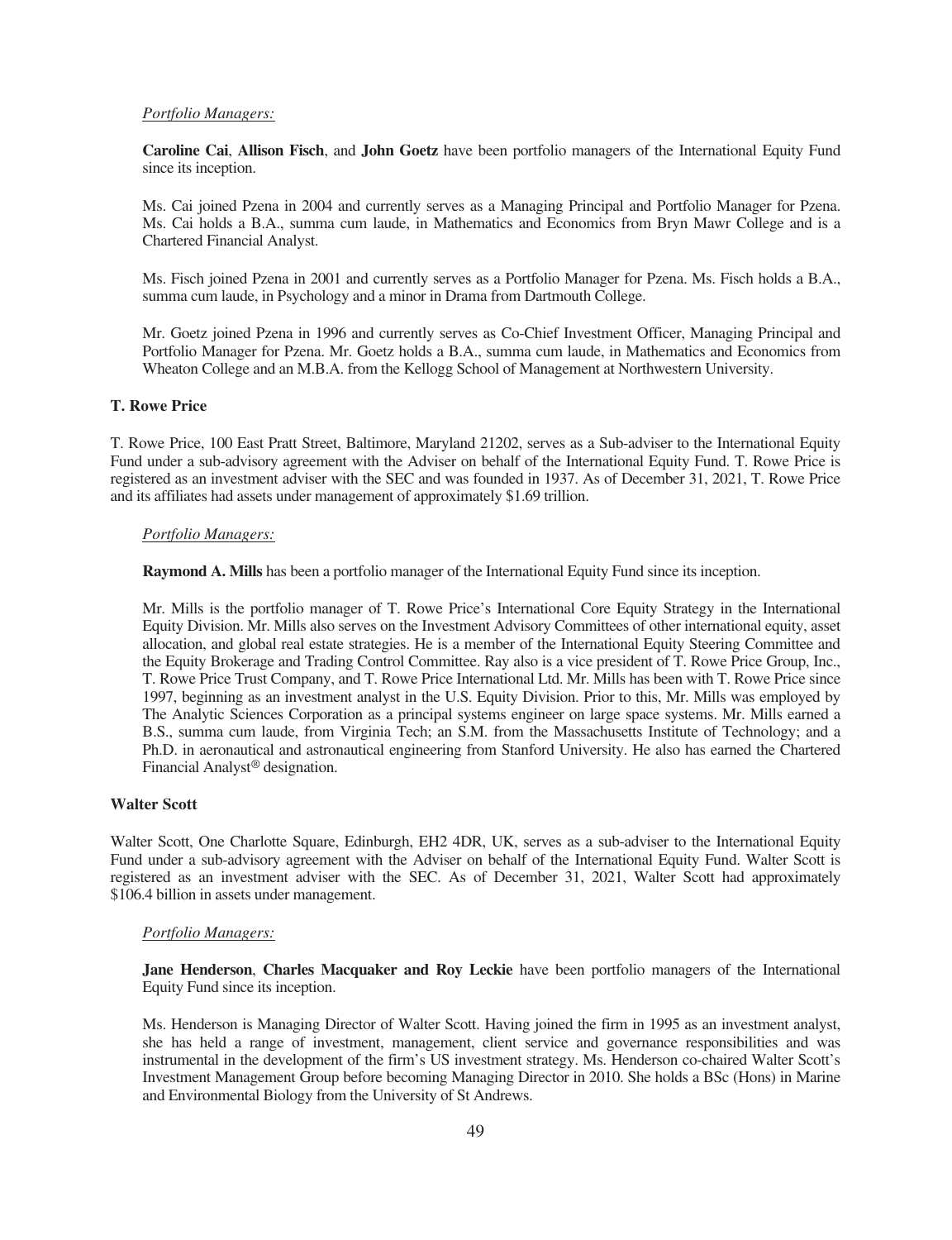*Portfolio Managers:*

**Caroline Cai**, **Allison Fisch**, and **John Goetz** have been portfolio managers of the International Equity Fund since its inception.

Ms. Cai joined Pzena in 2004 and currently serves as a Managing Principal and Portfolio Manager for Pzena. Ms. Cai holds a B.A., summa cum laude, in Mathematics and Economics from Bryn Mawr College and is a Chartered Financial Analyst.

Ms. Fisch joined Pzena in 2001 and currently serves as a Portfolio Manager for Pzena. Ms. Fisch holds a B.A., summa cum laude, in Psychology and a minor in Drama from Dartmouth College.

Mr. Goetz joined Pzena in 1996 and currently serves as Co-Chief Investment Officer, Managing Principal and Portfolio Manager for Pzena. Mr. Goetz holds a B.A., summa cum laude, in Mathematics and Economics from Wheaton College and an M.B.A. from the Kellogg School of Management at Northwestern University.

**T. Rowe Price**

T. Rowe Price, 100 East Pratt Street, Baltimore, Maryland 21202, serves as a Sub-adviser to the International Equity Fund under a sub-advisory agreement with the Adviser on behalf of the International Equity Fund. T. Rowe Price is registered as an investment adviser with the SEC and was founded in 1937. As of December 31, 2021, T. Rowe Price and its affiliates had assets under management of approximately $1.69 trillion.

*Portfolio Managers:*

**Raymond A. Mills** has been a portfolio manager of the International Equity Fund since its inception.

Mr. Mills is the portfolio manager of T. Rowe Price's International Core Equity Strategy in the International Equity Division. Mr. Mills also serves on the Investment Advisory Committees of other international equity, asset allocation, and global real estate strategies. He is a member of the International Equity Steering Committee and the Equity Brokerage and Trading Control Committee. Ray also is a vice president of T. Rowe Price Group, Inc., T. Rowe Price Trust Company, and T. Rowe Price International Ltd. Mr. Mills has been with T. Rowe Price since 1997, beginning as an investment analyst in the U.S. Equity Division. Prior to this, Mr. Mills was employed by The Analytic Sciences Corporation as a principal systems engineer on large space systems. Mr. Mills earned a B.S., summa cum laude, from Virginia Tech; an S.M. from the Massachusetts Institute of Technology; and a Ph.D. in aeronautical and astronautical engineering from Stanford University. He also has earned the Chartered Financial Analyst® designation.

**Walter Scott**

Walter Scott, One Charlotte Square, Edinburgh, EH2 4DR, UK, serves as a sub-adviser to the International Equity Fund under a sub-advisory agreement with the Adviser on behalf of the International Equity Fund. Walter Scott is registered as an investment adviser with the SEC. As of December 31, 2021, Walter Scott had approximately $106.4 billion in assets under management.

*Portfolio Managers:*

**Jane Henderson**, **Charles Macquaker and Roy Leckie** have been portfolio managers of the International Equity Fund since its inception.

Ms. Henderson is Managing Director of Walter Scott. Having joined the firm in 1995 as an investment analyst, she has held a range of investment, management, client service and governance responsibilities and was instrumental in the development of the firm's US investment strategy. Ms. Henderson co-chaired Walter Scott's Investment Management Group before becoming Managing Director in 2010. She holds a BSc (Hons) in Marine and Environmental Biology from the University of St Andrews.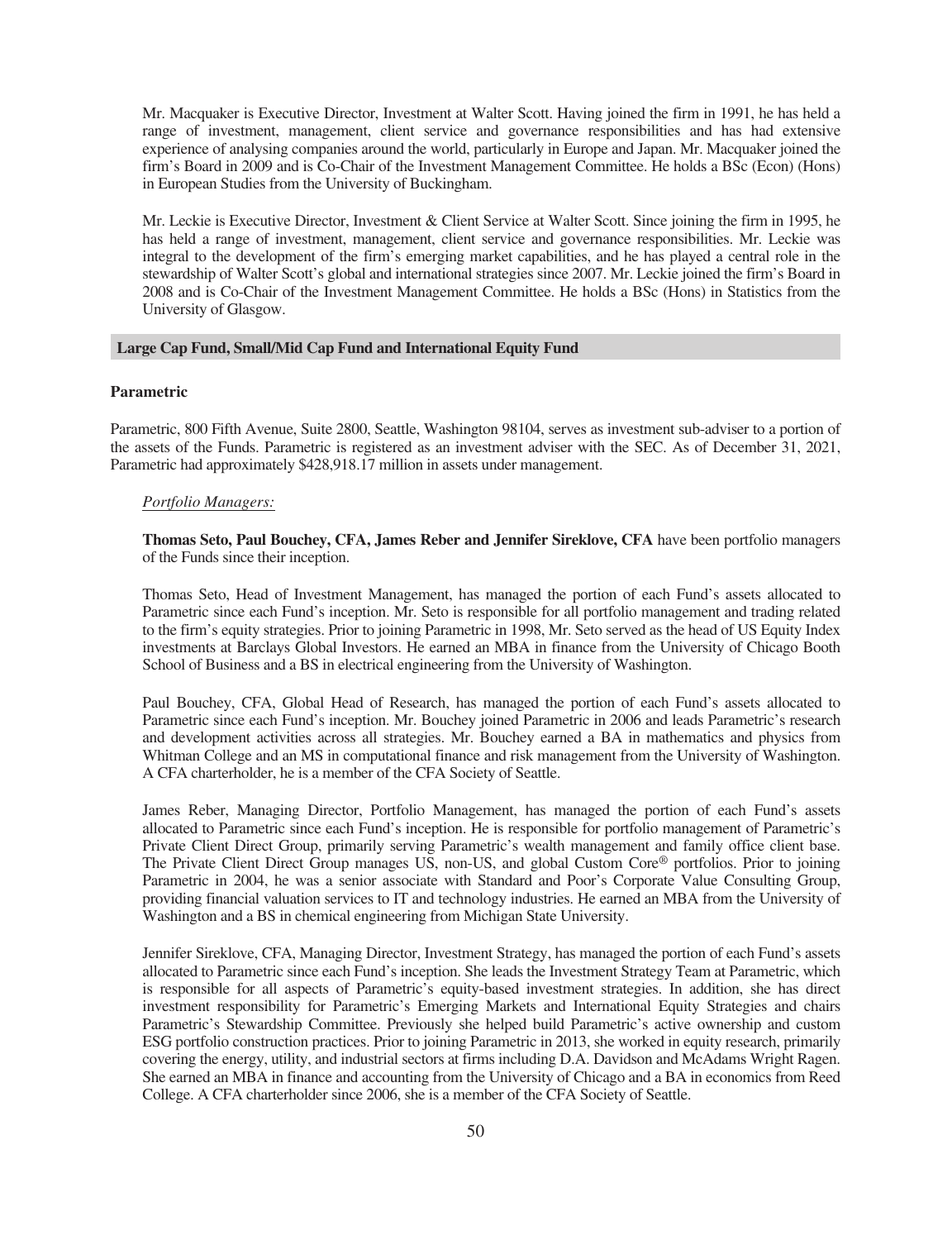Mr. Macquaker is Executive Director, Investment at Walter Scott. Having joined the firm in 1991, he has held a range of investment, management, client service and governance responsibilities and has had extensive experience of analysing companies around the world, particularly in Europe and Japan. Mr. Macquaker joined the firm's Board in 2009 and is Co-Chair of the Investment Management Committee. He holds a BSc (Econ) (Hons) in European Studies from the University of Buckingham.

Mr. Leckie is Executive Director, Investment & Client Service at Walter Scott. Since joining the firm in 1995, he has held a range of investment, management, client service and governance responsibilities. Mr. Leckie was integral to the development of the firm's emerging market capabilities, and he has played a central role in the stewardship of Walter Scott's global and international strategies since 2007. Mr. Leckie joined the firm's Board in 2008 and is Co-Chair of the Investment Management Committee. He holds a BSc (Hons) in Statistics from the University of Glasgow.

## Large Cap Fund, Small/Mid Cap Fund and International Equity Fund

### Parametric

Parametric, 800 Fifth Avenue, Suite 2800, Seattle, Washington 98104, serves as investment sub-adviser to a portion of the assets of the Funds. Parametric is registered as an investment adviser with the SEC. As of December 31, 2021, Parametric had approximately $428,918.17 million in assets under management.

*Portfolio Managers:*

**Thomas Seto, Paul Bouchey, CFA, James Reber and Jennifer Sireklove, CFA** have been portfolio managers of the Funds since their inception.

Thomas Seto, Head of Investment Management, has managed the portion of each Fund's assets allocated to Parametric since each Fund's inception. Mr. Seto is responsible for all portfolio management and trading related to the firm's equity strategies. Prior to joining Parametric in 1998, Mr. Seto served as the head of US Equity Index investments at Barclays Global Investors. He earned an MBA in finance from the University of Chicago Booth School of Business and a BS in electrical engineering from the University of Washington.

Paul Bouchey, CFA, Global Head of Research, has managed the portion of each Fund's assets allocated to Parametric since each Fund's inception. Mr. Bouchey joined Parametric in 2006 and leads Parametric's research and development activities across all strategies. Mr. Bouchey earned a BA in mathematics and physics from Whitman College and an MS in computational finance and risk management from the University of Washington. A CFA charterholder, he is a member of the CFA Society of Seattle.

James Reber, Managing Director, Portfolio Management, has managed the portion of each Fund's assets allocated to Parametric since each Fund's inception. He is responsible for portfolio management of Parametric's Private Client Direct Group, primarily serving Parametric's wealth management and family office client base. The Private Client Direct Group manages US, non-US, and global Custom Core® portfolios. Prior to joining Parametric in 2004, he was a senior associate with Standard and Poor's Corporate Value Consulting Group, providing financial valuation services to IT and technology industries. He earned an MBA from the University of Washington and a BS in chemical engineering from Michigan State University.

Jennifer Sireklove, CFA, Managing Director, Investment Strategy, has managed the portion of each Fund's assets allocated to Parametric since each Fund's inception. She leads the Investment Strategy Team at Parametric, which is responsible for all aspects of Parametric's equity-based investment strategies. In addition, she has direct investment responsibility for Parametric's Emerging Markets and International Equity Strategies and chairs Parametric's Stewardship Committee. Previously she helped build Parametric's active ownership and custom ESG portfolio construction practices. Prior to joining Parametric in 2013, she worked in equity research, primarily covering the energy, utility, and industrial sectors at firms including D.A. Davidson and McAdams Wright Ragen. She earned an MBA in finance and accounting from the University of Chicago and a BA in economics from Reed College. A CFA charterholder since 2006, she is a member of the CFA Society of Seattle.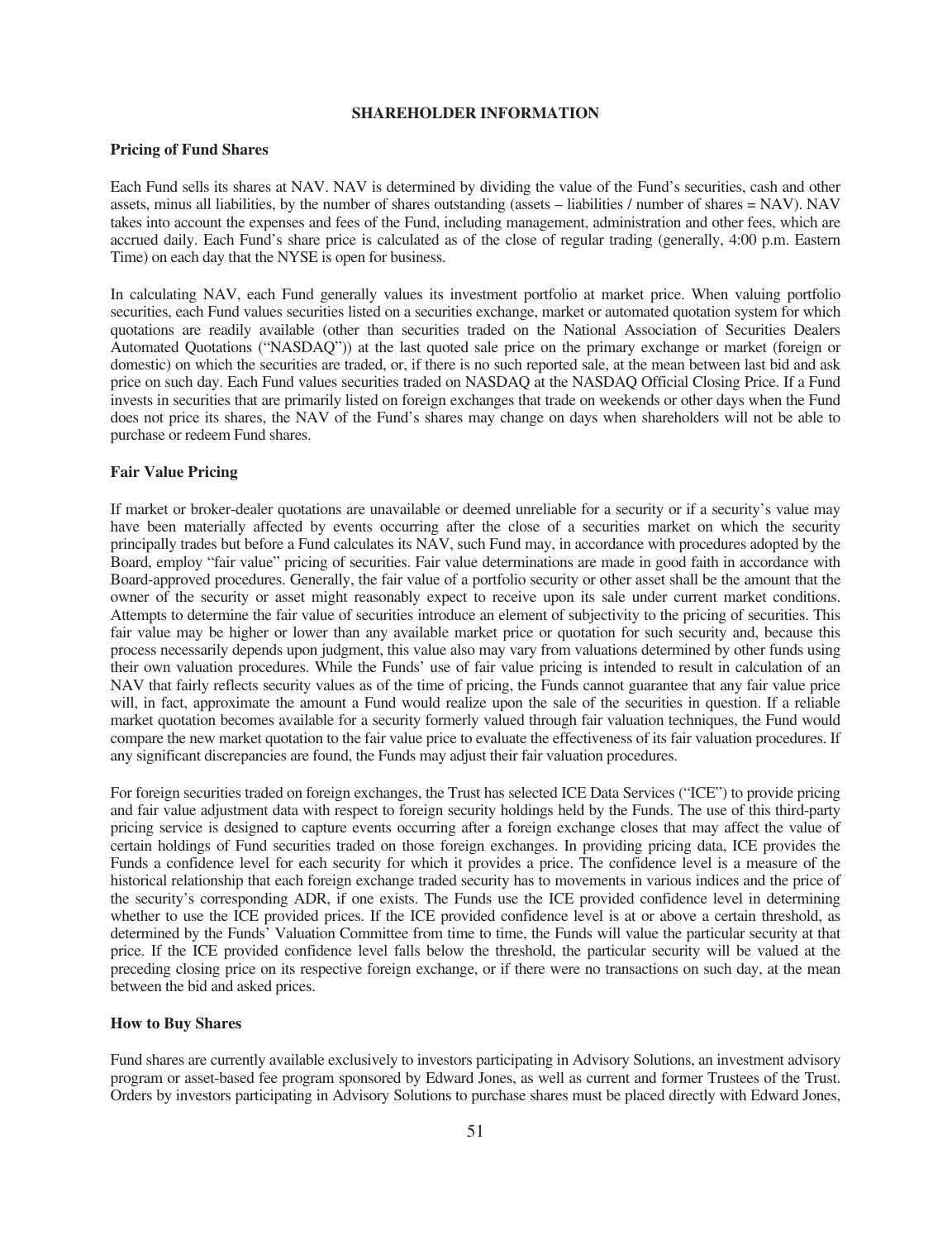## SHAREHOLDER INFORMATION

### Pricing of Fund Shares

Each Fund sells its shares at NAV. NAV is determined by dividing the value of the Fund's securities, cash and other assets, minus all liabilities, by the number of shares outstanding (assets – liabilities / number of shares = NAV). NAV takes into account the expenses and fees of the Fund, including management, administration and other fees, which are accrued daily. Each Fund's share price is calculated as of the close of regular trading (generally, 4:00 p.m. Eastern Time) on each day that the NYSE is open for business.

In calculating NAV, each Fund generally values its investment portfolio at market price. When valuing portfolio securities, each Fund values securities listed on a securities exchange, market or automated quotation system for which quotations are readily available (other than securities traded on the National Association of Securities Dealers Automated Quotations ("NASDAQ")) at the last quoted sale price on the primary exchange or market (foreign or domestic) on which the securities are traded, or, if there is no such reported sale, at the mean between last bid and ask price on such day. Each Fund values securities traded on NASDAQ at the NASDAQ Official Closing Price. If a Fund invests in securities that are primarily listed on foreign exchanges that trade on weekends or other days when the Fund does not price its shares, the NAV of the Fund's shares may change on days when shareholders will not be able to purchase or redeem Fund shares.

### Fair Value Pricing

If market or broker-dealer quotations are unavailable or deemed unreliable for a security or if a security's value may have been materially affected by events occurring after the close of a securities market on which the security principally trades but before a Fund calculates its NAV, such Fund may, in accordance with procedures adopted by the Board, employ "fair value" pricing of securities. Fair value determinations are made in good faith in accordance with Board-approved procedures. Generally, the fair value of a portfolio security or other asset shall be the amount that the owner of the security or asset might reasonably expect to receive upon its sale under current market conditions. Attempts to determine the fair value of securities introduce an element of subjectivity to the pricing of securities. This fair value may be higher or lower than any available market price or quotation for such security and, because this process necessarily depends upon judgment, this value also may vary from valuations determined by other funds using their own valuation procedures. While the Funds' use of fair value pricing is intended to result in calculation of an NAV that fairly reflects security values as of the time of pricing, the Funds cannot guarantee that any fair value price will, in fact, approximate the amount a Fund would realize upon the sale of the securities in question. If a reliable market quotation becomes available for a security formerly valued through fair valuation techniques, the Fund would compare the new market quotation to the fair value price to evaluate the effectiveness of its fair valuation procedures. If any significant discrepancies are found, the Funds may adjust their fair valuation procedures.

For foreign securities traded on foreign exchanges, the Trust has selected ICE Data Services ("ICE") to provide pricing and fair value adjustment data with respect to foreign security holdings held by the Funds. The use of this third-party pricing service is designed to capture events occurring after a foreign exchange closes that may affect the value of certain holdings of Fund securities traded on those foreign exchanges. In providing pricing data, ICE provides the Funds a confidence level for each security for which it provides a price. The confidence level is a measure of the historical relationship that each foreign exchange traded security has to movements in various indices and the price of the security's corresponding ADR, if one exists. The Funds use the ICE provided confidence level in determining whether to use the ICE provided prices. If the ICE provided confidence level is at or above a certain threshold, as determined by the Funds' Valuation Committee from time to time, the Funds will value the particular security at that price. If the ICE provided confidence level falls below the threshold, the particular security will be valued at the preceding closing price on its respective foreign exchange, or if there were no transactions on such day, at the mean between the bid and asked prices.

### How to Buy Shares

Fund shares are currently available exclusively to investors participating in Advisory Solutions, an investment advisory program or asset-based fee program sponsored by Edward Jones, as well as current and former Trustees of the Trust. Orders by investors participating in Advisory Solutions to purchase shares must be placed directly with Edward Jones,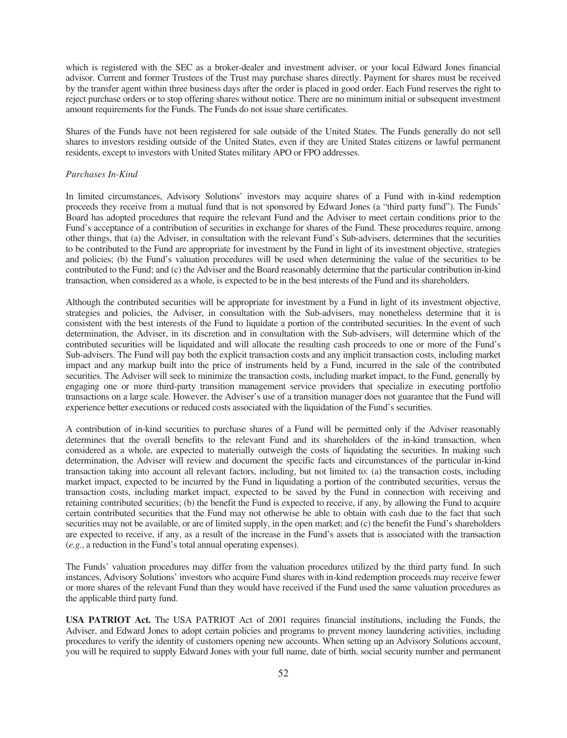which is registered with the SEC as a broker-dealer and investment adviser, or your local Edward Jones financial advisor. Current and former Trustees of the Trust may purchase shares directly. Payment for shares must be received by the transfer agent within three business days after the order is placed in good order. Each Fund reserves the right to reject purchase orders or to stop offering shares without notice. There are no minimum initial or subsequent investment amount requirements for the Funds. The Funds do not issue share certificates.

Shares of the Funds have not been registered for sale outside of the United States. The Funds generally do not sell shares to investors residing outside of the United States, even if they are United States citizens or lawful permanent residents, except to investors with United States military APO or FPO addresses.

*Purchases In-Kind*

In limited circumstances, Advisory Solutions' investors may acquire shares of a Fund with in-kind redemption proceeds they receive from a mutual fund that is not sponsored by Edward Jones (a "third party fund"). The Funds' Board has adopted procedures that require the relevant Fund and the Adviser to meet certain conditions prior to the Fund's acceptance of a contribution of securities in exchange for shares of the Fund. These procedures require, among other things, that (a) the Adviser, in consultation with the relevant Fund's Sub-advisers, determines that the securities to be contributed to the Fund are appropriate for investment by the Fund in light of its investment objective, strategies and policies; (b) the Fund's valuation procedures will be used when determining the value of the securities to be contributed to the Fund; and (c) the Adviser and the Board reasonably determine that the particular contribution in-kind transaction, when considered as a whole, is expected to be in the best interests of the Fund and its shareholders.

Although the contributed securities will be appropriate for investment by a Fund in light of its investment objective, strategies and policies, the Adviser, in consultation with the Sub-advisers, may nonetheless determine that it is consistent with the best interests of the Fund to liquidate a portion of the contributed securities. In the event of such determination, the Adviser, in its discretion and in consultation with the Sub-advisers, will determine which of the contributed securities will be liquidated and will allocate the resulting cash proceeds to one or more of the Fund's Sub-advisers. The Fund will pay both the explicit transaction costs and any implicit transaction costs, including market impact and any markup built into the price of instruments held by a Fund, incurred in the sale of the contributed securities. The Adviser will seek to minimize the transaction costs, including market impact, to the Fund, generally by engaging one or more third-party transition management service providers that specialize in executing portfolio transactions on a large scale. However, the Adviser's use of a transition manager does not guarantee that the Fund will experience better executions or reduced costs associated with the liquidation of the Fund's securities.

A contribution of in-kind securities to purchase shares of a Fund will be permitted only if the Adviser reasonably determines that the overall benefits to the relevant Fund and its shareholders of the in-kind transaction, when considered as a whole, are expected to materially outweigh the costs of liquidating the securities. In making such determination, the Adviser will review and document the specific facts and circumstances of the particular in-kind transaction taking into account all relevant factors, including, but not limited to: (a) the transaction costs, including market impact, expected to be incurred by the Fund in liquidating a portion of the contributed securities, versus the transaction costs, including market impact, expected to be saved by the Fund in connection with receiving and retaining contributed securities; (b) the benefit the Fund is expected to receive, if any, by allowing the Fund to acquire certain contributed securities that the Fund may not otherwise be able to obtain with cash due to the fact that such securities may not be available, or are of limited supply, in the open market; and (c) the benefit the Fund's shareholders are expected to receive, if any, as a result of the increase in the Fund's assets that is associated with the transaction (*e.g.*, a reduction in the Fund's total annual operating expenses).

The Funds' valuation procedures may differ from the valuation procedures utilized by the third party fund. In such instances, Advisory Solutions' investors who acquire Fund shares with in-kind redemption proceeds may receive fewer or more shares of the relevant Fund than they would have received if the Fund used the same valuation procedures as the applicable third party fund.

**USA PATRIOT Act.** The USA PATRIOT Act of 2001 requires financial institutions, including the Funds, the Adviser, and Edward Jones to adopt certain policies and programs to prevent money laundering activities, including procedures to verify the identity of customers opening new accounts. When setting up an Advisory Solutions account, you will be required to supply Edward Jones with your full name, date of birth, social security number and permanent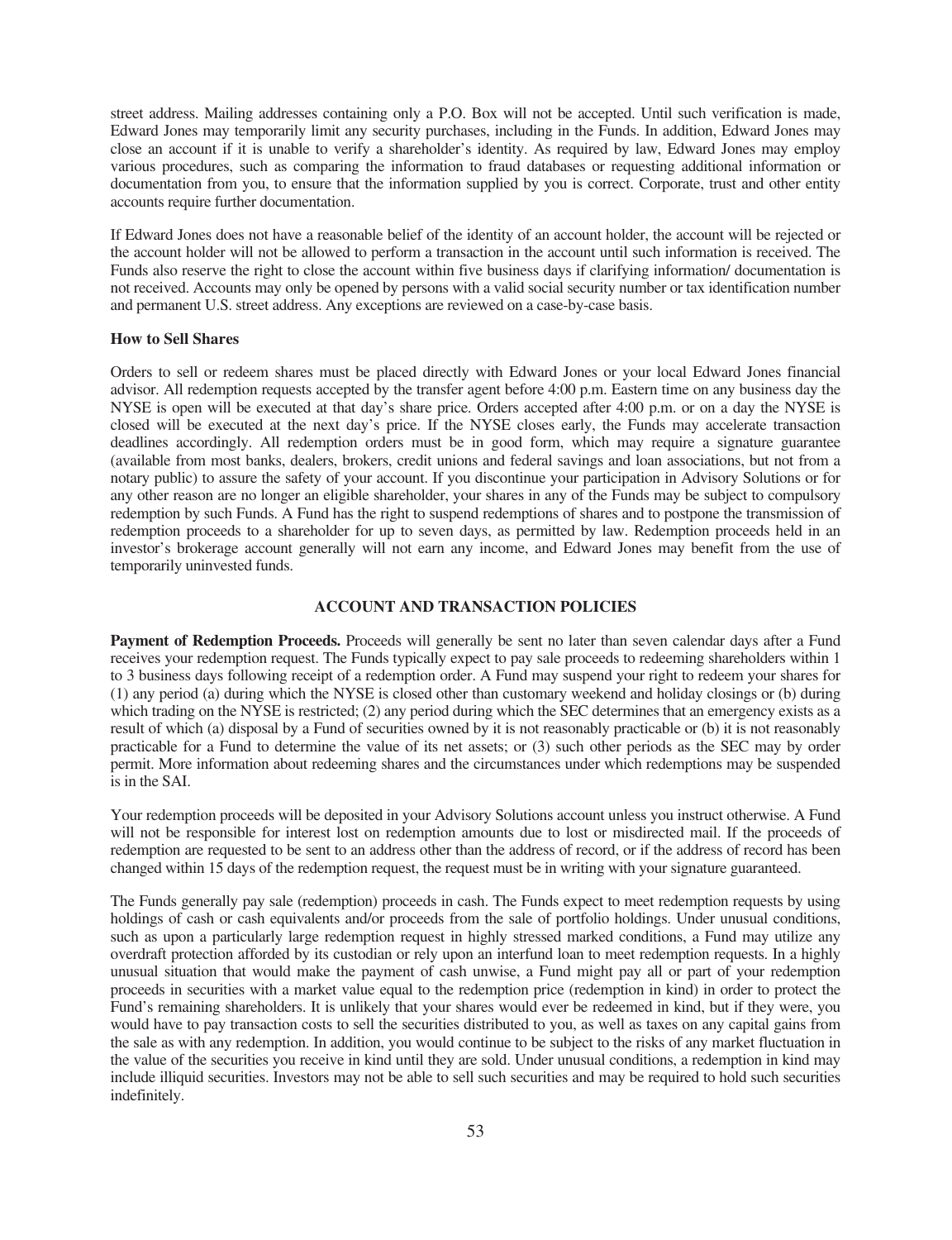street address. Mailing addresses containing only a P.O. Box will not be accepted. Until such verification is made, Edward Jones may temporarily limit any security purchases, including in the Funds. In addition, Edward Jones may close an account if it is unable to verify a shareholder's identity. As required by law, Edward Jones may employ various procedures, such as comparing the information to fraud databases or requesting additional information or documentation from you, to ensure that the information supplied by you is correct. Corporate, trust and other entity accounts require further documentation.

If Edward Jones does not have a reasonable belief of the identity of an account holder, the account will be rejected or the account holder will not be allowed to perform a transaction in the account until such information is received. The Funds also reserve the right to close the account within five business days if clarifying information/ documentation is not received. Accounts may only be opened by persons with a valid social security number or tax identification number and permanent U.S. street address. Any exceptions are reviewed on a case-by-case basis.

**How to Sell Shares**

Orders to sell or redeem shares must be placed directly with Edward Jones or your local Edward Jones financial advisor. All redemption requests accepted by the transfer agent before 4:00 p.m. Eastern time on any business day the NYSE is open will be executed at that day's share price. Orders accepted after 4:00 p.m. or on a day the NYSE is closed will be executed at the next day's price. If the NYSE closes early, the Funds may accelerate transaction deadlines accordingly. All redemption orders must be in good form, which may require a signature guarantee (available from most banks, dealers, brokers, credit unions and federal savings and loan associations, but not from a notary public) to assure the safety of your account. If you discontinue your participation in Advisory Solutions or for any other reason are no longer an eligible shareholder, your shares in any of the Funds may be subject to compulsory redemption by such Funds. A Fund has the right to suspend redemptions of shares and to postpone the transmission of redemption proceeds to a shareholder for up to seven days, as permitted by law. Redemption proceeds held in an investor's brokerage account generally will not earn any income, and Edward Jones may benefit from the use of temporarily uninvested funds.

## ACCOUNT AND TRANSACTION POLICIES

**Payment of Redemption Proceeds.** Proceeds will generally be sent no later than seven calendar days after a Fund receives your redemption request. The Funds typically expect to pay sale proceeds to redeeming shareholders within 1 to 3 business days following receipt of a redemption order. A Fund may suspend your right to redeem your shares for (1) any period (a) during which the NYSE is closed other than customary weekend and holiday closings or (b) during which trading on the NYSE is restricted; (2) any period during which the SEC determines that an emergency exists as a result of which (a) disposal by a Fund of securities owned by it is not reasonably practicable or (b) it is not reasonably practicable for a Fund to determine the value of its net assets; or (3) such other periods as the SEC may by order permit. More information about redeeming shares and the circumstances under which redemptions may be suspended is in the SAI.

Your redemption proceeds will be deposited in your Advisory Solutions account unless you instruct otherwise. A Fund will not be responsible for interest lost on redemption amounts due to lost or misdirected mail. If the proceeds of redemption are requested to be sent to an address other than the address of record, or if the address of record has been changed within 15 days of the redemption request, the request must be in writing with your signature guaranteed.

The Funds generally pay sale (redemption) proceeds in cash. The Funds expect to meet redemption requests by using holdings of cash or cash equivalents and/or proceeds from the sale of portfolio holdings. Under unusual conditions, such as upon a particularly large redemption request in highly stressed marked conditions, a Fund may utilize any overdraft protection afforded by its custodian or rely upon an interfund loan to meet redemption requests. In a highly unusual situation that would make the payment of cash unwise, a Fund might pay all or part of your redemption proceeds in securities with a market value equal to the redemption price (redemption in kind) in order to protect the Fund's remaining shareholders. It is unlikely that your shares would ever be redeemed in kind, but if they were, you would have to pay transaction costs to sell the securities distributed to you, as well as taxes on any capital gains from the sale as with any redemption. In addition, you would continue to be subject to the risks of any market fluctuation in the value of the securities you receive in kind until they are sold. Under unusual conditions, a redemption in kind may include illiquid securities. Investors may not be able to sell such securities and may be required to hold such securities indefinitely.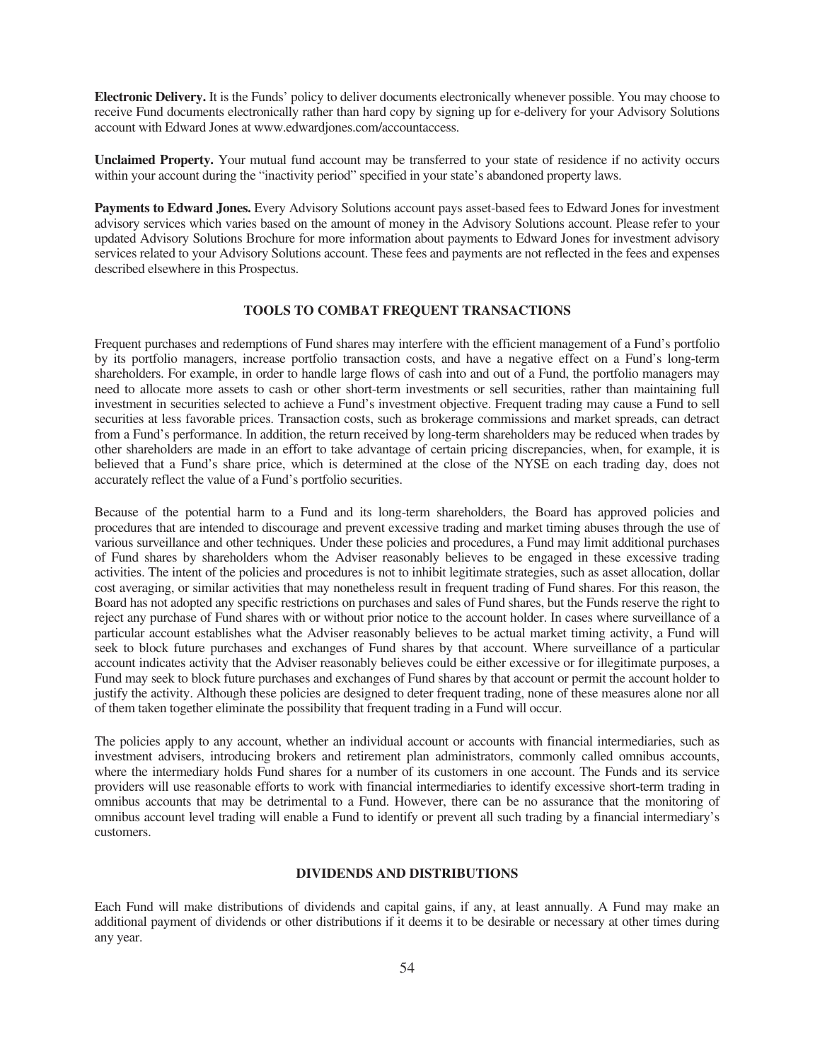**Electronic Delivery.** It is the Funds' policy to deliver documents electronically whenever possible. You may choose to receive Fund documents electronically rather than hard copy by signing up for e-delivery for your Advisory Solutions account with Edward Jones at www.edwardjones.com/accountaccess.

**Unclaimed Property.** Your mutual fund account may be transferred to your state of residence if no activity occurs within your account during the "inactivity period" specified in your state's abandoned property laws.

**Payments to Edward Jones.** Every Advisory Solutions account pays asset-based fees to Edward Jones for investment advisory services which varies based on the amount of money in the Advisory Solutions account. Please refer to your updated Advisory Solutions Brochure for more information about payments to Edward Jones for investment advisory services related to your Advisory Solutions account. These fees and payments are not reflected in the fees and expenses described elsewhere in this Prospectus.

## TOOLS TO COMBAT FREQUENT TRANSACTIONS

Frequent purchases and redemptions of Fund shares may interfere with the efficient management of a Fund's portfolio by its portfolio managers, increase portfolio transaction costs, and have a negative effect on a Fund's long-term shareholders. For example, in order to handle large flows of cash into and out of a Fund, the portfolio managers may need to allocate more assets to cash or other short-term investments or sell securities, rather than maintaining full investment in securities selected to achieve a Fund's investment objective. Frequent trading may cause a Fund to sell securities at less favorable prices. Transaction costs, such as brokerage commissions and market spreads, can detract from a Fund's performance. In addition, the return received by long-term shareholders may be reduced when trades by other shareholders are made in an effort to take advantage of certain pricing discrepancies, when, for example, it is believed that a Fund's share price, which is determined at the close of the NYSE on each trading day, does not accurately reflect the value of a Fund's portfolio securities.

Because of the potential harm to a Fund and its long-term shareholders, the Board has approved policies and procedures that are intended to discourage and prevent excessive trading and market timing abuses through the use of various surveillance and other techniques. Under these policies and procedures, a Fund may limit additional purchases of Fund shares by shareholders whom the Adviser reasonably believes to be engaged in these excessive trading activities. The intent of the policies and procedures is not to inhibit legitimate strategies, such as asset allocation, dollar cost averaging, or similar activities that may nonetheless result in frequent trading of Fund shares. For this reason, the Board has not adopted any specific restrictions on purchases and sales of Fund shares, but the Funds reserve the right to reject any purchase of Fund shares with or without prior notice to the account holder. In cases where surveillance of a particular account establishes what the Adviser reasonably believes to be actual market timing activity, a Fund will seek to block future purchases and exchanges of Fund shares by that account. Where surveillance of a particular account indicates activity that the Adviser reasonably believes could be either excessive or for illegitimate purposes, a Fund may seek to block future purchases and exchanges of Fund shares by that account or permit the account holder to justify the activity. Although these policies are designed to deter frequent trading, none of these measures alone nor all of them taken together eliminate the possibility that frequent trading in a Fund will occur.

The policies apply to any account, whether an individual account or accounts with financial intermediaries, such as investment advisers, introducing brokers and retirement plan administrators, commonly called omnibus accounts, where the intermediary holds Fund shares for a number of its customers in one account. The Funds and its service providers will use reasonable efforts to work with financial intermediaries to identify excessive short-term trading in omnibus accounts that may be detrimental to a Fund. However, there can be no assurance that the monitoring of omnibus account level trading will enable a Fund to identify or prevent all such trading by a financial intermediary's customers.

## DIVIDENDS AND DISTRIBUTIONS

Each Fund will make distributions of dividends and capital gains, if any, at least annually. A Fund may make an additional payment of dividends or other distributions if it deems it to be desirable or necessary at other times during any year.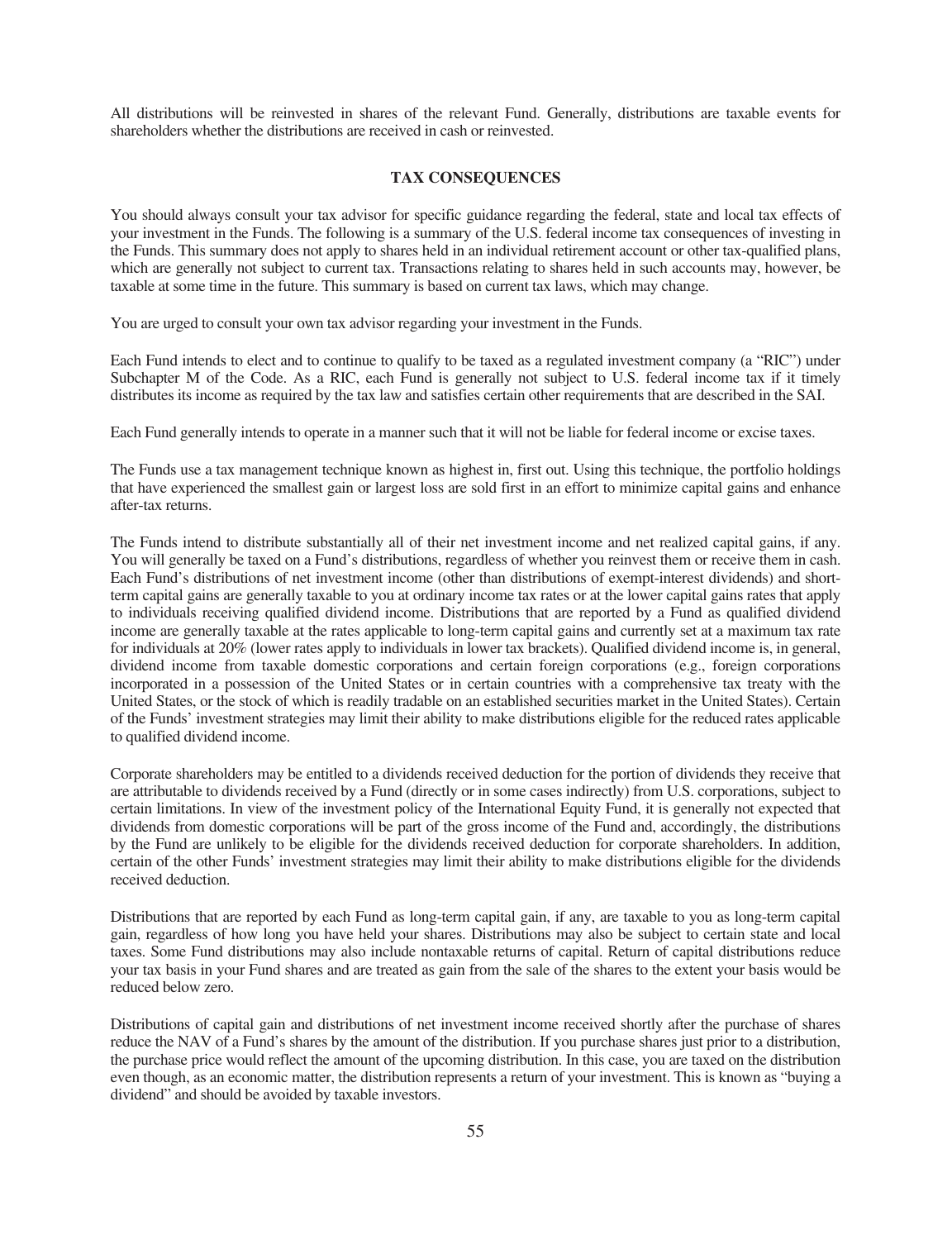All distributions will be reinvested in shares of the relevant Fund. Generally, distributions are taxable events for shareholders whether the distributions are received in cash or reinvested.

## TAX CONSEQUENCES

You should always consult your tax advisor for specific guidance regarding the federal, state and local tax effects of your investment in the Funds. The following is a summary of the U.S. federal income tax consequences of investing in the Funds. This summary does not apply to shares held in an individual retirement account or other tax-qualified plans, which are generally not subject to current tax. Transactions relating to shares held in such accounts may, however, be taxable at some time in the future. This summary is based on current tax laws, which may change.

You are urged to consult your own tax advisor regarding your investment in the Funds.

Each Fund intends to elect and to continue to qualify to be taxed as a regulated investment company (a "RIC") under Subchapter M of the Code. As a RIC, each Fund is generally not subject to U.S. federal income tax if it timely distributes its income as required by the tax law and satisfies certain other requirements that are described in the SAI.

Each Fund generally intends to operate in a manner such that it will not be liable for federal income or excise taxes.

The Funds use a tax management technique known as highest in, first out. Using this technique, the portfolio holdings that have experienced the smallest gain or largest loss are sold first in an effort to minimize capital gains and enhance after-tax returns.

The Funds intend to distribute substantially all of their net investment income and net realized capital gains, if any. You will generally be taxed on a Fund's distributions, regardless of whether you reinvest them or receive them in cash. Each Fund's distributions of net investment income (other than distributions of exempt-interest dividends) and short-term capital gains are generally taxable to you at ordinary income tax rates or at the lower capital gains rates that apply to individuals receiving qualified dividend income. Distributions that are reported by a Fund as qualified dividend income are generally taxable at the rates applicable to long-term capital gains and currently set at a maximum tax rate for individuals at 20% (lower rates apply to individuals in lower tax brackets). Qualified dividend income is, in general, dividend income from taxable domestic corporations and certain foreign corporations (e.g., foreign corporations incorporated in a possession of the United States or in certain countries with a comprehensive tax treaty with the United States, or the stock of which is readily tradable on an established securities market in the United States). Certain of the Funds' investment strategies may limit their ability to make distributions eligible for the reduced rates applicable to qualified dividend income.

Corporate shareholders may be entitled to a dividends received deduction for the portion of dividends they receive that are attributable to dividends received by a Fund (directly or in some cases indirectly) from U.S. corporations, subject to certain limitations. In view of the investment policy of the International Equity Fund, it is generally not expected that dividends from domestic corporations will be part of the gross income of the Fund and, accordingly, the distributions by the Fund are unlikely to be eligible for the dividends received deduction for corporate shareholders. In addition, certain of the other Funds' investment strategies may limit their ability to make distributions eligible for the dividends received deduction.

Distributions that are reported by each Fund as long-term capital gain, if any, are taxable to you as long-term capital gain, regardless of how long you have held your shares. Distributions may also be subject to certain state and local taxes. Some Fund distributions may also include nontaxable returns of capital. Return of capital distributions reduce your tax basis in your Fund shares and are treated as gain from the sale of the shares to the extent your basis would be reduced below zero.

Distributions of capital gain and distributions of net investment income received shortly after the purchase of shares reduce the NAV of a Fund's shares by the amount of the distribution. If you purchase shares just prior to a distribution, the purchase price would reflect the amount of the upcoming distribution. In this case, you are taxed on the distribution even though, as an economic matter, the distribution represents a return of your investment. This is known as "buying a dividend" and should be avoided by taxable investors.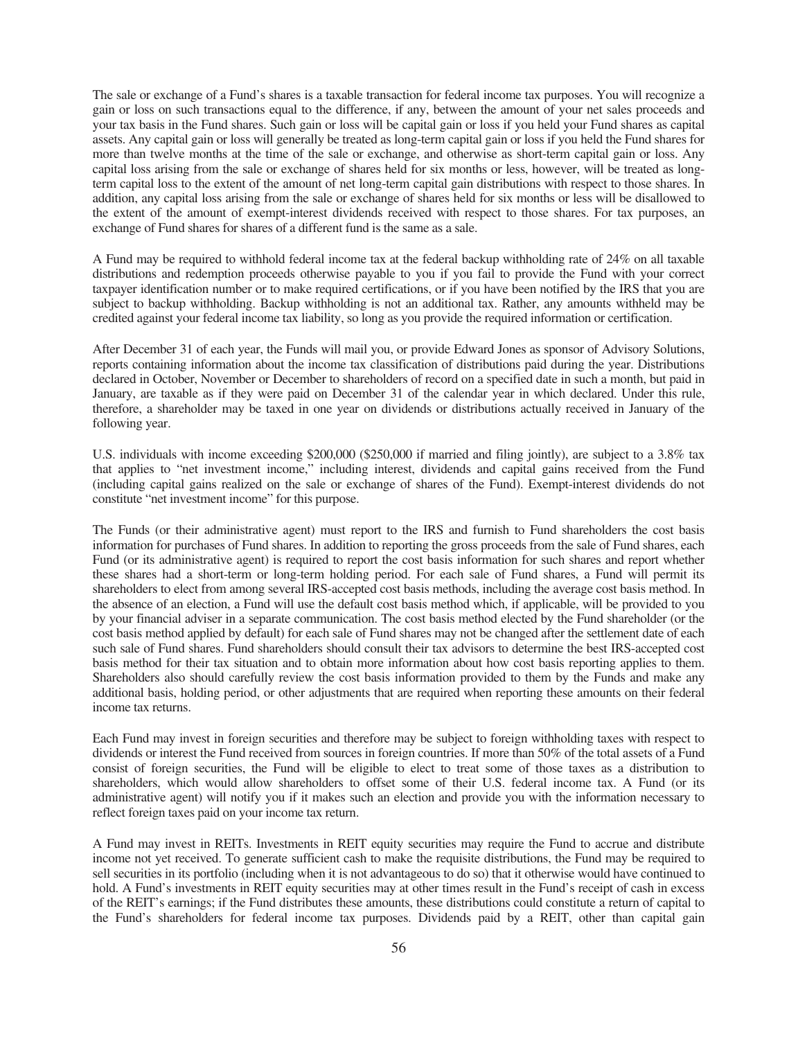The sale or exchange of a Fund's shares is a taxable transaction for federal income tax purposes. You will recognize a gain or loss on such transactions equal to the difference, if any, between the amount of your net sales proceeds and your tax basis in the Fund shares. Such gain or loss will be capital gain or loss if you held your Fund shares as capital assets. Any capital gain or loss will generally be treated as long-term capital gain or loss if you held the Fund shares for more than twelve months at the time of the sale or exchange, and otherwise as short-term capital gain or loss. Any capital loss arising from the sale or exchange of shares held for six months or less, however, will be treated as long-term capital loss to the extent of the amount of net long-term capital gain distributions with respect to those shares. In addition, any capital loss arising from the sale or exchange of shares held for six months or less will be disallowed to the extent of the amount of exempt-interest dividends received with respect to those shares. For tax purposes, an exchange of Fund shares for shares of a different fund is the same as a sale.

A Fund may be required to withhold federal income tax at the federal backup withholding rate of 24% on all taxable distributions and redemption proceeds otherwise payable to you if you fail to provide the Fund with your correct taxpayer identification number or to make required certifications, or if you have been notified by the IRS that you are subject to backup withholding. Backup withholding is not an additional tax. Rather, any amounts withheld may be credited against your federal income tax liability, so long as you provide the required information or certification.

After December 31 of each year, the Funds will mail you, or provide Edward Jones as sponsor of Advisory Solutions, reports containing information about the income tax classification of distributions paid during the year. Distributions declared in October, November or December to shareholders of record on a specified date in such a month, but paid in January, are taxable as if they were paid on December 31 of the calendar year in which declared. Under this rule, therefore, a shareholder may be taxed in one year on dividends or distributions actually received in January of the following year.

U.S. individuals with income exceeding $200,000 ($250,000 if married and filing jointly), are subject to a 3.8% tax that applies to "net investment income," including interest, dividends and capital gains received from the Fund (including capital gains realized on the sale or exchange of shares of the Fund). Exempt-interest dividends do not constitute "net investment income" for this purpose.

The Funds (or their administrative agent) must report to the IRS and furnish to Fund shareholders the cost basis information for purchases of Fund shares. In addition to reporting the gross proceeds from the sale of Fund shares, each Fund (or its administrative agent) is required to report the cost basis information for such shares and report whether these shares had a short-term or long-term holding period. For each sale of Fund shares, a Fund will permit its shareholders to elect from among several IRS-accepted cost basis methods, including the average cost basis method. In the absence of an election, a Fund will use the default cost basis method which, if applicable, will be provided to you by your financial adviser in a separate communication. The cost basis method elected by the Fund shareholder (or the cost basis method applied by default) for each sale of Fund shares may not be changed after the settlement date of each such sale of Fund shares. Fund shareholders should consult their tax advisors to determine the best IRS-accepted cost basis method for their tax situation and to obtain more information about how cost basis reporting applies to them. Shareholders also should carefully review the cost basis information provided to them by the Funds and make any additional basis, holding period, or other adjustments that are required when reporting these amounts on their federal income tax returns.

Each Fund may invest in foreign securities and therefore may be subject to foreign withholding taxes with respect to dividends or interest the Fund received from sources in foreign countries. If more than 50% of the total assets of a Fund consist of foreign securities, the Fund will be eligible to elect to treat some of those taxes as a distribution to shareholders, which would allow shareholders to offset some of their U.S. federal income tax. A Fund (or its administrative agent) will notify you if it makes such an election and provide you with the information necessary to reflect foreign taxes paid on your income tax return.

A Fund may invest in REITs. Investments in REIT equity securities may require the Fund to accrue and distribute income not yet received. To generate sufficient cash to make the requisite distributions, the Fund may be required to sell securities in its portfolio (including when it is not advantageous to do so) that it otherwise would have continued to hold. A Fund's investments in REIT equity securities may at other times result in the Fund's receipt of cash in excess of the REIT's earnings; if the Fund distributes these amounts, these distributions could constitute a return of capital to the Fund's shareholders for federal income tax purposes. Dividends paid by a REIT, other than capital gain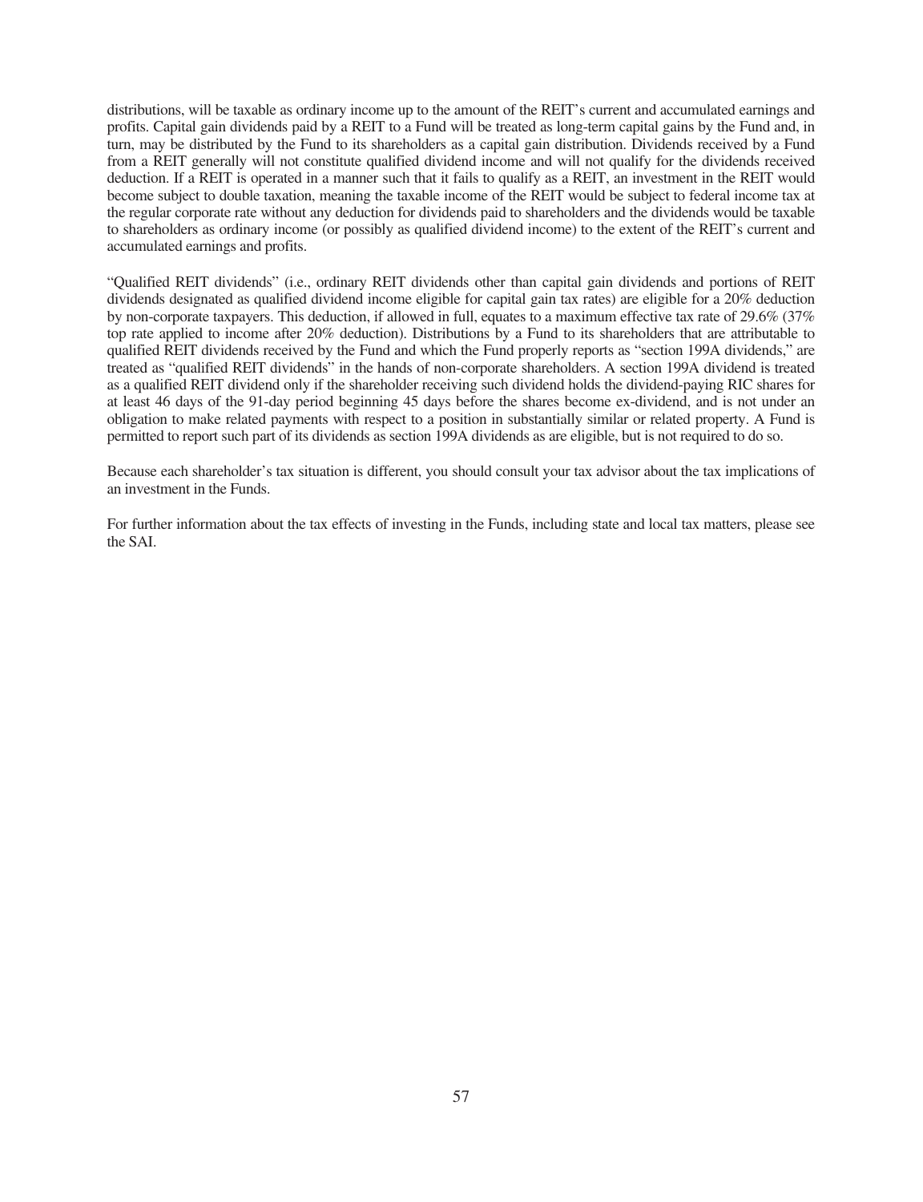distributions, will be taxable as ordinary income up to the amount of the REIT's current and accumulated earnings and profits. Capital gain dividends paid by a REIT to a Fund will be treated as long-term capital gains by the Fund and, in turn, may be distributed by the Fund to its shareholders as a capital gain distribution. Dividends received by a Fund from a REIT generally will not constitute qualified dividend income and will not qualify for the dividends received deduction. If a REIT is operated in a manner such that it fails to qualify as a REIT, an investment in the REIT would become subject to double taxation, meaning the taxable income of the REIT would be subject to federal income tax at the regular corporate rate without any deduction for dividends paid to shareholders and the dividends would be taxable to shareholders as ordinary income (or possibly as qualified dividend income) to the extent of the REIT's current and accumulated earnings and profits.

"Qualified REIT dividends" (i.e., ordinary REIT dividends other than capital gain dividends and portions of REIT dividends designated as qualified dividend income eligible for capital gain tax rates) are eligible for a 20% deduction by non-corporate taxpayers. This deduction, if allowed in full, equates to a maximum effective tax rate of 29.6% (37% top rate applied to income after 20% deduction). Distributions by a Fund to its shareholders that are attributable to qualified REIT dividends received by the Fund and which the Fund properly reports as "section 199A dividends," are treated as "qualified REIT dividends" in the hands of non-corporate shareholders. A section 199A dividend is treated as a qualified REIT dividend only if the shareholder receiving such dividend holds the dividend-paying RIC shares for at least 46 days of the 91-day period beginning 45 days before the shares become ex-dividend, and is not under an obligation to make related payments with respect to a position in substantially similar or related property. A Fund is permitted to report such part of its dividends as section 199A dividends as are eligible, but is not required to do so.

Because each shareholder's tax situation is different, you should consult your tax advisor about the tax implications of an investment in the Funds.

For further information about the tax effects of investing in the Funds, including state and local tax matters, please see the SAI.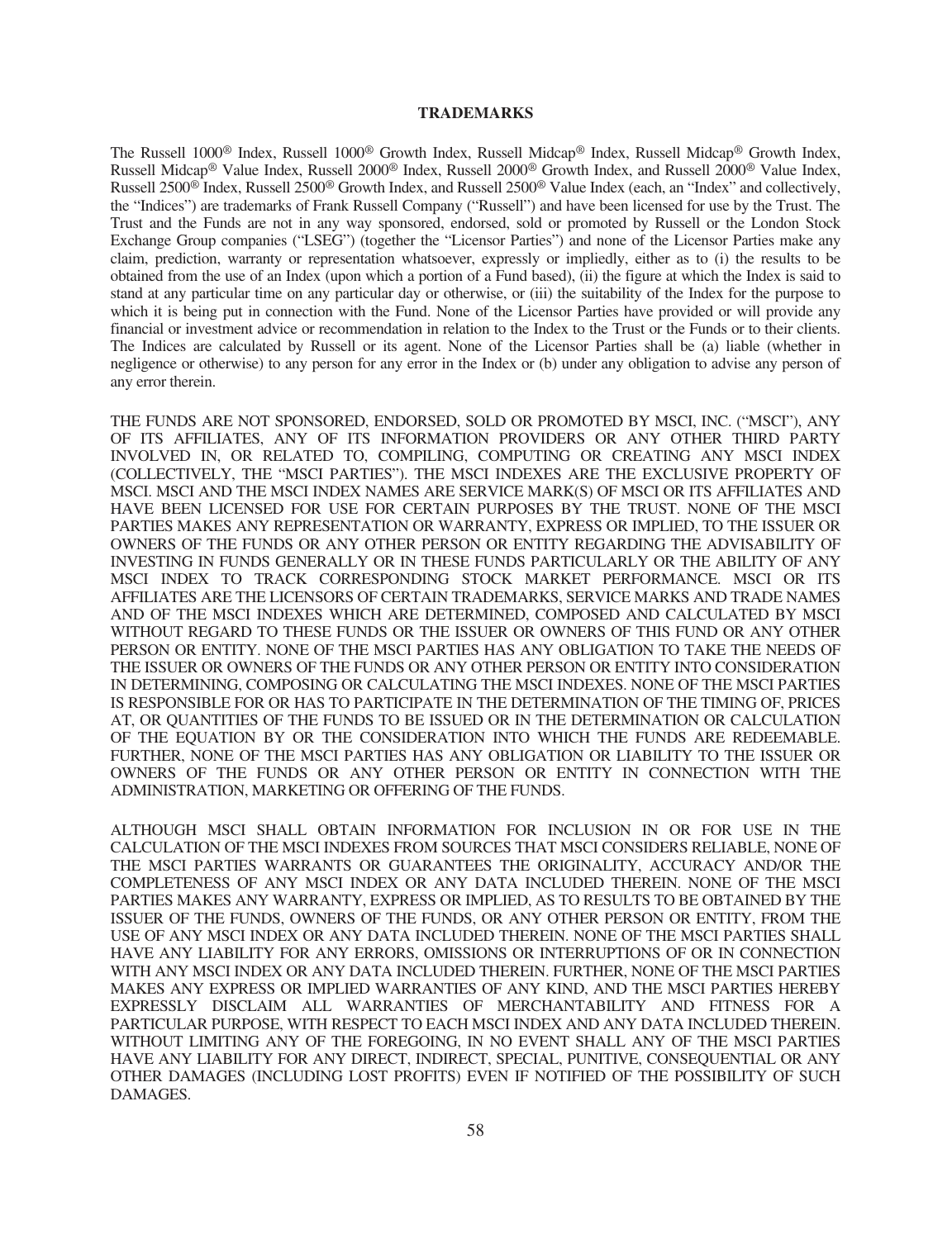# TRADEMARKS

The Russell 1000® Index, Russell 1000® Growth Index, Russell Midcap® Index, Russell Midcap® Growth Index, Russell Midcap® Value Index, Russell 2000® Index, Russell 2000® Growth Index, and Russell 2000® Value Index, Russell 2500® Index, Russell 2500® Growth Index, and Russell 2500® Value Index (each, an "Index" and collectively, the "Indices") are trademarks of Frank Russell Company ("Russell") and have been licensed for use by the Trust. The Trust and the Funds are not in any way sponsored, endorsed, sold or promoted by Russell or the London Stock Exchange Group companies ("LSEG") (together the "Licensor Parties") and none of the Licensor Parties make any claim, prediction, warranty or representation whatsoever, expressly or impliedly, either as to (i) the results to be obtained from the use of an Index (upon which a portion of a Fund based), (ii) the figure at which the Index is said to stand at any particular time on any particular day or otherwise, or (iii) the suitability of the Index for the purpose to which it is being put in connection with the Fund. None of the Licensor Parties have provided or will provide any financial or investment advice or recommendation in relation to the Index to the Trust or the Funds or to their clients. The Indices are calculated by Russell or its agent. None of the Licensor Parties shall be (a) liable (whether in negligence or otherwise) to any person for any error in the Index or (b) under any obligation to advise any person of any error therein.

THE FUNDS ARE NOT SPONSORED, ENDORSED, SOLD OR PROMOTED BY MSCI, INC. ("MSCI"), ANY OF ITS AFFILIATES, ANY OF ITS INFORMATION PROVIDERS OR ANY OTHER THIRD PARTY INVOLVED IN, OR RELATED TO, COMPILING, COMPUTING OR CREATING ANY MSCI INDEX (COLLECTIVELY, THE "MSCI PARTIES"). THE MSCI INDEXES ARE THE EXCLUSIVE PROPERTY OF MSCI. MSCI AND THE MSCI INDEX NAMES ARE SERVICE MARK(S) OF MSCI OR ITS AFFILIATES AND HAVE BEEN LICENSED FOR USE FOR CERTAIN PURPOSES BY THE TRUST. NONE OF THE MSCI PARTIES MAKES ANY REPRESENTATION OR WARRANTY, EXPRESS OR IMPLIED, TO THE ISSUER OR OWNERS OF THE FUNDS OR ANY OTHER PERSON OR ENTITY REGARDING THE ADVISABILITY OF INVESTING IN FUNDS GENERALLY OR IN THESE FUNDS PARTICULARLY OR THE ABILITY OF ANY MSCI INDEX TO TRACK CORRESPONDING STOCK MARKET PERFORMANCE. MSCI OR ITS AFFILIATES ARE THE LICENSORS OF CERTAIN TRADEMARKS, SERVICE MARKS AND TRADE NAMES AND OF THE MSCI INDEXES WHICH ARE DETERMINED, COMPOSED AND CALCULATED BY MSCI WITHOUT REGARD TO THESE FUNDS OR THE ISSUER OR OWNERS OF THIS FUND OR ANY OTHER PERSON OR ENTITY. NONE OF THE MSCI PARTIES HAS ANY OBLIGATION TO TAKE THE NEEDS OF THE ISSUER OR OWNERS OF THE FUNDS OR ANY OTHER PERSON OR ENTITY INTO CONSIDERATION IN DETERMINING, COMPOSING OR CALCULATING THE MSCI INDEXES. NONE OF THE MSCI PARTIES IS RESPONSIBLE FOR OR HAS TO PARTICIPATE IN THE DETERMINATION OF THE TIMING OF, PRICES AT, OR QUANTITIES OF THE FUNDS TO BE ISSUED OR IN THE DETERMINATION OR CALCULATION OF THE EQUATION BY OR THE CONSIDERATION INTO WHICH THE FUNDS ARE REDEEMABLE. FURTHER, NONE OF THE MSCI PARTIES HAS ANY OBLIGATION OR LIABILITY TO THE ISSUER OR OWNERS OF THE FUNDS OR ANY OTHER PERSON OR ENTITY IN CONNECTION WITH THE ADMINISTRATION, MARKETING OR OFFERING OF THE FUNDS.

ALTHOUGH MSCI SHALL OBTAIN INFORMATION FOR INCLUSION IN OR FOR USE IN THE CALCULATION OF THE MSCI INDEXES FROM SOURCES THAT MSCI CONSIDERS RELIABLE, NONE OF THE MSCI PARTIES WARRANTS OR GUARANTEES THE ORIGINALITY, ACCURACY AND/OR THE COMPLETENESS OF ANY MSCI INDEX OR ANY DATA INCLUDED THEREIN. NONE OF THE MSCI PARTIES MAKES ANY WARRANTY, EXPRESS OR IMPLIED, AS TO RESULTS TO BE OBTAINED BY THE ISSUER OF THE FUNDS, OWNERS OF THE FUNDS, OR ANY OTHER PERSON OR ENTITY, FROM THE USE OF ANY MSCI INDEX OR ANY DATA INCLUDED THEREIN. NONE OF THE MSCI PARTIES SHALL HAVE ANY LIABILITY FOR ANY ERRORS, OMISSIONS OR INTERRUPTIONS OF OR IN CONNECTION WITH ANY MSCI INDEX OR ANY DATA INCLUDED THEREIN. FURTHER, NONE OF THE MSCI PARTIES MAKES ANY EXPRESS OR IMPLIED WARRANTIES OF ANY KIND, AND THE MSCI PARTIES HEREBY EXPRESSLY DISCLAIM ALL WARRANTIES OF MERCHANTABILITY AND FITNESS FOR A PARTICULAR PURPOSE, WITH RESPECT TO EACH MSCI INDEX AND ANY DATA INCLUDED THEREIN. WITHOUT LIMITING ANY OF THE FOREGOING, IN NO EVENT SHALL ANY OF THE MSCI PARTIES HAVE ANY LIABILITY FOR ANY DIRECT, INDIRECT, SPECIAL, PUNITIVE, CONSEQUENTIAL OR ANY OTHER DAMAGES (INCLUDING LOST PROFITS) EVEN IF NOTIFIED OF THE POSSIBILITY OF SUCH DAMAGES.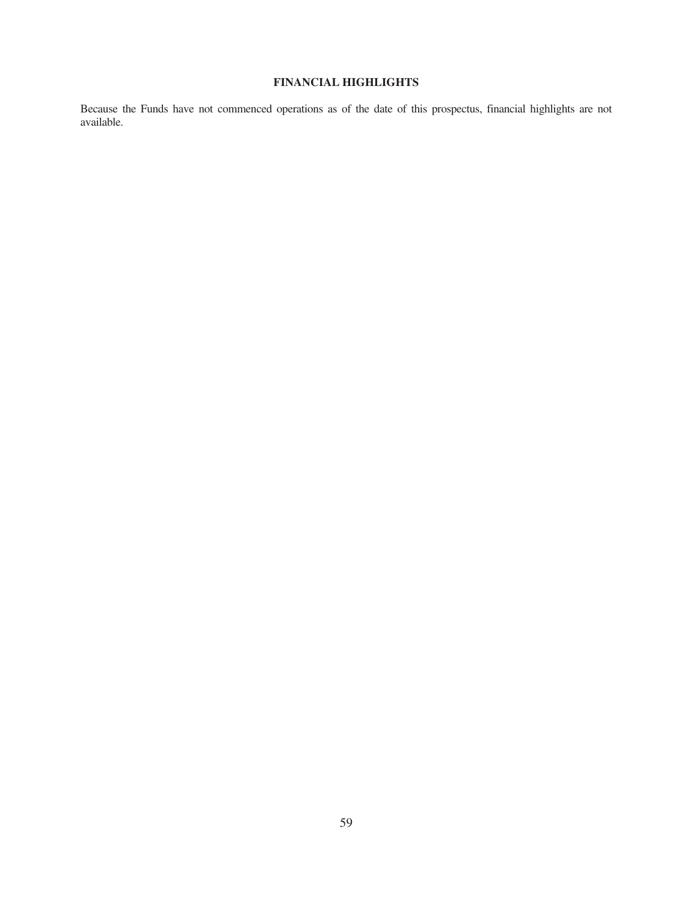## FINANCIAL HIGHLIGHTS

Because the Funds have not commenced operations as of the date of this prospectus, financial highlights are not available.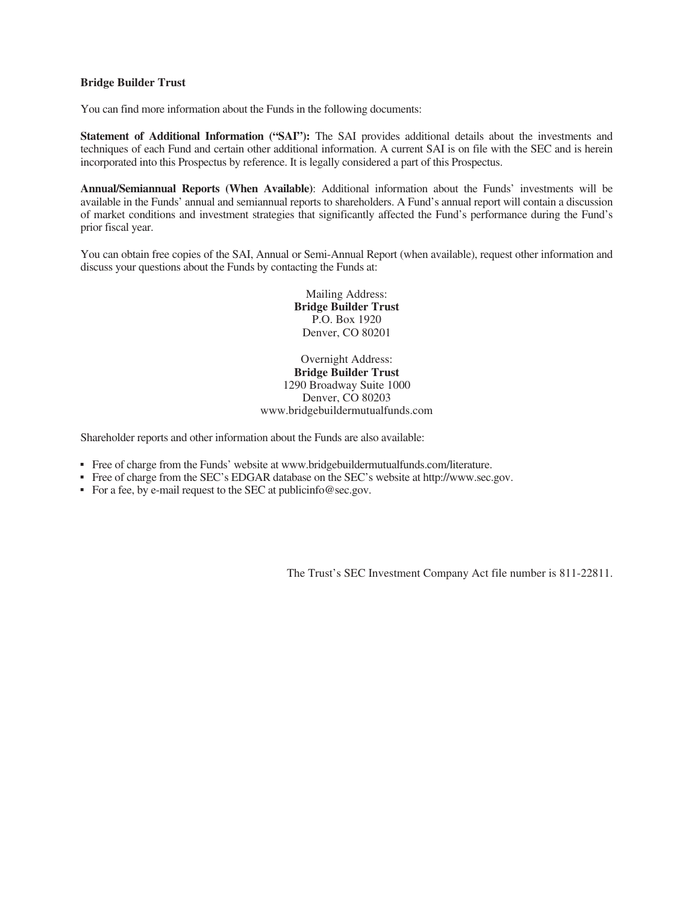**Bridge Builder Trust**

You can find more information about the Funds in the following documents:

**Statement of Additional Information ("SAI"):** The SAI provides additional details about the investments and techniques of each Fund and certain other additional information. A current SAI is on file with the SEC and is herein incorporated into this Prospectus by reference. It is legally considered a part of this Prospectus.

**Annual/Semiannual Reports (When Available)**: Additional information about the Funds' investments will be available in the Funds' annual and semiannual reports to shareholders. A Fund's annual report will contain a discussion of market conditions and investment strategies that significantly affected the Fund's performance during the Fund's prior fiscal year.

You can obtain free copies of the SAI, Annual or Semi-Annual Report (when available), request other information and discuss your questions about the Funds by contacting the Funds at:

Mailing Address:
**Bridge Builder Trust**
P.O. Box 1920
Denver, CO 80201

Overnight Address:
**Bridge Builder Trust**
1290 Broadway Suite 1000
Denver, CO 80203
www.bridgebuildermutualfunds.com

Shareholder reports and other information about the Funds are also available:

- Free of charge from the Funds' website at www.bridgebuildermutualfunds.com/literature.
- Free of charge from the SEC's EDGAR database on the SEC's website at http://www.sec.gov.
- For a fee, by e-mail request to the SEC at publicinfo@sec.gov.

The Trust's SEC Investment Company Act file number is 811-22811.